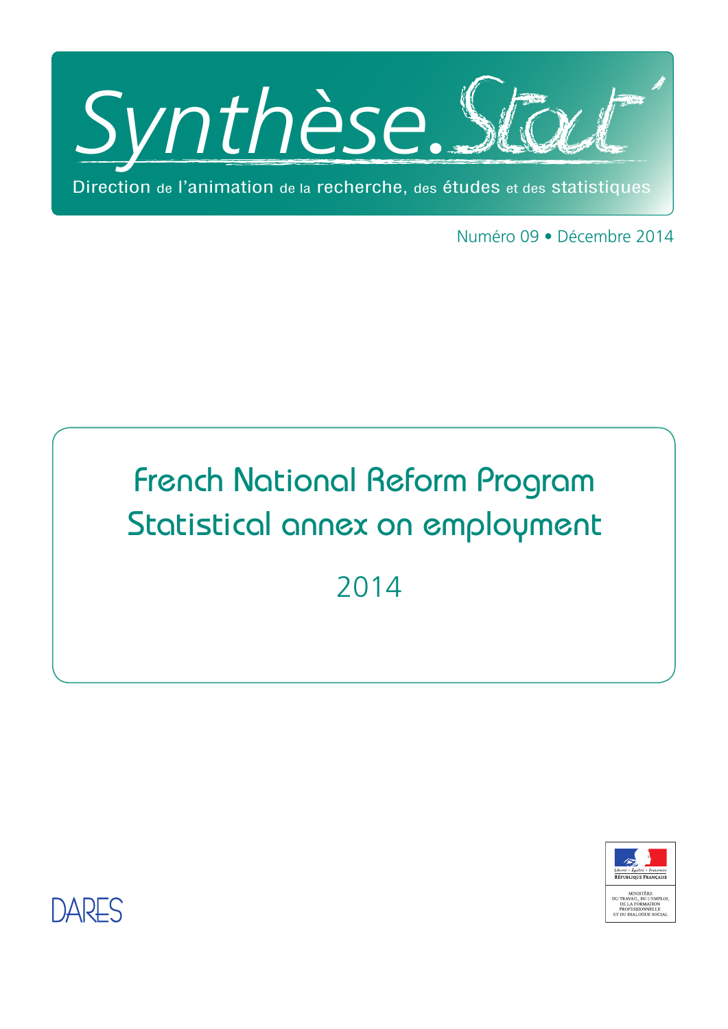# Synthèse.Stat'

Direction de l'animation de la recherche, des études et des statistiques

Numéro 09 • Décembre 2014

# French National Reform Program
# Statistical annex on employment

## 2014

DARES

Liberté • Égalité • Fraternité
RÉPUBLIQUE FRANÇAISE

MINISTÈRE DU TRAVAIL, DE L'EMPLOI, DE LA FORMATION PROFESSIONNELLE ET DU DIALOGUE SOCIAL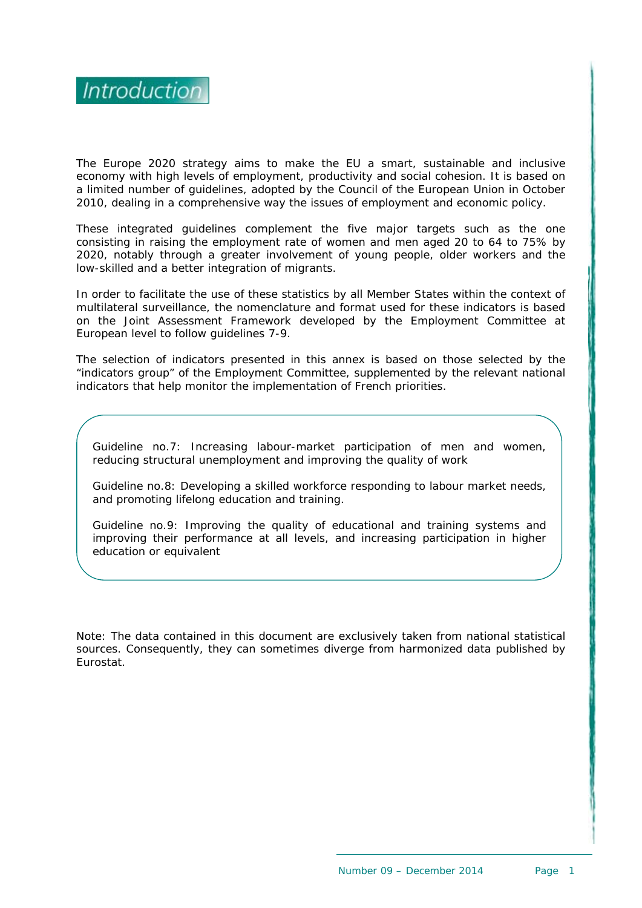# Introduction

The Europe 2020 strategy aims to make the EU a smart, sustainable and inclusive economy with high levels of employment, productivity and social cohesion. It is based on a limited number of guidelines, adopted by the Council of the European Union in October 2010, dealing in a comprehensive way the issues of employment and economic policy.

These integrated guidelines complement the five major targets such as the one consisting in raising the employment rate of women and men aged 20 to 64 to 75% by 2020, notably through a greater involvement of young people, older workers and the low-skilled and a better integration of migrants.

In order to facilitate the use of these statistics by all Member States within the context of multilateral surveillance, the nomenclature and format used for these indicators is based on the Joint Assessment Framework developed by the Employment Committee at European level to follow guidelines 7-9.

The selection of indicators presented in this annex is based on those selected by the "indicators group" of the Employment Committee, supplemented by the relevant national indicators that help monitor the implementation of French priorities.

Guideline no.7: Increasing labour-market participation of men and women, reducing structural unemployment and improving the quality of work

Guideline no.8: Developing a skilled workforce responding to labour market needs, and promoting lifelong education and training.

Guideline no.9: Improving the quality of educational and training systems and improving their performance at all levels, and increasing participation in higher education or equivalent

Note: The data contained in this document are exclusively taken from national statistical sources. Consequently, they can sometimes diverge from harmonized data published by Eurostat.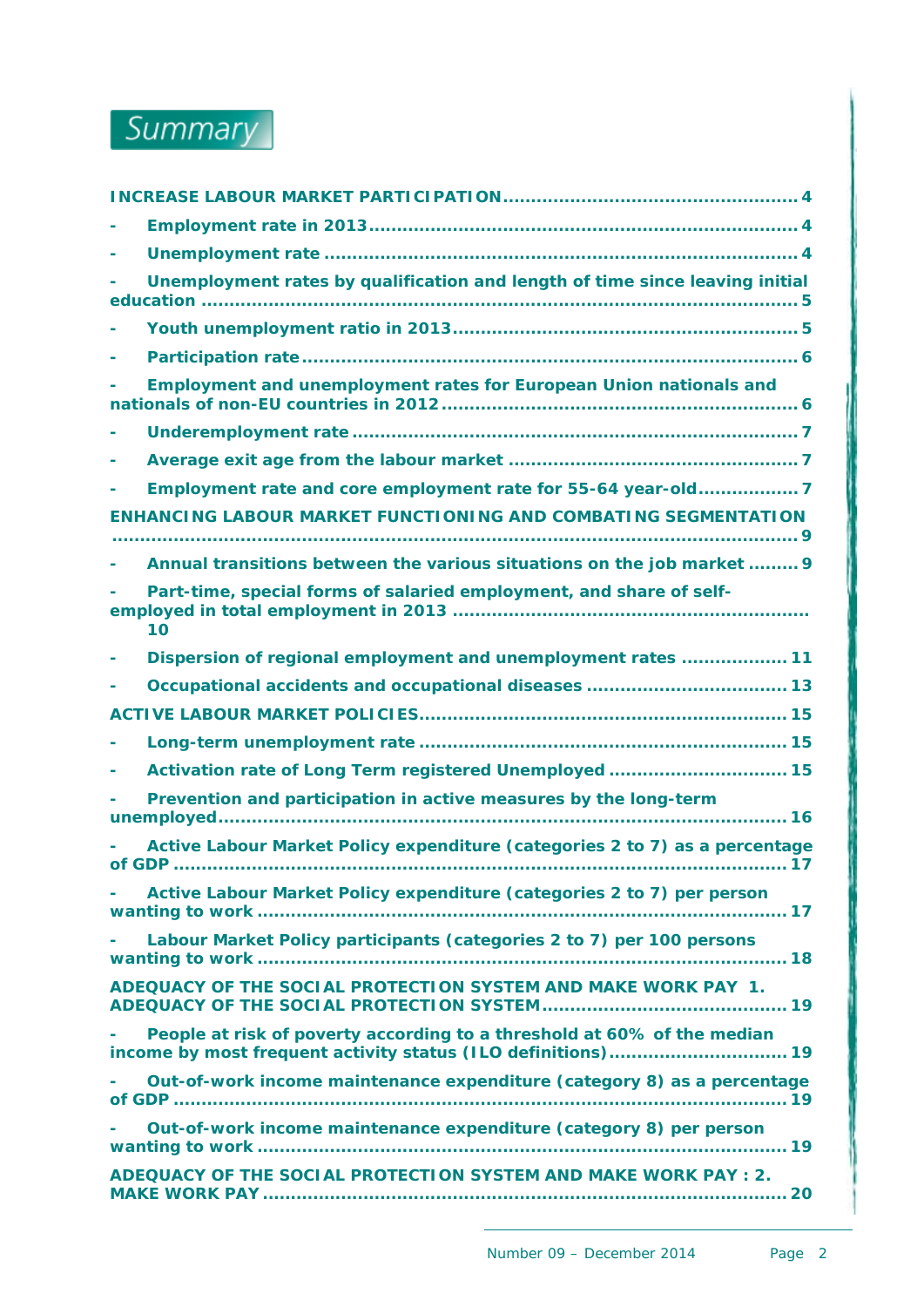# Summary

**INCREASE LABOUR MARKET PARTICIPATION....................................................4**

- **Employment rate in 2013..........................................................................4**
- **Unemployment rate ..................................................................................4**
- **Unemployment rates by qualification and length of time since leaving initial education ..........................................................................................................5**
- **Youth unemployment ratio in 2013.............................................................5**
- **Participation rate.......................................................................................6**
- **Employment and unemployment rates for European Union nationals and nationals of non-EU countries in 2012..............................................................6**
- **Underemployment rate ..............................................................................7**
- **Average exit age from the labour market ...................................................7**
- **Employment rate and core employment rate for 55-64 year-old.................7**

**ENHANCING LABOUR MARKET FUNCTIONING AND COMBATING SEGMENTATION .........................................................................................................................9**

- **Annual transitions between the various situations on the job market .........9**
- **Part-time, special forms of salaried employment, and share of self-employed in total employment in 2013 ..............................................................10**
- **Dispersion of regional employment and unemployment rates ..................11**
- **Occupational accidents and occupational diseases ..................................13**

**ACTIVE LABOUR MARKET POLICIES................................................................15**

- **Long-term unemployment rate .................................................................15**
- **Activation rate of Long Term registered Unemployed ...............................15**
- **Prevention and participation in active measures by the long-term unemployed.........................................................................................................16**
- **Active Labour Market Policy expenditure (categories 2 to 7) as a percentage of GDP .............................................................................................................17**
- **Active Labour Market Policy expenditure (categories 2 to 7) per person wanting to work ..............................................................................................17**
- **Labour Market Policy participants (categories 2 to 7) per 100 persons wanting to work ..............................................................................................18**

**ADEQUACY OF THE SOCIAL PROTECTION SYSTEM AND MAKE WORK PAY 1. ADEQUACY OF THE SOCIAL PROTECTION SYSTEM...........................................19**

- **People at risk of poverty according to a threshold at 60% of the median income by most frequent activity status (ILO definitions)...............................19**
- **Out-of-work income maintenance expenditure (category 8) as a percentage of GDP .............................................................................................................19**
- **Out-of-work income maintenance expenditure (category 8) per person wanting to work ..............................................................................................19**

**ADEQUACY OF THE SOCIAL PROTECTION SYSTEM AND MAKE WORK PAY : 2. MAKE WORK PAY ..............................................................................................20**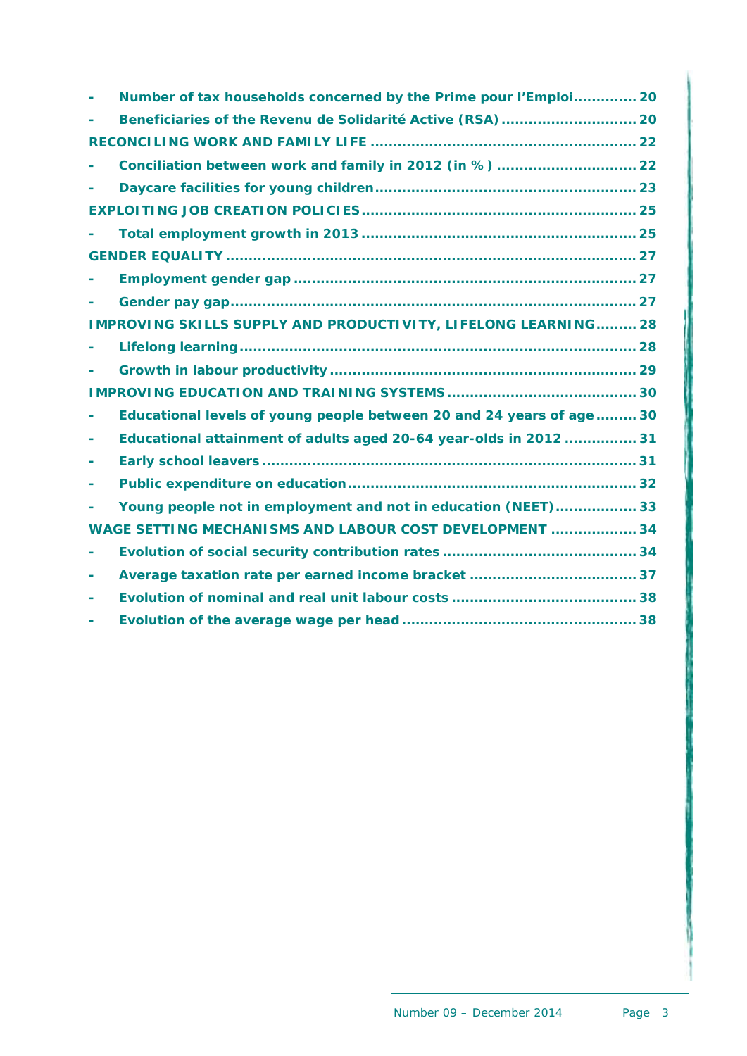- **Number of tax households concerned by the Prime pour l'Emploi.............. 20**
- **Beneficiaries of the Revenu de Solidarité Active (RSA) ............................. 20**

**RECONCILING WORK AND FAMILY LIFE .......................................................... 22**

- **Conciliation between work and family in 2012 (in %) .............................. 22**
- **Daycare facilities for young children......................................................... 23**

**EXPLOITING JOB CREATION POLICIES........................................................... 25**

- **Total employment growth in 2013 ............................................................ 25**

**GENDER EQUALITY ......................................................................................... 27**

- **Employment gender gap ........................................................................... 27**
- **Gender pay gap......................................................................................... 27**

**IMPROVING SKILLS SUPPLY AND PRODUCTIVITY, LIFELONG LEARNING......... 28**

- **Lifelong learning...................................................................................... 28**
- **Growth in labour productivity ................................................................... 29**

**IMPROVING EDUCATION AND TRAINING SYSTEMS......................................... 30**

- **Educational levels of young people between 20 and 24 years of age ......... 30**
- **Educational attainment of adults aged 20-64 year-olds in 2012 ................ 31**
- **Early school leavers .................................................................................. 31**
- **Public expenditure on education............................................................... 32**
- **Young people not in employment and not in education (NEET).................. 33**

**WAGE SETTING MECHANISMS AND LABOUR COST DEVELOPMENT .................. 34**

- **Evolution of social security contribution rates ........................................... 34**
- **Average taxation rate per earned income bracket .................................... 37**
- **Evolution of nominal and real unit labour costs ......................................... 38**
- **Evolution of the average wage per head ................................................... 38**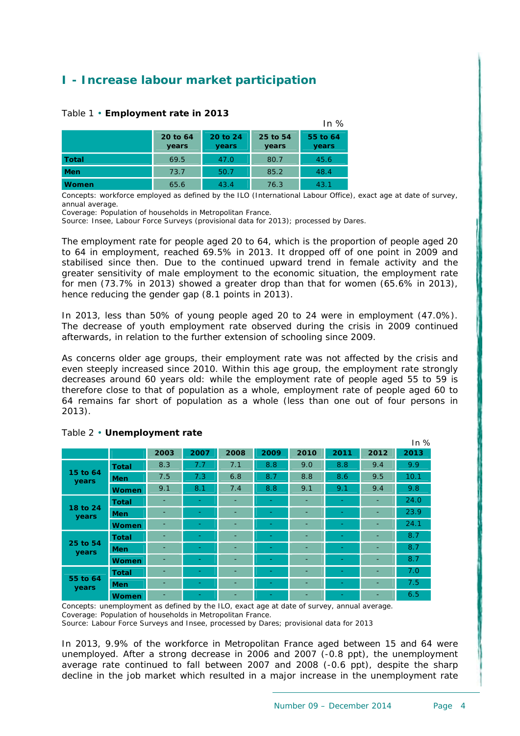# I - Increase labour market participation

Table 1 • **Employment rate in 2013**

In %

| | 20 to 64 years | 20 to 24 years | 25 to 54 years | 55 to 64 years |
|---|---|---|---|---|
| **Total** | 69.5 | 47.0 | 80.7 | 45.6 |
| **Men** | 73.7 | 50.7 | 85.2 | 48.4 |
| **Women** | 65.6 | 43.4 | 76.3 | 43.1 |

Concepts: workforce employed as defined by the ILO (International Labour Office), exact age at date of survey, annual average.
Coverage: Population of households in Metropolitan France.
Source: Insee, Labour Force Surveys (provisional data for 2013); processed by Dares.

The employment rate for people aged 20 to 64, which is the proportion of people aged 20 to 64 in employment, reached 69.5% in 2013. It dropped off of one point in 2009 and stabilised since then. Due to the continued upward trend in female activity and the greater sensitivity of male employment to the economic situation, the employment rate for men (73.7% in 2013) showed a greater drop than that for women (65.6% in 2013), hence reducing the gender gap (8.1 points in 2013).

In 2013, less than 50% of young people aged 20 to 24 were in employment (47.0%). The decrease of youth employment rate observed during the crisis in 2009 continued afterwards, in relation to the further extension of schooling since 2009.

As concerns older age groups, their employment rate was not affected by the crisis and even steeply increased since 2010. Within this age group, the employment rate strongly decreases around 60 years old: while the employment rate of people aged 55 to 59 is therefore close to that of population as a whole, employment rate of people aged 60 to 64 remains far short of population as a whole (less than one out of four persons in 2013).

Table 2 • **Unemployment rate**

In %

| | | 2003 | 2007 | 2008 | 2009 | 2010 | 2011 | 2012 | 2013 |
|---|---|---|---|---|---|---|---|---|---|
| **15 to 64 years** | **Total** | 8.3 | 7.7 | 7.1 | 8.8 | 9.0 | 8.8 | 9.4 | 9.9 |
| | **Men** | 7.5 | 7.3 | 6.8 | 8.7 | 8.8 | 8.6 | 9.5 | 10.1 |
| | **Women** | 9.1 | 8.1 | 7.4 | 8.8 | 9.1 | 9.1 | 9.4 | 9.8 |
| **18 to 24 years** | **Total** | - | - | - | - | - | - | - | 24.0 |
| | **Men** | - | - | - | - | - | - | - | 23.9 |
| | **Women** | - | - | - | - | - | - | - | 24.1 |
| **25 to 54 years** | **Total** | - | - | - | - | - | - | - | 8.7 |
| | **Men** | - | - | - | - | - | - | - | 8.7 |
| | **Women** | - | - | - | - | - | - | - | 8.7 |
| **55 to 64 years** | **Total** | - | - | - | - | - | - | - | 7.0 |
| | **Men** | - | - | - | - | - | - | - | 7.5 |
| | **Women** | - | - | - | - | - | - | - | 6.5 |

Concepts: unemployment as defined by the ILO, exact age at date of survey, annual average.
Coverage: Population of households in Metropolitan France.
Source: Labour Force Surveys and Insee, processed by Dares; provisional data for 2013

In 2013, 9.9% of the workforce in Metropolitan France aged between 15 and 64 were unemployed. After a strong decrease in 2006 and 2007 (-0.8 ppt), the unemployment average rate continued to fall between 2007 and 2008 (-0.6 ppt), despite the sharp decline in the job market which resulted in a major increase in the unemployment rate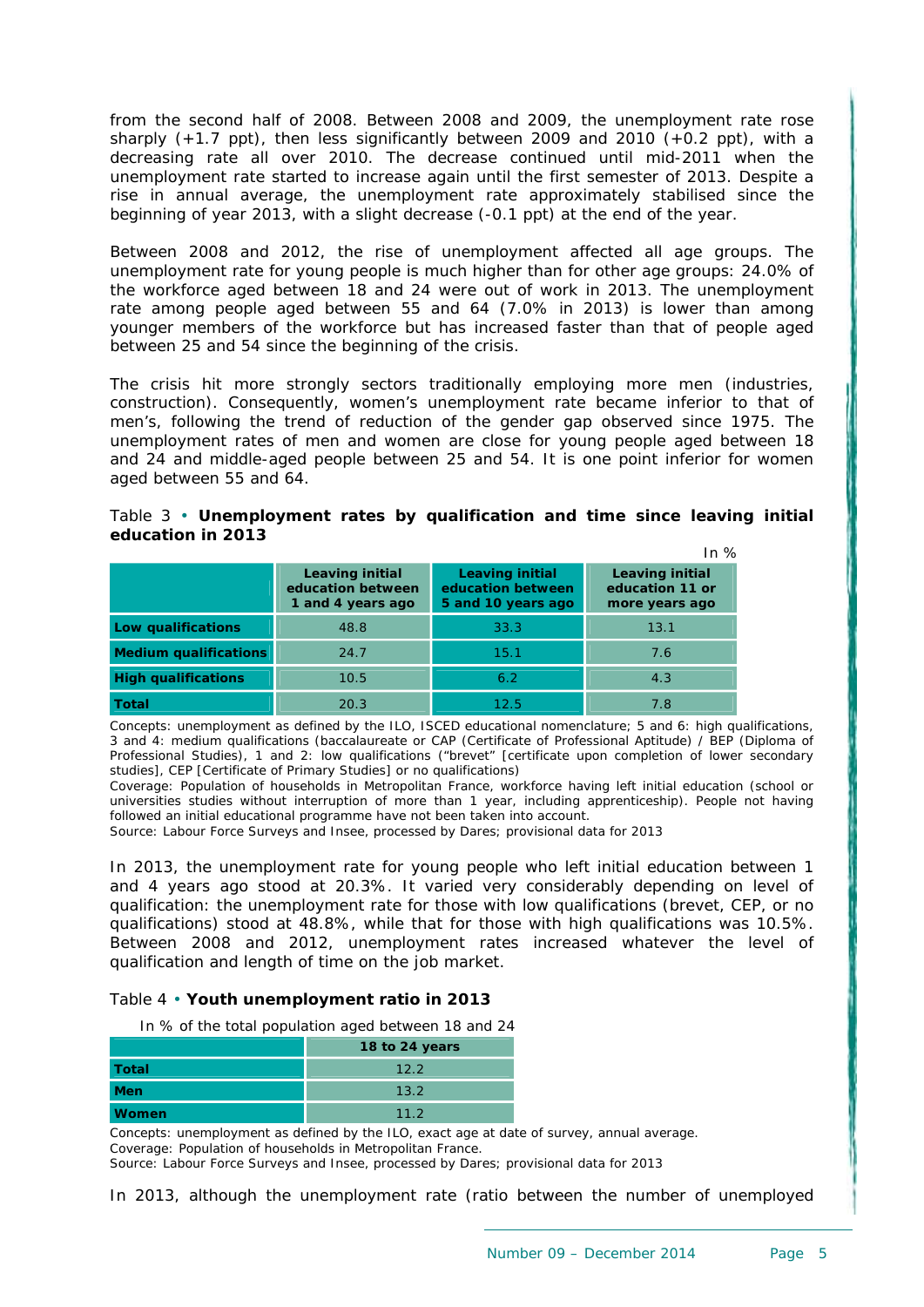from the second half of 2008. Between 2008 and 2009, the unemployment rate rose sharply (+1.7 ppt), then less significantly between 2009 and 2010 (+0.2 ppt), with a decreasing rate all over 2010. The decrease continued until mid-2011 when the unemployment rate started to increase again until the first semester of 2013. Despite a rise in annual average, the unemployment rate approximately stabilised since the beginning of year 2013, with a slight decrease (-0.1 ppt) at the end of the year.

Between 2008 and 2012, the rise of unemployment affected all age groups. The unemployment rate for young people is much higher than for other age groups: 24.0% of the workforce aged between 18 and 24 were out of work in 2013. The unemployment rate among people aged between 55 and 64 (7.0% in 2013) is lower than among younger members of the workforce but has increased faster than that of people aged between 25 and 54 since the beginning of the crisis.

The crisis hit more strongly sectors traditionally employing more men (industries, construction). Consequently, women's unemployment rate became inferior to that of men's, following the trend of reduction of the gender gap observed since 1975. The unemployment rates of men and women are close for young people aged between 18 and 24 and middle-aged people between 25 and 54. It is one point inferior for women aged between 55 and 64.

Table 3 • **Unemployment rates by qualification and time since leaving initial education in 2013**

In %

| | Leaving initial education between 1 and 4 years ago | Leaving initial education between 5 and 10 years ago | Leaving initial education 11 or more years ago |
|---|---|---|---|
| **Low qualifications** | 48.8 | 33.3 | 13.1 |
| **Medium qualifications** | 24.7 | 15.1 | 7.6 |
| **High qualifications** | 10.5 | 6.2 | 4.3 |
| **Total** | 20.3 | 12.5 | 7.8 |

Concepts: unemployment as defined by the ILO, ISCED educational nomenclature; 5 and 6: high qualifications, 3 and 4: medium qualifications (baccalaureate or CAP (Certificate of Professional Aptitude) / BEP (Diploma of Professional Studies), 1 and 2: low qualifications ("brevet" [certificate upon completion of lower secondary studies], CEP [Certificate of Primary Studies] or no qualifications)
Coverage: Population of households in Metropolitan France, workforce having left initial education (school or universities studies without interruption of more than 1 year, including apprenticeship). People not having followed an initial educational programme have not been taken into account.
Source: Labour Force Surveys and Insee, processed by Dares; provisional data for 2013

In 2013, the unemployment rate for young people who left initial education between 1 and 4 years ago stood at 20.3%. It varied very considerably depending on level of qualification: the unemployment rate for those with low qualifications (brevet, CEP, or no qualifications) stood at 48.8%, while that for those with high qualifications was 10.5%. Between 2008 and 2012, unemployment rates increased whatever the level of qualification and length of time on the job market.

Table 4 • **Youth unemployment ratio in 2013**

In % of the total population aged between 18 and 24

| | 18 to 24 years |
|---|---|
| **Total** | 12.2 |
| **Men** | 13.2 |
| **Women** | 11.2 |

Concepts: unemployment as defined by the ILO, exact age at date of survey, annual average.
Coverage: Population of households in Metropolitan France.
Source: Labour Force Surveys and Insee, processed by Dares; provisional data for 2013

In 2013, although the unemployment rate (ratio between the number of unemployed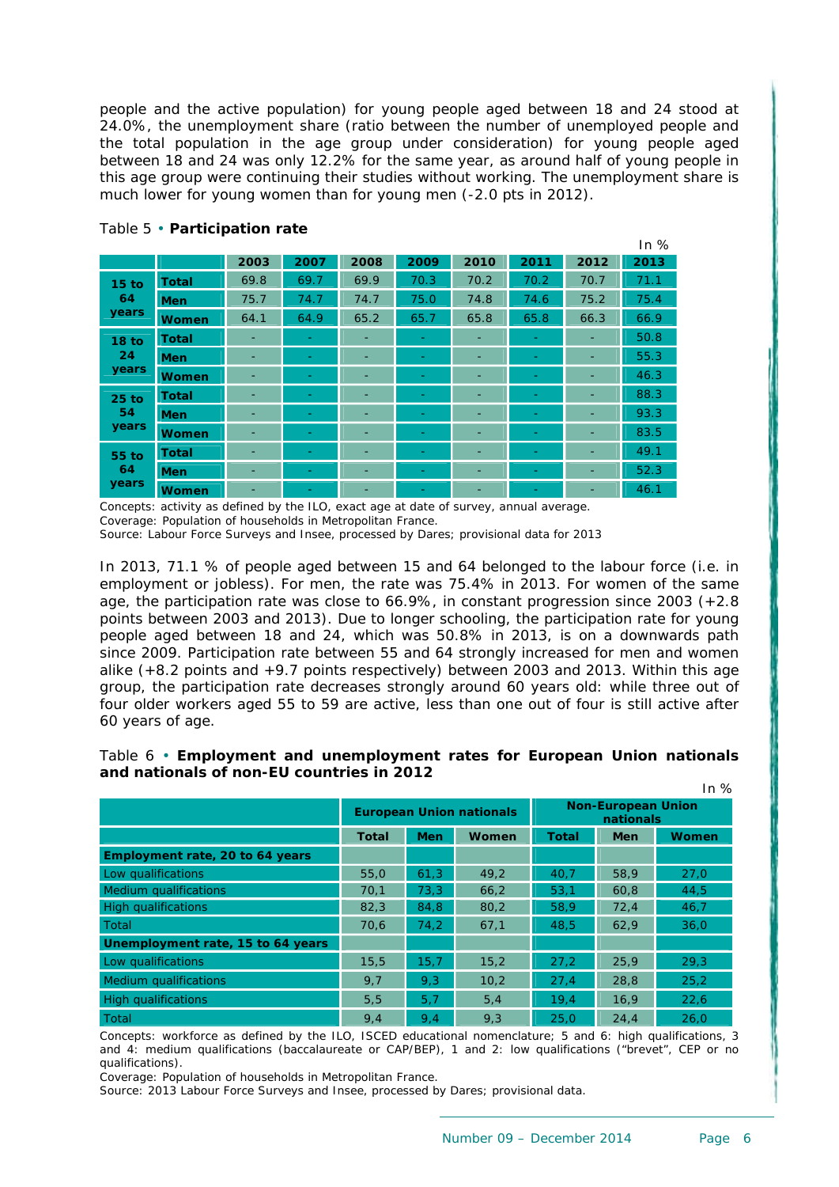people and the active population) for young people aged between 18 and 24 stood at 24.0%, the unemployment share (ratio between the number of unemployed people and the total population in the age group under consideration) for young people aged between 18 and 24 was only 12.2% for the same year, as around half of young people in this age group were continuing their studies without working. The unemployment share is much lower for young women than for young men (-2.0 pts in 2012).

Table 5 • **Participation rate**

In %

| | | 2003 | 2007 | 2008 | 2009 | 2010 | 2011 | 2012 | 2013 |
|---|---|---|---|---|---|---|---|---|---|
| **15 to 64 years** | **Total** | 69.8 | 69.7 | 69.9 | 70.3 | 70.2 | 70.2 | 70.7 | 71.1 |
| | **Men** | 75.7 | 74.7 | 74.7 | 75.0 | 74.8 | 74.6 | 75.2 | 75.4 |
| | **Women** | 64.1 | 64.9 | 65.2 | 65.7 | 65.8 | 65.8 | 66.3 | 66.9 |
| **18 to 24 years** | **Total** | - | - | - | - | - | - | - | 50.8 |
| | **Men** | - | - | - | - | - | - | - | 55.3 |
| | **Women** | - | - | - | - | - | - | - | 46.3 |
| **25 to 54 years** | **Total** | - | - | - | - | - | - | - | 88.3 |
| | **Men** | - | - | - | - | - | - | - | 93.3 |
| | **Women** | - | - | - | - | - | - | - | 83.5 |
| **55 to 64 years** | **Total** | - | - | - | - | - | - | - | 49.1 |
| | **Men** | - | - | - | - | - | - | - | 52.3 |
| | **Women** | - | - | - | - | - | - | - | 46.1 |

Concepts: activity as defined by the ILO, exact age at date of survey, annual average.
Coverage: Population of households in Metropolitan France.
Source: Labour Force Surveys and Insee, processed by Dares; provisional data for 2013

In 2013, 71.1 % of people aged between 15 and 64 belonged to the labour force (i.e. in employment or jobless). For men, the rate was 75.4% in 2013. For women of the same age, the participation rate was close to 66.9%, in constant progression since 2003 (+2.8 points between 2003 and 2013). Due to longer schooling, the participation rate for young people aged between 18 and 24, which was 50.8% in 2013, is on a downwards path since 2009. Participation rate between 55 and 64 strongly increased for men and women alike (+8.2 points and +9.7 points respectively) between 2003 and 2013. Within this age group, the participation rate decreases strongly around 60 years old: while three out of four older workers aged 55 to 59 are active, less than one out of four is still active after 60 years of age.

Table 6 • **Employment and unemployment rates for European Union nationals and nationals of non-EU countries in 2012**

In %

| | European Union nationals | | | Non-European Union nationals | | |
|---|---|---|---|---|---|---|
| | Total | Men | Women | Total | Men | Women |
| **Employment rate, 20 to 64 years** | | | | | | |
| Low qualifications | 55,0 | 61,3 | 49,2 | 40,7 | 58,9 | 27,0 |
| Medium qualifications | 70,1 | 73,3 | 66,2 | 53,1 | 60,8 | 44,5 |
| High qualifications | 82,3 | 84,8 | 80,2 | 58,9 | 72,4 | 46,7 |
| Total | 70,6 | 74,2 | 67,1 | 48,5 | 62,9 | 36,0 |
| **Unemployment rate, 15 to 64 years** | | | | | | |
| Low qualifications | 15,5 | 15,7 | 15,2 | 27,2 | 25,9 | 29,3 |
| Medium qualifications | 9,7 | 9,3 | 10,2 | 27,4 | 28,8 | 25,2 |
| High qualifications | 5,5 | 5,7 | 5,4 | 19,4 | 16,9 | 22,6 |
| Total | 9,4 | 9,4 | 9,3 | 25,0 | 24,4 | 26,0 |

Concepts: workforce as defined by the ILO, ISCED educational nomenclature; 5 and 6: high qualifications, 3 and 4: medium qualifications (baccalaureate or CAP/BEP), 1 and 2: low qualifications ("brevet", CEP or no qualifications).
Coverage: Population of households in Metropolitan France.
Source: 2013 Labour Force Surveys and Insee, processed by Dares; provisional data.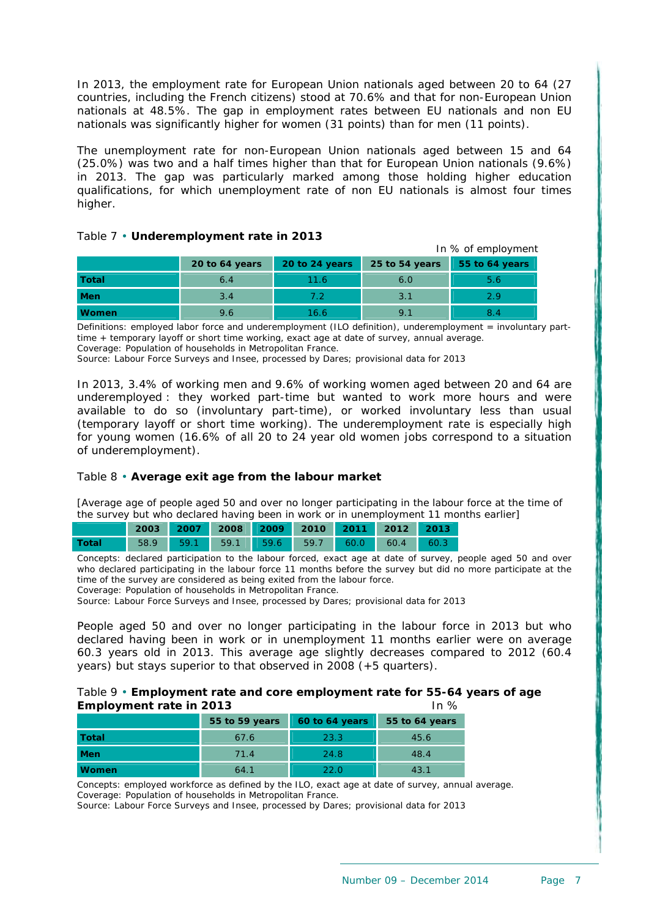In 2013, the employment rate for European Union nationals aged between 20 to 64 (27 countries, including the French citizens) stood at 70.6% and that for non-European Union nationals at 48.5%. The gap in employment rates between EU nationals and non EU nationals was significantly higher for women (31 points) than for men (11 points).

The unemployment rate for non-European Union nationals aged between 15 and 64 (25.0%) was two and a half times higher than that for European Union nationals (9.6%) in 2013. The gap was particularly marked among those holding higher education qualifications, for which unemployment rate of non EU nationals is almost four times higher.

Table 7 • **Underemployment rate in 2013**

In % of employment

| | 20 to 64 years | 20 to 24 years | 25 to 54 years | 55 to 64 years |
|---|---|---|---|---|
| **Total** | 6.4 | 11.6 | 6.0 | 5.6 |
| **Men** | 3.4 | 7.2 | 3.1 | 2.9 |
| **Women** | 9.6 | 16.6 | 9.1 | 8.4 |

Definitions: employed labor force and underemployment (ILO definition), underemployment = involuntary part-time + temporary layoff or short time working, exact age at date of survey, annual average.
Coverage: Population of households in Metropolitan France.
Source: Labour Force Surveys and Insee, processed by Dares; provisional data for 2013

In 2013, 3.4% of working men and 9.6% of working women aged between 20 and 64 are underemployed : they worked part-time but wanted to work more hours and were available to do so (involuntary part-time), or worked involuntary less than usual (temporary layoff or short time working). The underemployment rate is especially high for young women (16.6% of all 20 to 24 year old women jobs correspond to a situation of underemployment).

Table 8 • **Average exit age from the labour market**

[Average age of people aged 50 and over no longer participating in the labour force at the time of the survey but who declared having been in work or in unemployment 11 months earlier]

| | 2003 | 2007 | 2008 | 2009 | 2010 | 2011 | 2012 | 2013 |
|---|---|---|---|---|---|---|---|---|
| **Total** | 58.9 | 59.1 | 59.1 | 59.6 | 59.7 | 60.0 | 60.4 | 60.3 |

Concepts: declared participation to the labour forced, exact age at date of survey, people aged 50 and over who declared participating in the labour force 11 months before the survey but did no more participate at the time of the survey are considered as being exited from the labour force.
Coverage: Population of households in Metropolitan France.
Source: Labour Force Surveys and Insee, processed by Dares; provisional data for 2013

People aged 50 and over no longer participating in the labour force in 2013 but who declared having been in work or in unemployment 11 months earlier were on average 60.3 years old in 2013. This average age slightly decreases compared to 2012 (60.4 years) but stays superior to that observed in 2008 (+5 quarters).

Table 9 • **Employment rate and core employment rate for 55-64 years of age**
**Employment rate in 2013**

In %

| | 55 to 59 years | 60 to 64 years | 55 to 64 years |
|---|---|---|---|
| **Total** | 67.6 | 23.3 | 45.6 |
| **Men** | 71.4 | 24.8 | 48.4 |
| **Women** | 64.1 | 22.0 | 43.1 |

Concepts: employed workforce as defined by the ILO, exact age at date of survey, annual average.
Coverage: Population of households in Metropolitan France.
Source: Labour Force Surveys and Insee, processed by Dares; provisional data for 2013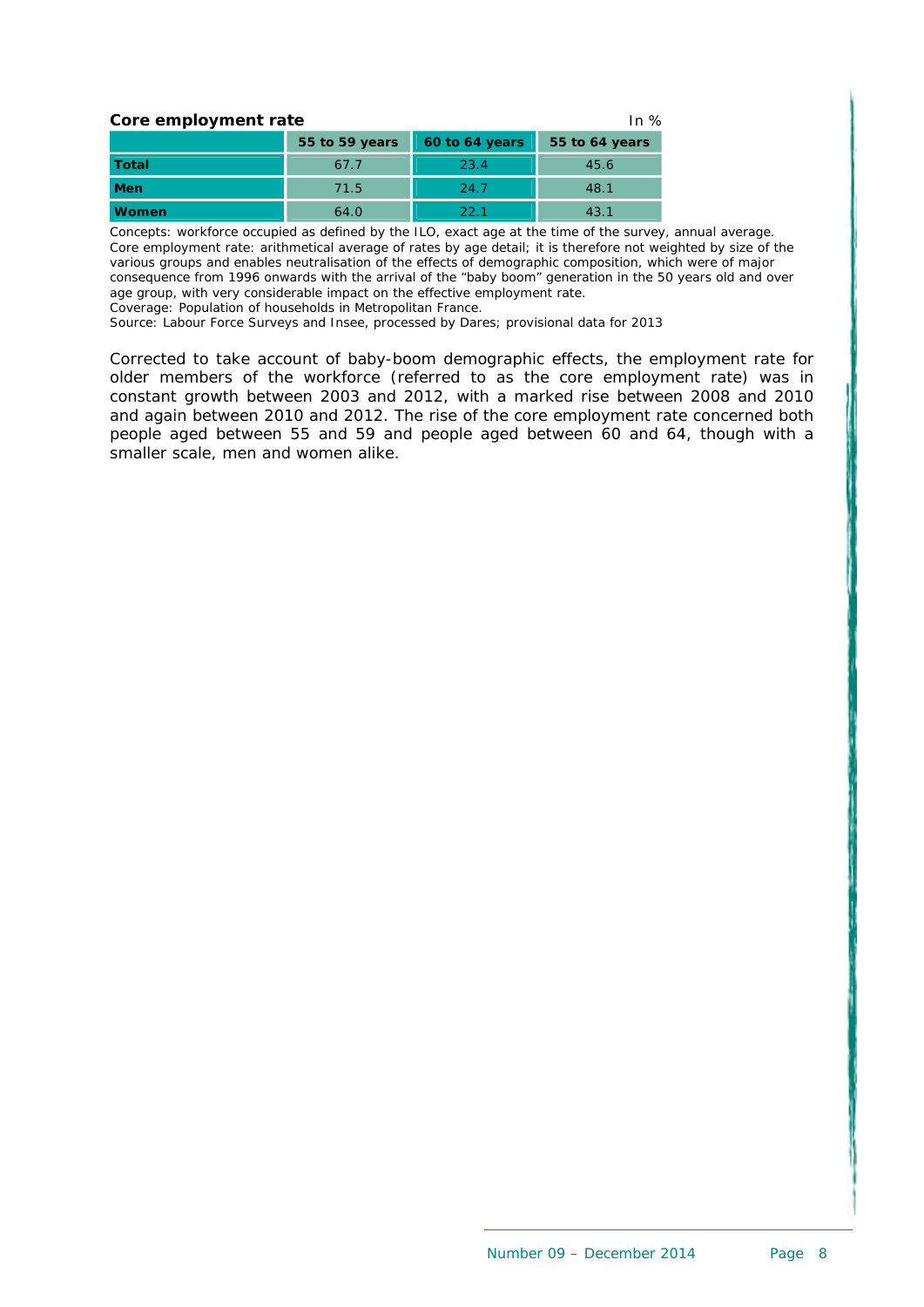**Core employment rate**

In %

| | 55 to 59 years | 60 to 64 years | 55 to 64 years |
|---|---|---|---|
| **Total** | 67.7 | 23.4 | 45.6 |
| **Men** | 71.5 | 24.7 | 48.1 |
| **Women** | 64.0 | 22.1 | 43.1 |

Concepts: workforce occupied as defined by the ILO, exact age at the time of the survey, annual average. Core employment rate: arithmetical average of rates by age detail; it is therefore not weighted by size of the various groups and enables neutralisation of the effects of demographic composition, which were of major consequence from 1996 onwards with the arrival of the "baby boom" generation in the 50 years old and over age group, with very considerable impact on the effective employment rate.
Coverage: Population of households in Metropolitan France.
Source: Labour Force Surveys and Insee, processed by Dares; provisional data for 2013

Corrected to take account of baby-boom demographic effects, the employment rate for older members of the workforce (referred to as the core employment rate) was in constant growth between 2003 and 2012, with a marked rise between 2008 and 2010 and again between 2010 and 2012. The rise of the core employment rate concerned both people aged between 55 and 59 and people aged between 60 and 64, though with a smaller scale, men and women alike.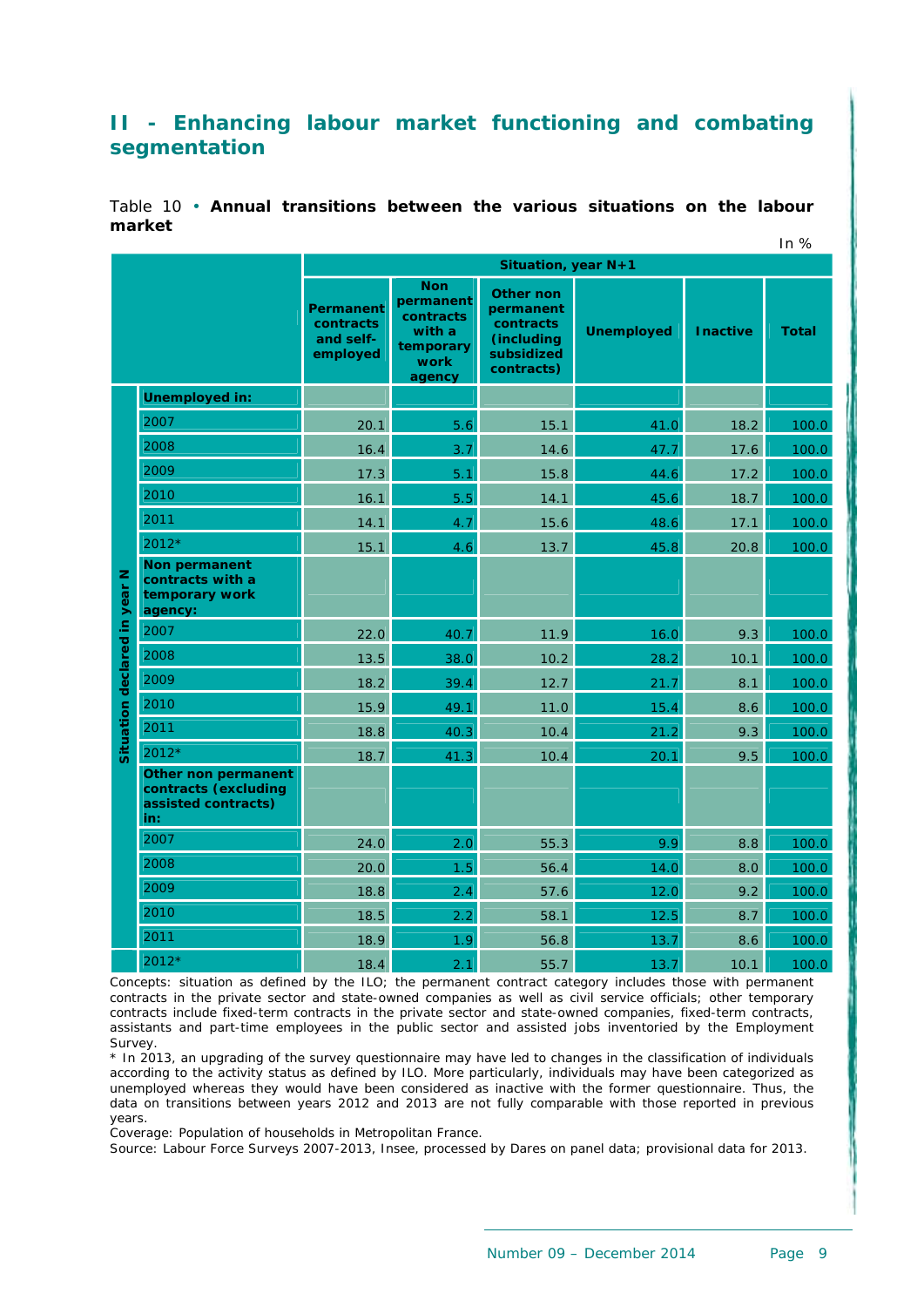## II - Enhancing labour market functioning and combating segmentation

Table 10 • **Annual transitions between the various situations on the labour market**

In %

| Situation declared in year N | Situation, year N+1 | | | | | |
|---|---|---|---|---|---|---|
| | **Permanent contracts and self-employed** | **Non permanent contracts with a temporary work agency** | **Other non permanent contracts (including subsidized contracts)** | **Unemployed** | **Inactive** | **Total** |
| **Unemployed in:** | | | | | | |
| 2007 | 20.1 | 5.6 | 15.1 | 41.0 | 18.2 | 100.0 |
| 2008 | 16.4 | 3.7 | 14.6 | 47.7 | 17.6 | 100.0 |
| 2009 | 17.3 | 5.1 | 15.8 | 44.6 | 17.2 | 100.0 |
| 2010 | 16.1 | 5.5 | 14.1 | 45.6 | 18.7 | 100.0 |
| 2011 | 14.1 | 4.7 | 15.6 | 48.6 | 17.1 | 100.0 |
| 2012* | 15.1 | 4.6 | 13.7 | 45.8 | 20.8 | 100.0 |
| **Non permanent contracts with a temporary work agency:** | | | | | | |
| 2007 | 22.0 | 40.7 | 11.9 | 16.0 | 9.3 | 100.0 |
| 2008 | 13.5 | 38.0 | 10.2 | 28.2 | 10.1 | 100.0 |
| 2009 | 18.2 | 39.4 | 12.7 | 21.7 | 8.1 | 100.0 |
| 2010 | 15.9 | 49.1 | 11.0 | 15.4 | 8.6 | 100.0 |
| 2011 | 18.8 | 40.3 | 10.4 | 21.2 | 9.3 | 100.0 |
| 2012* | 18.7 | 41.3 | 10.4 | 20.1 | 9.5 | 100.0 |
| **Other non permanent contracts (excluding assisted contracts) in:** | | | | | | |
| 2007 | 24.0 | 2.0 | 55.3 | 9.9 | 8.8 | 100.0 |
| 2008 | 20.0 | 1.5 | 56.4 | 14.0 | 8.0 | 100.0 |
| 2009 | 18.8 | 2.4 | 57.6 | 12.0 | 9.2 | 100.0 |
| 2010 | 18.5 | 2.2 | 58.1 | 12.5 | 8.7 | 100.0 |
| 2011 | 18.9 | 1.9 | 56.8 | 13.7 | 8.6 | 100.0 |
| 2012* | 18.4 | 2.1 | 55.7 | 13.7 | 10.1 | 100.0 |

Concepts: situation as defined by the ILO; the permanent contract category includes those with permanent contracts in the private sector and state-owned companies as well as civil service officials; other temporary contracts include fixed-term contracts in the private sector and state-owned companies, fixed-term contracts, assistants and part-time employees in the public sector and assisted jobs inventoried by the Employment Survey.

* In 2013, an upgrading of the survey questionnaire may have led to changes in the classification of individuals according to the activity status as defined by ILO. More particularly, individuals may have been categorized as unemployed whereas they would have been considered as inactive with the former questionnaire. Thus, the data on transitions between years 2012 and 2013 are not fully comparable with those reported in previous years.

Coverage: Population of households in Metropolitan France.

Source: Labour Force Surveys 2007-2013, Insee, processed by Dares on panel data; provisional data for 2013.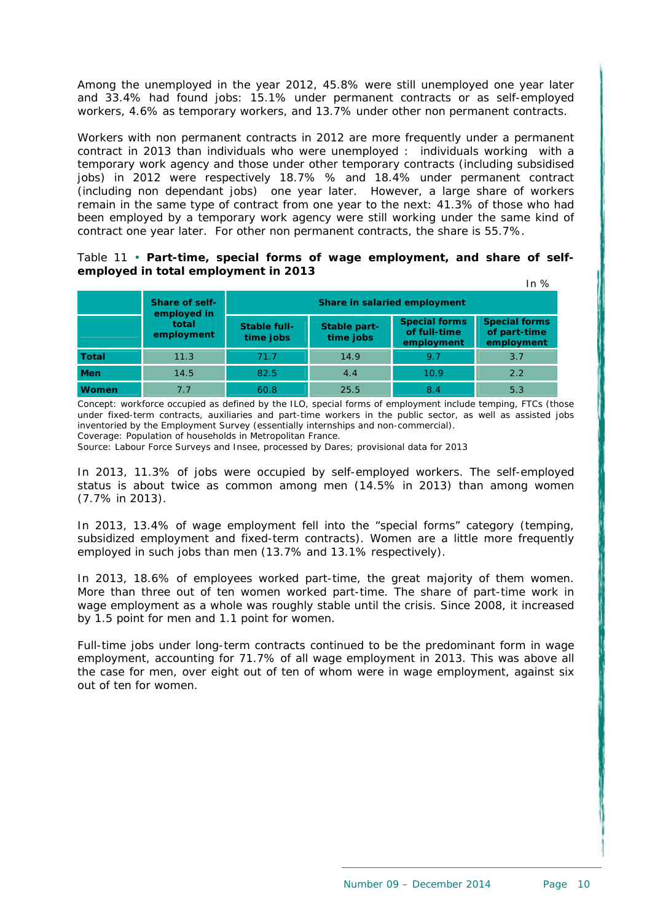Among the unemployed in the year 2012, 45.8% were still unemployed one year later and 33.4% had found jobs: 15.1% under permanent contracts or as self-employed workers, 4.6% as temporary workers, and 13.7% under other non permanent contracts.

Workers with non permanent contracts in 2012 are more frequently under a permanent contract in 2013 than individuals who were unemployed : individuals working with a temporary work agency and those under other temporary contracts (including subsidised jobs) in 2012 were respectively 18.7% % and 18.4% under permanent contract (including non dependant jobs) one year later. However, a large share of workers remain in the same type of contract from one year to the next: 41.3% of those who had been employed by a temporary work agency were still working under the same kind of contract one year later. For other non permanent contracts, the share is 55.7%.

Table 11 • **Part-time, special forms of wage employment, and share of self-employed in total employment in 2013**

In %

| | Share of self-employed in total employment | Share in salaried employment | | | |
|---|---|---|---|---|---|
| | | Stable full-time jobs | Stable part-time jobs | Special forms of full-time employment | Special forms of part-time employment |
| **Total** | 11.3 | 71.7 | 14.9 | 9.7 | 3.7 |
| **Men** | 14.5 | 82.5 | 4.4 | 10.9 | 2.2 |
| **Women** | 7.7 | 60.8 | 25.5 | 8.4 | 5.3 |

Concept: workforce occupied as defined by the ILO, special forms of employment include temping, FTCs (those under fixed-term contracts, auxiliaries and part-time workers in the public sector, as well as assisted jobs inventoried by the Employment Survey (essentially internships and non-commercial).
Coverage: Population of households in Metropolitan France.
Source: Labour Force Surveys and Insee, processed by Dares; provisional data for 2013

In 2013, 11.3% of jobs were occupied by self-employed workers. The self-employed status is about twice as common among men (14.5% in 2013) than among women (7.7% in 2013).

In 2013, 13.4% of wage employment fell into the “special forms” category (temping, subsidized employment and fixed-term contracts). Women are a little more frequently employed in such jobs than men (13.7% and 13.1% respectively).

In 2013, 18.6% of employees worked part-time, the great majority of them women. More than three out of ten women worked part-time. The share of part-time work in wage employment as a whole was roughly stable until the crisis. Since 2008, it increased by 1.5 point for men and 1.1 point for women.

Full-time jobs under long-term contracts continued to be the predominant form in wage employment, accounting for 71.7% of all wage employment in 2013. This was above all the case for men, over eight out of ten of whom were in wage employment, against six out of ten for women.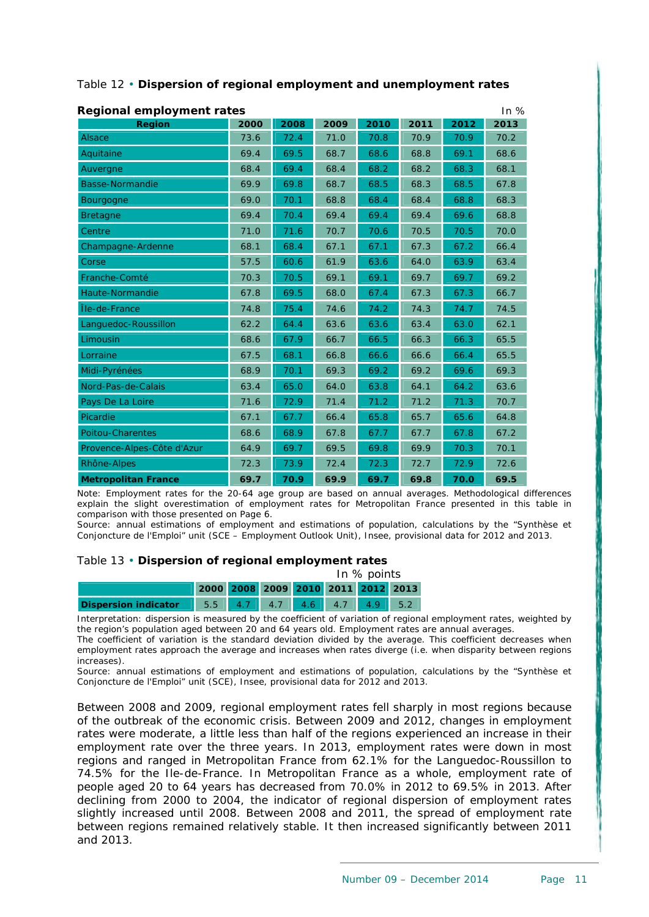Table 12 • **Dispersion of regional employment and unemployment rates**

**Regional employment rates**

In %

| Region | 2000 | 2008 | 2009 | 2010 | 2011 | 2012 | 2013 |
|---|---|---|---|---|---|---|---|
| Alsace | 73.6 | 72.4 | 71.0 | 70.8 | 70.9 | 70.9 | 70.2 |
| Aquitaine | 69.4 | 69.5 | 68.7 | 68.6 | 68.8 | 69.1 | 68.6 |
| Auvergne | 68.4 | 69.4 | 68.4 | 68.2 | 68.2 | 68.3 | 68.1 |
| Basse-Normandie | 69.9 | 69.8 | 68.7 | 68.5 | 68.3 | 68.5 | 67.8 |
| Bourgogne | 69.0 | 70.1 | 68.8 | 68.4 | 68.4 | 68.8 | 68.3 |
| Bretagne | 69.4 | 70.4 | 69.4 | 69.4 | 69.4 | 69.6 | 68.8 |
| Centre | 71.0 | 71.6 | 70.7 | 70.6 | 70.5 | 70.5 | 70.0 |
| Champagne-Ardenne | 68.1 | 68.4 | 67.1 | 67.1 | 67.3 | 67.2 | 66.4 |
| Corse | 57.5 | 60.6 | 61.9 | 63.6 | 64.0 | 63.9 | 63.4 |
| Franche-Comté | 70.3 | 70.5 | 69.1 | 69.1 | 69.7 | 69.7 | 69.2 |
| Haute-Normandie | 67.8 | 69.5 | 68.0 | 67.4 | 67.3 | 67.3 | 66.7 |
| Île-de-France | 74.8 | 75.4 | 74.6 | 74.2 | 74.3 | 74.7 | 74.5 |
| Languedoc-Roussillon | 62.2 | 64.4 | 63.6 | 63.6 | 63.4 | 63.0 | 62.1 |
| Limousin | 68.6 | 67.9 | 66.7 | 66.5 | 66.3 | 66.3 | 65.5 |
| Lorraine | 67.5 | 68.1 | 66.8 | 66.6 | 66.6 | 66.4 | 65.5 |
| Midi-Pyrénées | 68.9 | 70.1 | 69.3 | 69.2 | 69.2 | 69.6 | 69.3 |
| Nord-Pas-de-Calais | 63.4 | 65.0 | 64.0 | 63.8 | 64.1 | 64.2 | 63.6 |
| Pays De La Loire | 71.6 | 72.9 | 71.4 | 71.2 | 71.2 | 71.3 | 70.7 |
| Picardie | 67.1 | 67.7 | 66.4 | 65.8 | 65.7 | 65.6 | 64.8 |
| Poitou-Charentes | 68.6 | 68.9 | 67.8 | 67.7 | 67.7 | 67.8 | 67.2 |
| Provence-Alpes-Côte d'Azur | 64.9 | 69.7 | 69.5 | 69.8 | 69.9 | 70.3 | 70.1 |
| Rhône-Alpes | 72.3 | 73.9 | 72.4 | 72.3 | 72.7 | 72.9 | 72.6 |
| **Metropolitan France** | **69.7** | **70.9** | **69.9** | **69.7** | **69.8** | **70.0** | **69.5** |

Note: Employment rates for the 20-64 age group are based on annual averages. Methodological differences explain the slight overestimation of employment rates for Metropolitan France presented in this table in comparison with those presented on Page 6.
Source: annual estimations of employment and estimations of population, calculations by the "Synthèse et Conjoncture de l'Emploi" unit (SCE – Employment Outlook Unit), Insee, provisional data for 2012 and 2013.

Table 13 • **Dispersion of regional employment rates**

In % points

| | 2000 | 2008 | 2009 | 2010 | 2011 | 2012 | 2013 |
|---|---|---|---|---|---|---|---|
| **Dispersion indicator** | 5.5 | 4.7 | 4.7 | 4.6 | 4.7 | 4.9 | 5.2 |

Interpretation: dispersion is measured by the coefficient of variation of regional employment rates, weighted by the region's population aged between 20 and 64 years old. Employment rates are annual averages.
The coefficient of variation is the standard deviation divided by the average. This coefficient decreases when employment rates approach the average and increases when rates diverge (i.e. when disparity between regions increases).
Source: annual estimations of employment and estimations of population, calculations by the "Synthèse et Conjoncture de l'Emploi" unit (SCE), Insee, provisional data for 2012 and 2013.

Between 2008 and 2009, regional employment rates fell sharply in most regions because of the outbreak of the economic crisis. Between 2009 and 2012, changes in employment rates were moderate, a little less than half of the regions experienced an increase in their employment rate over the three years. In 2013, employment rates were down in most regions and ranged in Metropolitan France from 62.1% for the Languedoc-Roussillon to 74.5% for the Ile-de-France. In Metropolitan France as a whole, employment rate of people aged 20 to 64 years has decreased from 70.0% in 2012 to 69.5% in 2013. After declining from 2000 to 2004, the indicator of regional dispersion of employment rates slightly increased until 2008. Between 2008 and 2011, the spread of employment rate between regions remained relatively stable. It then increased significantly between 2011 and 2013.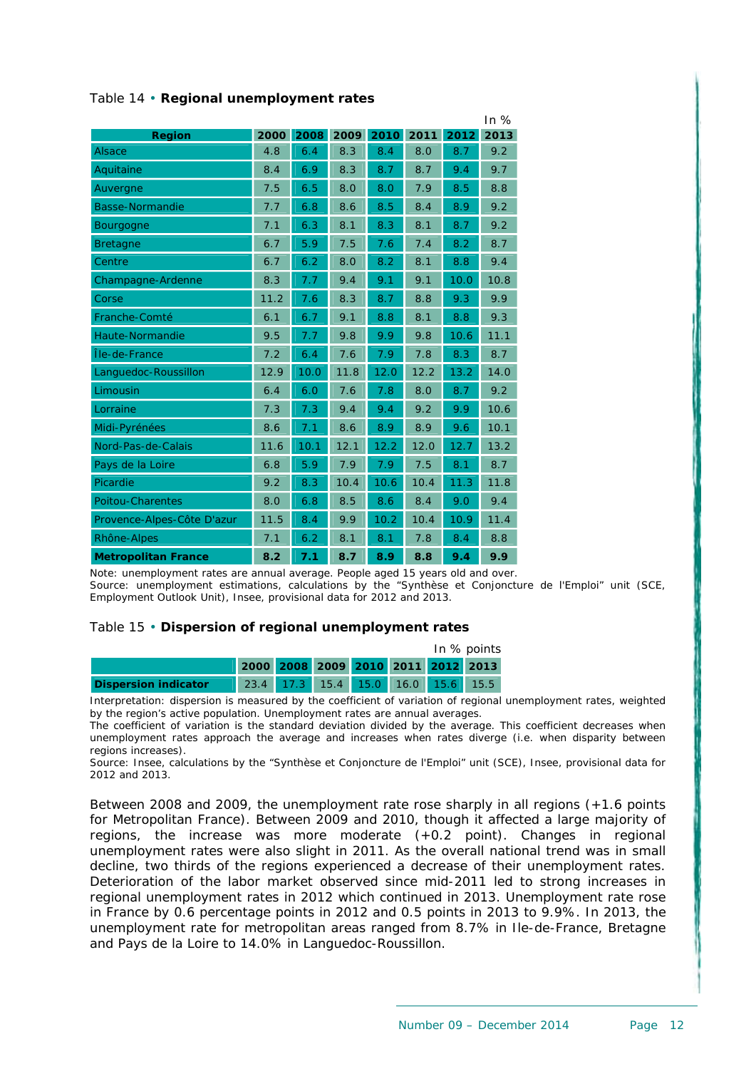Table 14 • **Regional unemployment rates**

In %

| Region | 2000 | 2008 | 2009 | 2010 | 2011 | 2012 | 2013 |
|---|---|---|---|---|---|---|---|
| Alsace | 4.8 | 6.4 | 8.3 | 8.4 | 8.0 | 8.7 | 9.2 |
| Aquitaine | 8.4 | 6.9 | 8.3 | 8.7 | 8.7 | 9.4 | 9.7 |
| Auvergne | 7.5 | 6.5 | 8.0 | 8.0 | 7.9 | 8.5 | 8.8 |
| Basse-Normandie | 7.7 | 6.8 | 8.6 | 8.5 | 8.4 | 8.9 | 9.2 |
| Bourgogne | 7.1 | 6.3 | 8.1 | 8.3 | 8.1 | 8.7 | 9.2 |
| Bretagne | 6.7 | 5.9 | 7.5 | 7.6 | 7.4 | 8.2 | 8.7 |
| Centre | 6.7 | 6.2 | 8.0 | 8.2 | 8.1 | 8.8 | 9.4 |
| Champagne-Ardenne | 8.3 | 7.7 | 9.4 | 9.1 | 9.1 | 10.0 | 10.8 |
| Corse | 11.2 | 7.6 | 8.3 | 8.7 | 8.8 | 9.3 | 9.9 |
| Franche-Comté | 6.1 | 6.7 | 9.1 | 8.8 | 8.1 | 8.8 | 9.3 |
| Haute-Normandie | 9.5 | 7.7 | 9.8 | 9.9 | 9.8 | 10.6 | 11.1 |
| Île-de-France | 7.2 | 6.4 | 7.6 | 7.9 | 7.8 | 8.3 | 8.7 |
| Languedoc-Roussillon | 12.9 | 10.0 | 11.8 | 12.0 | 12.2 | 13.2 | 14.0 |
| Limousin | 6.4 | 6.0 | 7.6 | 7.8 | 8.0 | 8.7 | 9.2 |
| Lorraine | 7.3 | 7.3 | 9.4 | 9.4 | 9.2 | 9.9 | 10.6 |
| Midi-Pyrénées | 8.6 | 7.1 | 8.6 | 8.9 | 8.9 | 9.6 | 10.1 |
| Nord-Pas-de-Calais | 11.6 | 10.1 | 12.1 | 12.2 | 12.0 | 12.7 | 13.2 |
| Pays de la Loire | 6.8 | 5.9 | 7.9 | 7.9 | 7.5 | 8.1 | 8.7 |
| Picardie | 9.2 | 8.3 | 10.4 | 10.6 | 10.4 | 11.3 | 11.8 |
| Poitou-Charentes | 8.0 | 6.8 | 8.5 | 8.6 | 8.4 | 9.0 | 9.4 |
| Provence-Alpes-Côte D'azur | 11.5 | 8.4 | 9.9 | 10.2 | 10.4 | 10.9 | 11.4 |
| Rhône-Alpes | 7.1 | 6.2 | 8.1 | 8.1 | 7.8 | 8.4 | 8.8 |
| **Metropolitan France** | **8.2** | **7.1** | **8.7** | **8.9** | **8.8** | **9.4** | **9.9** |

Note: unemployment rates are annual average. People aged 15 years old and over.
Source: unemployment estimations, calculations by the "Synthèse et Conjoncture de l'Emploi" unit (SCE, Employment Outlook Unit), Insee, provisional data for 2012 and 2013.

Table 15 • **Dispersion of regional unemployment rates**

In % points

| | 2000 | 2008 | 2009 | 2010 | 2011 | 2012 | 2013 |
|---|---|---|---|---|---|---|---|
| **Dispersion indicator** | 23.4 | 17.3 | 15.4 | 15.0 | 16.0 | 15.6 | 15.5 |

Interpretation: dispersion is measured by the coefficient of variation of regional unemployment rates, weighted by the region's active population. Unemployment rates are annual averages.
The coefficient of variation is the standard deviation divided by the average. This coefficient decreases when unemployment rates approach the average and increases when rates diverge (i.e. when disparity between regions increases).
Source: Insee, calculations by the "Synthèse et Conjoncture de l'Emploi" unit (SCE), Insee, provisional data for 2012 and 2013.

Between 2008 and 2009, the unemployment rate rose sharply in all regions (+1.6 points for Metropolitan France). Between 2009 and 2010, though it affected a large majority of regions, the increase was more moderate (+0.2 point). Changes in regional unemployment rates were also slight in 2011. As the overall national trend was in small decline, two thirds of the regions experienced a decrease of their unemployment rates. Deterioration of the labor market observed since mid-2011 led to strong increases in regional unemployment rates in 2012 which continued in 2013. Unemployment rate rose in France by 0.6 percentage points in 2012 and 0.5 points in 2013 to 9.9%. In 2013, the unemployment rate for metropolitan areas ranged from 8.7% in Ile-de-France, Bretagne and Pays de la Loire to 14.0% in Languedoc-Roussillon.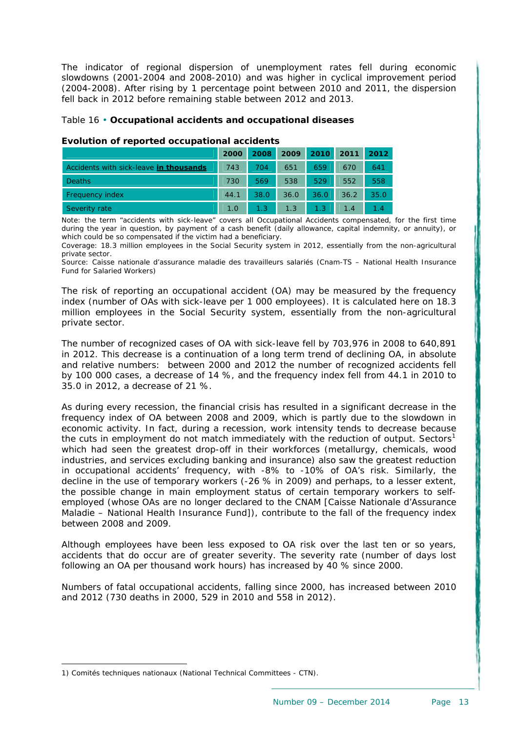The indicator of regional dispersion of unemployment rates fell during economic slowdowns (2001-2004 and 2008-2010) and was higher in cyclical improvement period (2004-2008). After rising by 1 percentage point between 2010 and 2011, the dispersion fell back in 2012 before remaining stable between 2012 and 2013.

Table 16 • **Occupational accidents and occupational diseases**

**Evolution of reported occupational accidents**

| | 2000 | 2008 | 2009 | 2010 | 2011 | 2012 |
|---|---|---|---|---|---|---|
| Accidents with sick-leave **in thousands** | 743 | 704 | 651 | 659 | 670 | 641 |
| Deaths | 730 | 569 | 538 | 529 | 552 | 558 |
| Frequency index | 44.1 | 38.0 | 36.0 | 36.0 | 36.2 | 35.0 |
| Severity rate | 1.0 | 1.3 | 1.3 | 1.3 | 1.4 | 1.4 |

Note: the term "accidents with sick-leave" covers all Occupational Accidents compensated, for the first time during the year in question, by payment of a cash benefit (daily allowance, capital indemnity, or annuity), or which could be so compensated if the victim had a beneficiary.

Coverage: 18.3 million employees in the Social Security system in 2012, essentially from the non-agricultural private sector.

Source: Caisse nationale d'assurance maladie des travailleurs salariés (Cnam-TS – National Health Insurance Fund for Salaried Workers)

The risk of reporting an occupational accident (OA) may be measured by the frequency index (number of OAs with sick-leave per 1 000 employees). It is calculated here on 18.3 million employees in the Social Security system, essentially from the non-agricultural private sector.

The number of recognized cases of OA with sick-leave fell by 703,976 in 2008 to 640,891 in 2012. This decrease is a continuation of a long term trend of declining OA, in absolute and relative numbers: between 2000 and 2012 the number of recognized accidents fell by 100 000 cases, a decrease of 14 %, and the frequency index fell from 44.1 in 2010 to 35.0 in 2012, a decrease of 21 %.

As during every recession, the financial crisis has resulted in a significant decrease in the frequency index of OA between 2008 and 2009, which is partly due to the slowdown in economic activity. In fact, during a recession, work intensity tends to decrease because the cuts in employment do not match immediately with the reduction of output. Sectors[1] which had seen the greatest drop-off in their workforces (metallurgy, chemicals, wood industries, and services excluding banking and insurance) also saw the greatest reduction in occupational accidents' frequency, with -8% to -10% of OA's risk. Similarly, the decline in the use of temporary workers (-26 % in 2009) and perhaps, to a lesser extent, the possible change in main employment status of certain temporary workers to self-employed (whose OAs are no longer declared to the CNAM [Caisse Nationale d'Assurance Maladie – National Health Insurance Fund]), contribute to the fall of the frequency index between 2008 and 2009.

Although employees have been less exposed to OA risk over the last ten or so years, accidents that do occur are of greater severity. The severity rate (number of days lost following an OA per thousand work hours) has increased by 40 % since 2000.

Numbers of fatal occupational accidents, falling since 2000, has increased between 2010 and 2012 (730 deaths in 2000, 529 in 2010 and 558 in 2012).

1) Comités techniques nationaux (National Technical Committees - CTN).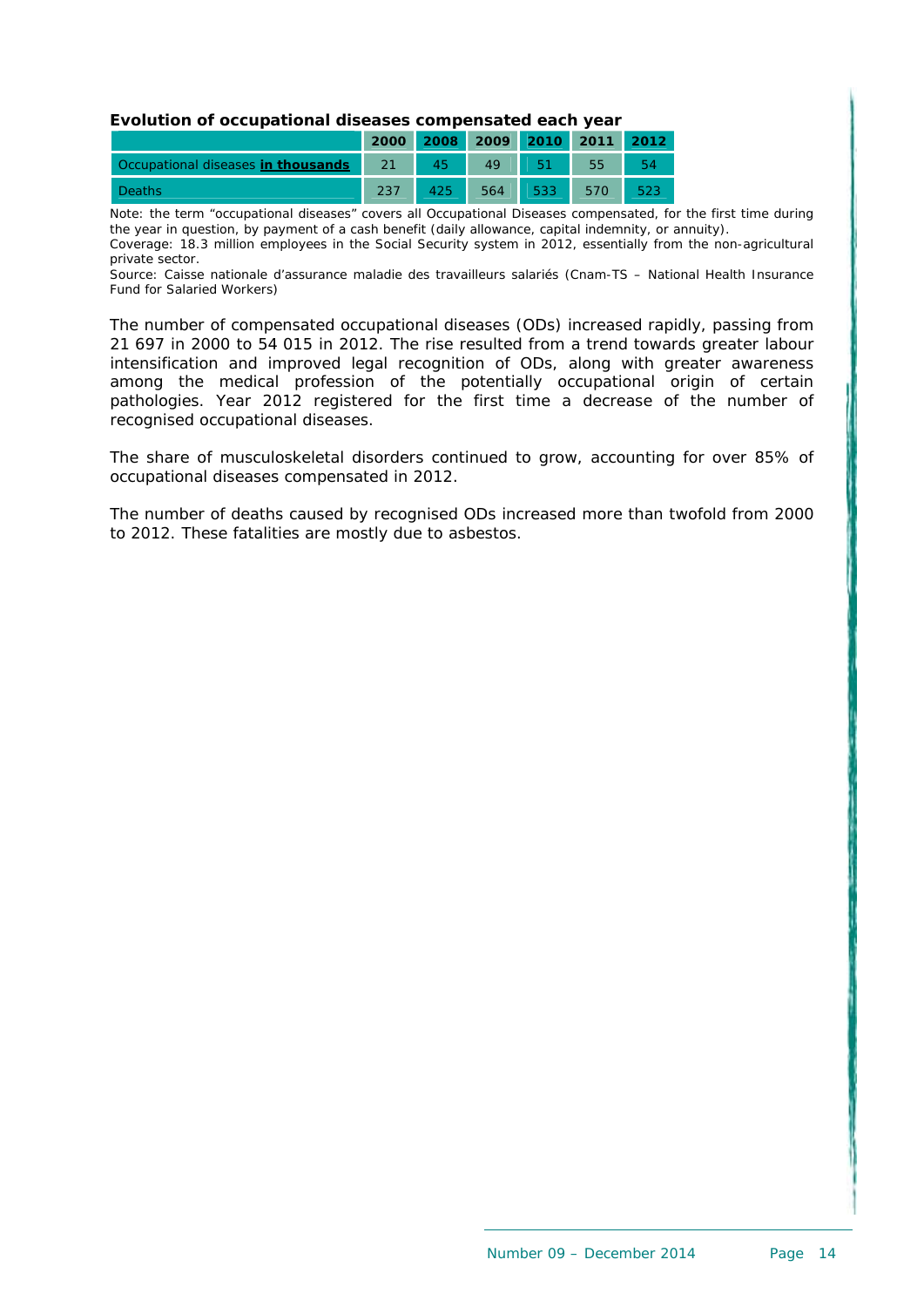**Evolution of occupational diseases compensated each year**

| | 2000 | 2008 | 2009 | 2010 | 2011 | 2012 |
|---|---|---|---|---|---|---|
| Occupational diseases **in thousands** | 21 | 45 | 49 | 51 | 55 | 54 |
| Deaths | 237 | 425 | 564 | 533 | 570 | 523 |

Note: the term "occupational diseases" covers all Occupational Diseases compensated, for the first time during the year in question, by payment of a cash benefit (daily allowance, capital indemnity, or annuity).
Coverage: 18.3 million employees in the Social Security system in 2012, essentially from the non-agricultural private sector.
Source: Caisse nationale d'assurance maladie des travailleurs salariés (Cnam-TS – National Health Insurance Fund for Salaried Workers)

The number of compensated occupational diseases (ODs) increased rapidly, passing from 21 697 in 2000 to 54 015 in 2012. The rise resulted from a trend towards greater labour intensification and improved legal recognition of ODs, along with greater awareness among the medical profession of the potentially occupational origin of certain pathologies. Year 2012 registered for the first time a decrease of the number of recognised occupational diseases.

The share of musculoskeletal disorders continued to grow, accounting for over 85% of occupational diseases compensated in 2012.

The number of deaths caused by recognised ODs increased more than twofold from 2000 to 2012. These fatalities are mostly due to asbestos.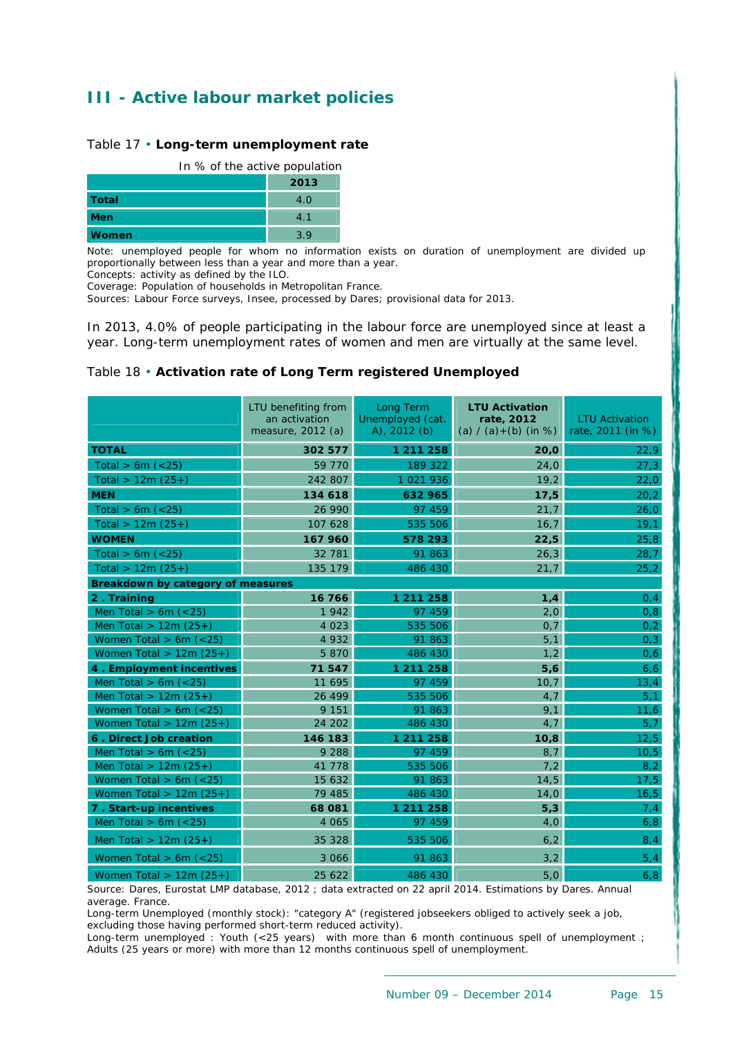## III - Active labour market policies

Table 17 • **Long-term unemployment rate**

In % of the active population

| | 2013 |
|---|---|
| **Total** | 4.0 |
| **Men** | 4.1 |
| **Women** | 3.9 |

Note: unemployed people for whom no information exists on duration of unemployment are divided up proportionally between less than a year and more than a year.
Concepts: activity as defined by the ILO.
Coverage: Population of households in Metropolitan France.
Sources: Labour Force surveys, Insee, processed by Dares; provisional data for 2013.

In 2013, 4.0% of people participating in the labour force are unemployed since at least a year. Long-term unemployment rates of women and men are virtually at the same level.

Table 18 • **Activation rate of Long Term registered Unemployed**

| | LTU benefiting from an activation measure, 2012 (a) | Long Term Unemployed (cat. A), 2012 (b) | **LTU Activation rate, 2012** (a) / (a)+(b) (in %) | LTU Activation rate, 2011 (in %) |
|---|---|---|---|---|
| **TOTAL** | **302 577** | **1 211 258** | **20,0** | 22,9 |
| Total > 6m (<25) | 59 770 | 189 322 | 24,0 | 27,3 |
| Total > 12m (25+) | 242 807 | 1 021 936 | 19,2 | 22,0 |
| **MEN** | **134 618** | **632 965** | **17,5** | 20,2 |
| Total > 6m (<25) | 26 990 | 97 459 | 21,7 | 26,0 |
| Total > 12m (25+) | 107 628 | 535 506 | 16,7 | 19,1 |
| **WOMEN** | **167 960** | **578 293** | **22,5** | 25,8 |
| Total > 6m (<25) | 32 781 | 91 863 | 26,3 | 28,7 |
| Total > 12m (25+) | 135 179 | 486 430 | 21,7 | 25,2 |
| **Breakdown by category of measures** | | | | |
| **2 . Training** | **16 766** | **1 211 258** | **1,4** | 0,4 |
| Men Total > 6m (<25) | 1 942 | 97 459 | 2,0 | 0,8 |
| Men Total > 12m (25+) | 4 023 | 535 506 | 0,7 | 0,2 |
| Women Total > 6m (<25) | 4 932 | 91 863 | 5,1 | 0,3 |
| Women Total > 12m (25+) | 5 870 | 486 430 | 1,2 | 0,6 |
| **4 . Employment incentives** | **71 547** | **1 211 258** | **5,6** | 6,6 |
| Men Total > 6m (<25) | 11 695 | 97 459 | 10,7 | 13,4 |
| Men Total > 12m (25+) | 26 499 | 535 506 | 4,7 | 5,1 |
| Women Total > 6m (<25) | 9 151 | 91 863 | 9,1 | 11,6 |
| Women Total > 12m (25+) | 24 202 | 486 430 | 4,7 | 5,7 |
| **6 . Direct Job creation** | **146 183** | **1 211 258** | **10,8** | 12,5 |
| Men Total > 6m (<25) | 9 288 | 97 459 | 8,7 | 10,5 |
| Men Total > 12m (25+) | 41 778 | 535 506 | 7,2 | 8,2 |
| Women Total > 6m (<25) | 15 632 | 91 863 | 14,5 | 17,5 |
| Women Total > 12m (25+) | 79 485 | 486 430 | 14,0 | 16,5 |
| **7 . Start-up incentives** | **68 081** | **1 211 258** | **5,3** | 7,4 |
| Men Total > 6m (<25) | 4 065 | 97 459 | 4,0 | 6,8 |
| Men Total > 12m (25+) | 35 328 | 535 506 | 6,2 | 8,4 |
| Women Total > 6m (<25) | 3 066 | 91 863 | 3,2 | 5,4 |
| Women Total > 12m (25+) | 25 622 | 486 430 | 5,0 | 6,8 |

Source: Dares, Eurostat LMP database, 2012 ; data extracted on 22 april 2014. Estimations by Dares. Annual average. France.
Long-term Unemployed (monthly stock): "category A" (registered jobseekers obliged to actively seek a job, excluding those having performed short-term reduced activity).
Long-term unemployed : Youth (<25 years) with more than 6 month continuous spell of unemployment ; Adults (25 years or more) with more than 12 months continuous spell of unemployment.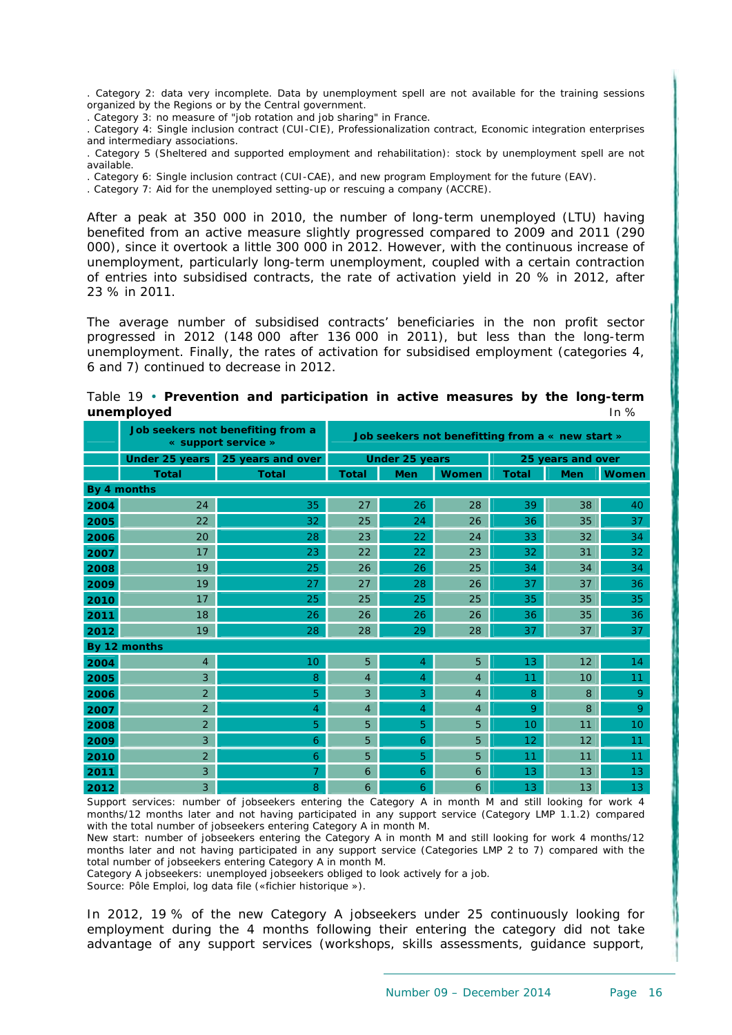. Category 2: data very incomplete. Data by unemployment spell are not available for the training sessions organized by the Regions or by the Central government.

. Category 3: no measure of "job rotation and job sharing" in France.

. Category 4: Single inclusion contract (CUI-CIE), Professionalization contract, Economic integration enterprises and intermediary associations.

. Category 5 (Sheltered and supported employment and rehabilitation): stock by unemployment spell are not available.

. Category 6: Single inclusion contract (CUI-CAE), and new program Employment for the future (EAV).

. Category 7: Aid for the unemployed setting-up or rescuing a company (ACCRE).

After a peak at 350 000 in 2010, the number of long-term unemployed (LTU) having benefited from an active measure slightly progressed compared to 2009 and 2011 (290 000), since it overtook a little 300 000 in 2012. However, with the continuous increase of unemployment, particularly long-term unemployment, coupled with a certain contraction of entries into subsidised contracts, the rate of activation yield in 20 % in 2012, after 23 % in 2011.

The average number of subsidised contracts' beneficiaries in the non profit sector progressed in 2012 (148 000 after 136 000 in 2011), but less than the long-term unemployment. Finally, the rates of activation for subsidised employment (categories 4, 6 and 7) continued to decrease in 2012.

Table 19 • **Prevention and participation in active measures by the long-term unemployed**

In %

| | Job seekers not benefiting from a « support service » | | Job seekers not benefitting from a « new start » | | | | | |
|---|---|---|---|---|---|---|---|---|
| | Under 25 years | 25 years and over | Under 25 years | | | 25 years and over | | |
| | Total | Total | Total | Men | Women | Total | Men | Women |
| **By 4 months** | | | | | | | | |
| 2004 | 24 | 35 | 27 | 26 | 28 | 39 | 38 | 40 |
| 2005 | 22 | 32 | 25 | 24 | 26 | 36 | 35 | 37 |
| 2006 | 20 | 28 | 23 | 22 | 24 | 33 | 32 | 34 |
| 2007 | 17 | 23 | 22 | 22 | 23 | 32 | 31 | 32 |
| 2008 | 19 | 25 | 26 | 26 | 25 | 34 | 34 | 34 |
| 2009 | 19 | 27 | 27 | 28 | 26 | 37 | 37 | 36 |
| 2010 | 17 | 25 | 25 | 25 | 25 | 35 | 35 | 35 |
| 2011 | 18 | 26 | 26 | 26 | 26 | 36 | 35 | 36 |
| 2012 | 19 | 28 | 28 | 29 | 28 | 37 | 37 | 37 |
| **By 12 months** | | | | | | | | |
| 2004 | 4 | 10 | 5 | 4 | 5 | 13 | 12 | 14 |
| 2005 | 3 | 8 | 4 | 4 | 4 | 11 | 10 | 11 |
| 2006 | 2 | 5 | 3 | 3 | 4 | 8 | 8 | 9 |
| 2007 | 2 | 4 | 4 | 4 | 4 | 9 | 8 | 9 |
| 2008 | 2 | 5 | 5 | 5 | 5 | 10 | 11 | 10 |
| 2009 | 3 | 6 | 5 | 6 | 5 | 12 | 12 | 11 |
| 2010 | 2 | 6 | 5 | 5 | 5 | 11 | 11 | 11 |
| 2011 | 3 | 7 | 6 | 6 | 6 | 13 | 13 | 13 |
| 2012 | 3 | 8 | 6 | 6 | 6 | 13 | 13 | 13 |

Support services: number of jobseekers entering the Category A in month M and still looking for work 4 months/12 months later and not having participated in any support service (Category LMP 1.1.2) compared with the total number of jobseekers entering Category A in month M.

New start: number of jobseekers entering the Category A in month M and still looking for work 4 months/12 months later and not having participated in any support service (Categories LMP 2 to 7) compared with the total number of jobseekers entering Category A in month M.

Category A jobseekers: unemployed jobseekers obliged to look actively for a job.

Source: Pôle Emploi, log data file («fichier historique »).

In 2012, 19 % of the new Category A jobseekers under 25 continuously looking for employment during the 4 months following their entering the category did not take advantage of any support services (workshops, skills assessments, guidance support,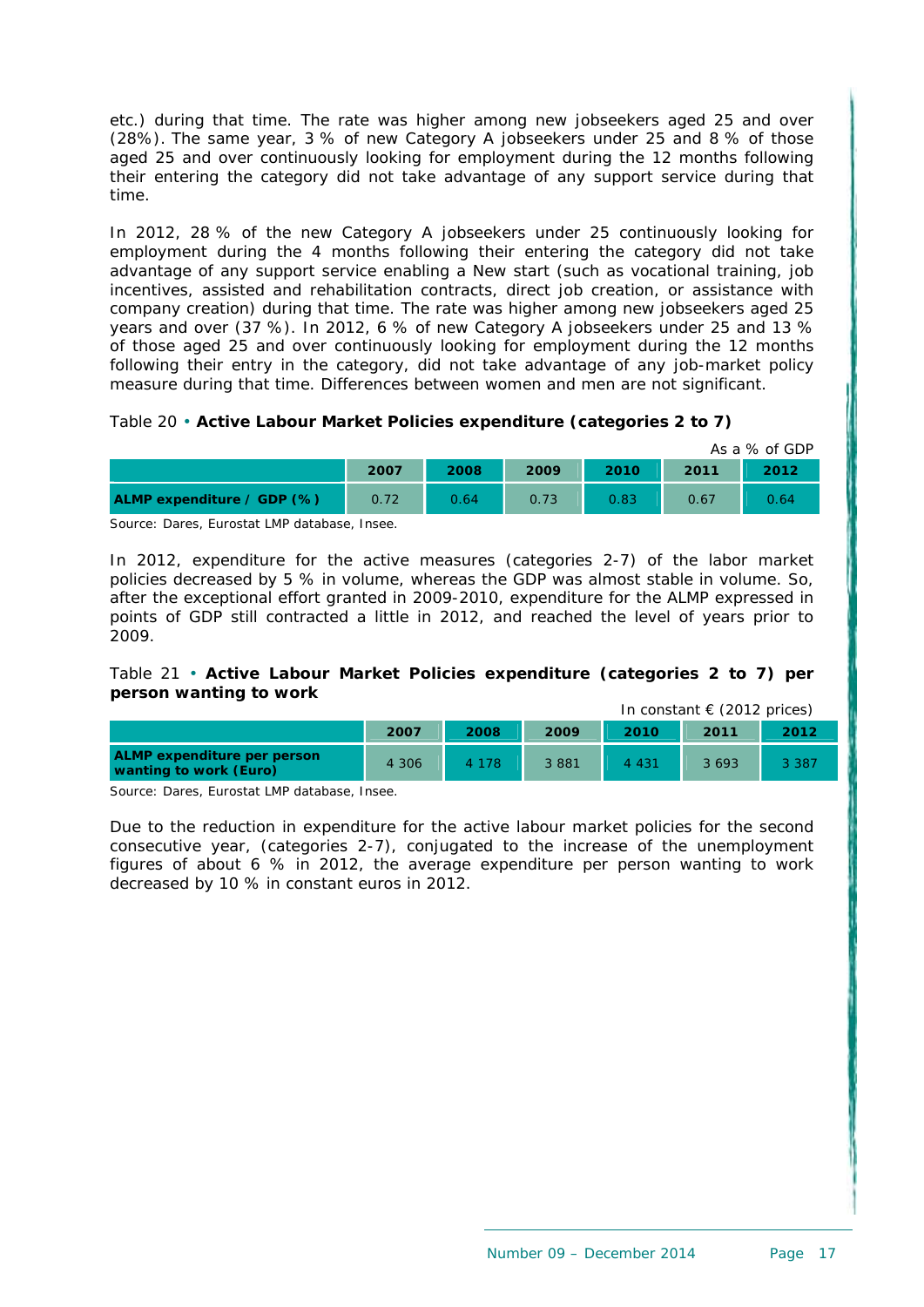etc.) during that time. The rate was higher among new jobseekers aged 25 and over (28%). The same year, 3 % of new Category A jobseekers under 25 and 8 % of those aged 25 and over continuously looking for employment during the 12 months following their entering the category did not take advantage of any support service during that time.

In 2012, 28 % of the new Category A jobseekers under 25 continuously looking for employment during the 4 months following their entering the category did not take advantage of any support service enabling a New start (such as vocational training, job incentives, assisted and rehabilitation contracts, direct job creation, or assistance with company creation) during that time. The rate was higher among new jobseekers aged 25 years and over (37 %). In 2012, 6 % of new Category A jobseekers under 25 and 13 % of those aged 25 and over continuously looking for employment during the 12 months following their entry in the category, did not take advantage of any job-market policy measure during that time. Differences between women and men are not significant.

Table 20 • **Active Labour Market Policies expenditure (categories 2 to 7)**

As a % of GDP

| | 2007 | 2008 | 2009 | 2010 | 2011 | 2012 |
|---|---|---|---|---|---|---|
| **ALMP expenditure / GDP (%)** | 0.72 | 0.64 | 0.73 | 0.83 | 0.67 | 0.64 |

Source: Dares, Eurostat LMP database, Insee.

In 2012, expenditure for the active measures (categories 2-7) of the labor market policies decreased by 5 % in volume, whereas the GDP was almost stable in volume. So, after the exceptional effort granted in 2009-2010, expenditure for the ALMP expressed in points of GDP still contracted a little in 2012, and reached the level of years prior to 2009.

Table 21 • **Active Labour Market Policies expenditure (categories 2 to 7) per person wanting to work**

In constant € (2012 prices)

| | 2007 | 2008 | 2009 | 2010 | 2011 | 2012 |
|---|---|---|---|---|---|---|
| **ALMP expenditure per person wanting to work (Euro)** | 4 306 | 4 178 | 3 881 | 4 431 | 3 693 | 3 387 |

Source: Dares, Eurostat LMP database, Insee.

Due to the reduction in expenditure for the active labour market policies for the second consecutive year, (categories 2-7), conjugated to the increase of the unemployment figures of about 6 % in 2012, the average expenditure per person wanting to work decreased by 10 % in constant euros in 2012.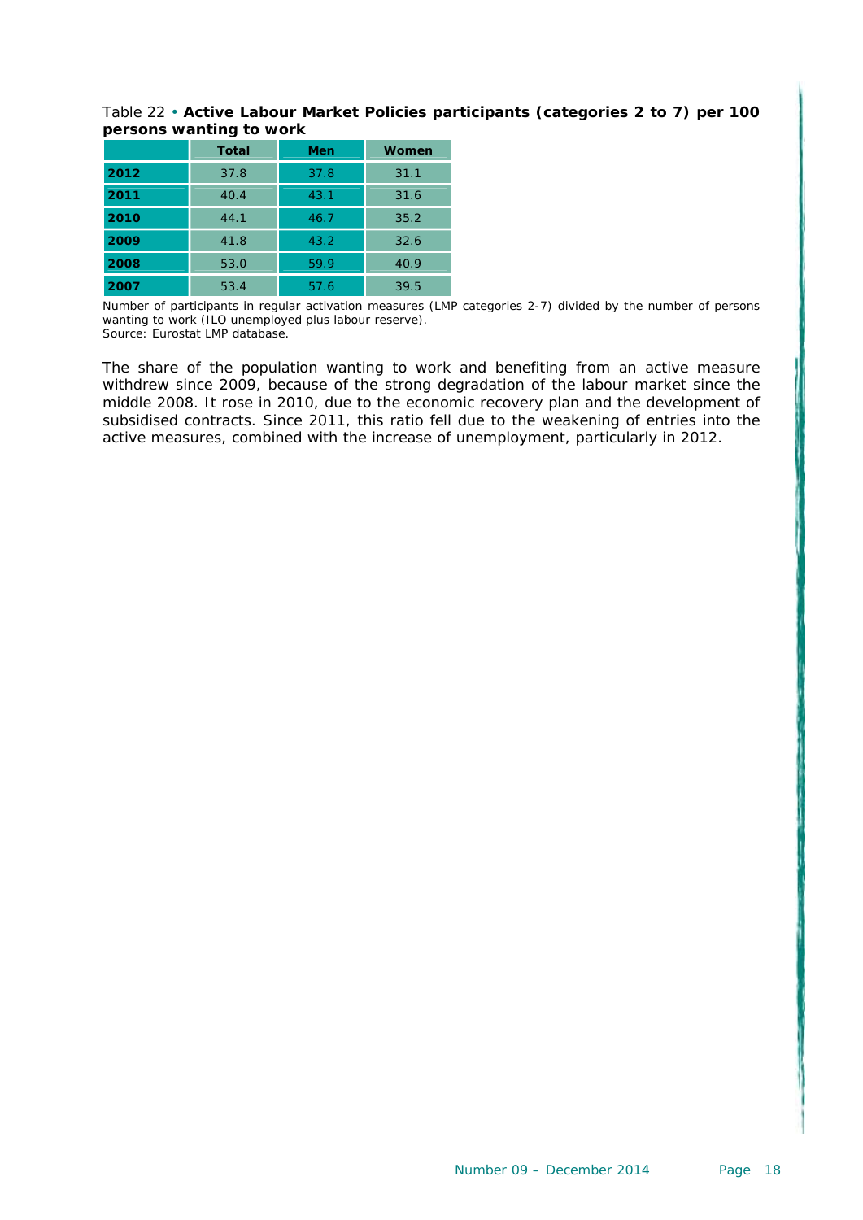Table 22 • **Active Labour Market Policies participants (categories 2 to 7) per 100 persons wanting to work**

| | Total | Men | Women |
|---|---|---|---|
| **2012** | 37.8 | 37.8 | 31.1 |
| **2011** | 40.4 | 43.1 | 31.6 |
| **2010** | 44.1 | 46.7 | 35.2 |
| **2009** | 41.8 | 43.2 | 32.6 |
| **2008** | 53.0 | 59.9 | 40.9 |
| **2007** | 53.4 | 57.6 | 39.5 |

Number of participants in regular activation measures (LMP categories 2-7) divided by the number of persons wanting to work (ILO unemployed plus labour reserve).
Source: Eurostat LMP database.

The share of the population wanting to work and benefiting from an active measure withdrew since 2009, because of the strong degradation of the labour market since the middle 2008. It rose in 2010, due to the economic recovery plan and the development of subsidised contracts. Since 2011, this ratio fell due to the weakening of entries into the active measures, combined with the increase of unemployment, particularly in 2012.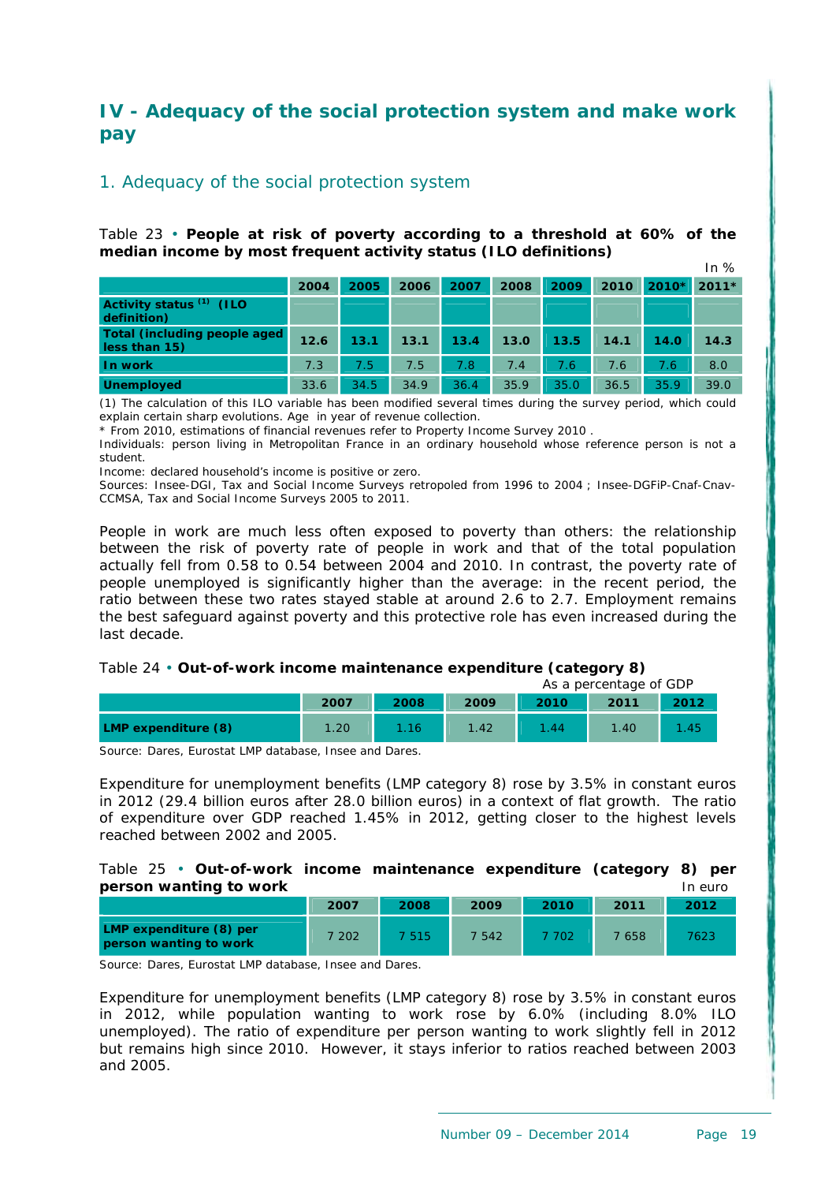# IV - Adequacy of the social protection system and make work pay

## 1. Adequacy of the social protection system

Table 23 • **People at risk of poverty according to a threshold at 60% of the median income by most frequent activity status (ILO definitions)**

In %

| | 2004 | 2005 | 2006 | 2007 | 2008 | 2009 | 2010 | 2010* | 2011* |
|---|---|---|---|---|---|---|---|---|---|
| **Activity status (1) (ILO definition)** | | | | | | | | | |
| **Total (including people aged less than 15)** | **12.6** | **13.1** | **13.1** | **13.4** | **13.0** | **13.5** | **14.1** | **14.0** | **14.3** |
| **In work** | 7.3 | 7.5 | 7.5 | 7.8 | 7.4 | 7.6 | 7.6 | 7.6 | 8.0 |
| **Unemployed** | 33.6 | 34.5 | 34.9 | 36.4 | 35.9 | 35.0 | 36.5 | 35.9 | 39.0 |

(1) The calculation of this ILO variable has been modified several times during the survey period, which could explain certain sharp evolutions. Age in year of revenue collection.

* From 2010, estimations of financial revenues refer to Property Income Survey 2010 .

Individuals: person living in Metropolitan France in an ordinary household whose reference person is not a student.

Income: declared household's income is positive or zero.

Sources: Insee-DGI, Tax and Social Income Surveys retropoled from 1996 to 2004 ; Insee-DGFiP-Cnaf-Cnav-CCMSA, Tax and Social Income Surveys 2005 to 2011.

People in work are much less often exposed to poverty than others: the relationship between the risk of poverty rate of people in work and that of the total population actually fell from 0.58 to 0.54 between 2004 and 2010. In contrast, the poverty rate of people unemployed is significantly higher than the average: in the recent period, the ratio between these two rates stayed stable at around 2.6 to 2.7. Employment remains the best safeguard against poverty and this protective role has even increased during the last decade.

Table 24 • **Out-of-work income maintenance expenditure (category 8)**

As a percentage of GDP

| | 2007 | 2008 | 2009 | 2010 | 2011 | 2012 |
|---|---|---|---|---|---|---|
| **LMP expenditure (8)** | 1.20 | 1.16 | 1.42 | 1.44 | 1.40 | 1.45 |

Source: Dares, Eurostat LMP database, Insee and Dares.

Expenditure for unemployment benefits (LMP category 8) rose by 3.5% in constant euros in 2012 (29.4 billion euros after 28.0 billion euros) in a context of flat growth. The ratio of expenditure over GDP reached 1.45% in 2012, getting closer to the highest levels reached between 2002 and 2005.

Table 25 • **Out-of-work income maintenance expenditure (category 8) per person wanting to work**

In euro

| | 2007 | 2008 | 2009 | 2010 | 2011 | 2012 |
|---|---|---|---|---|---|---|
| **LMP expenditure (8) per person wanting to work** | 7 202 | 7 515 | 7 542 | 7 702 | 7 658 | 7623 |

Source: Dares, Eurostat LMP database, Insee and Dares.

Expenditure for unemployment benefits (LMP category 8) rose by 3.5% in constant euros in 2012, while population wanting to work rose by 6.0% (including 8.0% ILO unemployed). The ratio of expenditure per person wanting to work slightly fell in 2012 but remains high since 2010. However, it stays inferior to ratios reached between 2003 and 2005.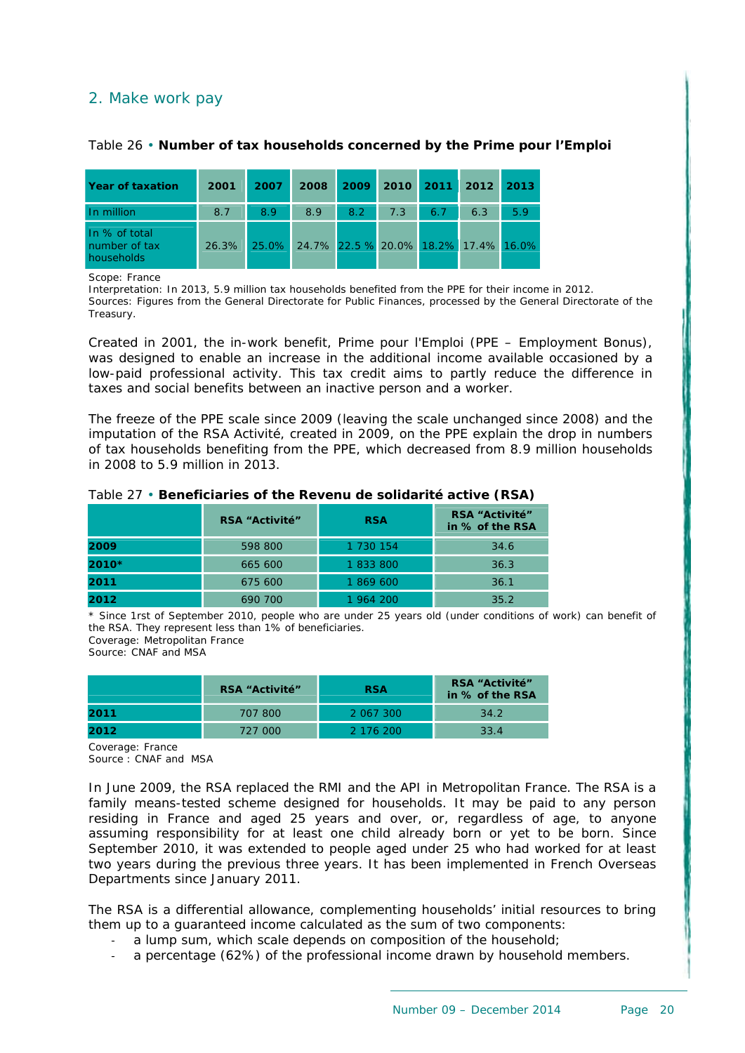## 2. Make work pay

Table 26 • **Number of tax households concerned by the Prime pour l'Emploi**

| Year of taxation | 2001 | 2007 | 2008 | 2009 | 2010 | 2011 | 2012 | 2013 |
|---|---|---|---|---|---|---|---|---|
| In million | 8.7 | 8.9 | 8.9 | 8.2 | 7.3 | 6.7 | 6.3 | 5.9 |
| In % of total number of tax households | 26.3% | 25.0% | 24.7% | 22.5 % | 20.0% | 18.2% | 17.4% | 16.0% |

Scope: France
Interpretation: In 2013, 5.9 million tax households benefited from the PPE for their income in 2012.
Sources: Figures from the General Directorate for Public Finances, processed by the General Directorate of the Treasury.

Created in 2001, the in-work benefit, Prime pour l'Emploi (PPE – Employment Bonus), was designed to enable an increase in the additional income available occasioned by a low-paid professional activity. This tax credit aims to partly reduce the difference in taxes and social benefits between an inactive person and a worker.

The freeze of the PPE scale since 2009 (leaving the scale unchanged since 2008) and the imputation of the RSA Activité, created in 2009, on the PPE explain the drop in numbers of tax households benefiting from the PPE, which decreased from 8.9 million households in 2008 to 5.9 million in 2013.

Table 27 • **Beneficiaries of the Revenu de solidarité active (RSA)**

| | RSA "Activité" | RSA | RSA "Activité" in % of the RSA |
|---|---|---|---|
| **2009** | 598 800 | 1 730 154 | 34.6 |
| **2010*** | 665 600 | 1 833 800 | 36.3 |
| **2011** | 675 600 | 1 869 600 | 36.1 |
| **2012** | 690 700 | 1 964 200 | 35.2 |

\* Since 1rst of September 2010, people who are under 25 years old (under conditions of work) can benefit of the RSA. They represent less than 1% of beneficiaries.
Coverage: Metropolitan France
Source: CNAF and MSA

| | RSA "Activité" | RSA | RSA "Activité" in % of the RSA |
|---|---|---|---|
| **2011** | 707 800 | 2 067 300 | 34.2 |
| **2012** | 727 000 | 2 176 200 | 33.4 |

Coverage: France
Source : CNAF and MSA

In June 2009, the RSA replaced the RMI and the API in Metropolitan France. The RSA is a family means-tested scheme designed for households. It may be paid to any person residing in France and aged 25 years and over, or, regardless of age, to anyone assuming responsibility for at least one child already born or yet to be born. Since September 2010, it was extended to people aged under 25 who had worked for at least two years during the previous three years. It has been implemented in French Overseas Departments since January 2011.

The RSA is a differential allowance, complementing households' initial resources to bring them up to a guaranteed income calculated as the sum of two components:

- a lump sum, which scale depends on composition of the household;
- a percentage (62%) of the professional income drawn by household members.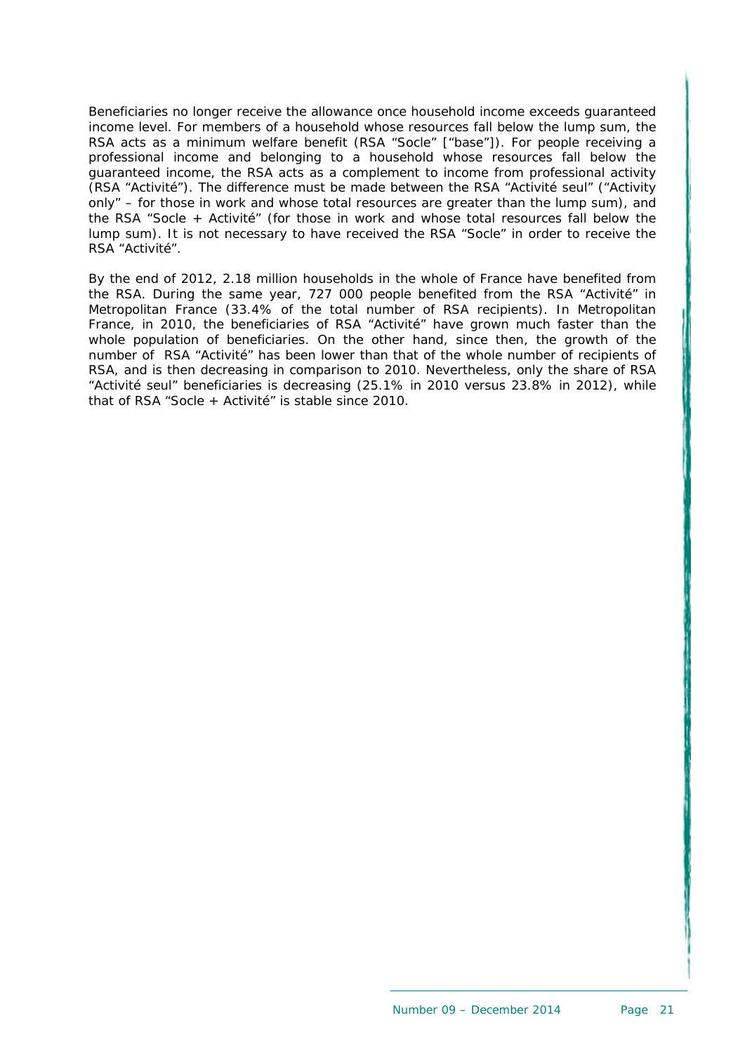Beneficiaries no longer receive the allowance once household income exceeds guaranteed income level. For members of a household whose resources fall below the lump sum, the RSA acts as a minimum welfare benefit (RSA “Socle” [“base”]). For people receiving a professional income and belonging to a household whose resources fall below the guaranteed income, the RSA acts as a complement to income from professional activity (RSA “Activité”). The difference must be made between the RSA “Activité seul” (“Activity only” – for those in work and whose total resources are greater than the lump sum), and the RSA “Socle + Activité” (for those in work and whose total resources fall below the lump sum). It is not necessary to have received the RSA “Socle” in order to receive the RSA “Activité”.

By the end of 2012, 2.18 million households in the whole of France have benefited from the RSA. During the same year, 727 000 people benefited from the RSA “Activité” in Metropolitan France (33.4% of the total number of RSA recipients). In Metropolitan France, in 2010, the beneficiaries of RSA “Activité” have grown much faster than the whole population of beneficiaries. On the other hand, since then, the growth of the number of RSA “Activité” has been lower than that of the whole number of recipients of RSA, and is then decreasing in comparison to 2010. Nevertheless, only the share of RSA “Activité seul” beneficiaries is decreasing (25.1% in 2010 versus 23.8% in 2012), while that of RSA “Socle + Activité” is stable since 2010.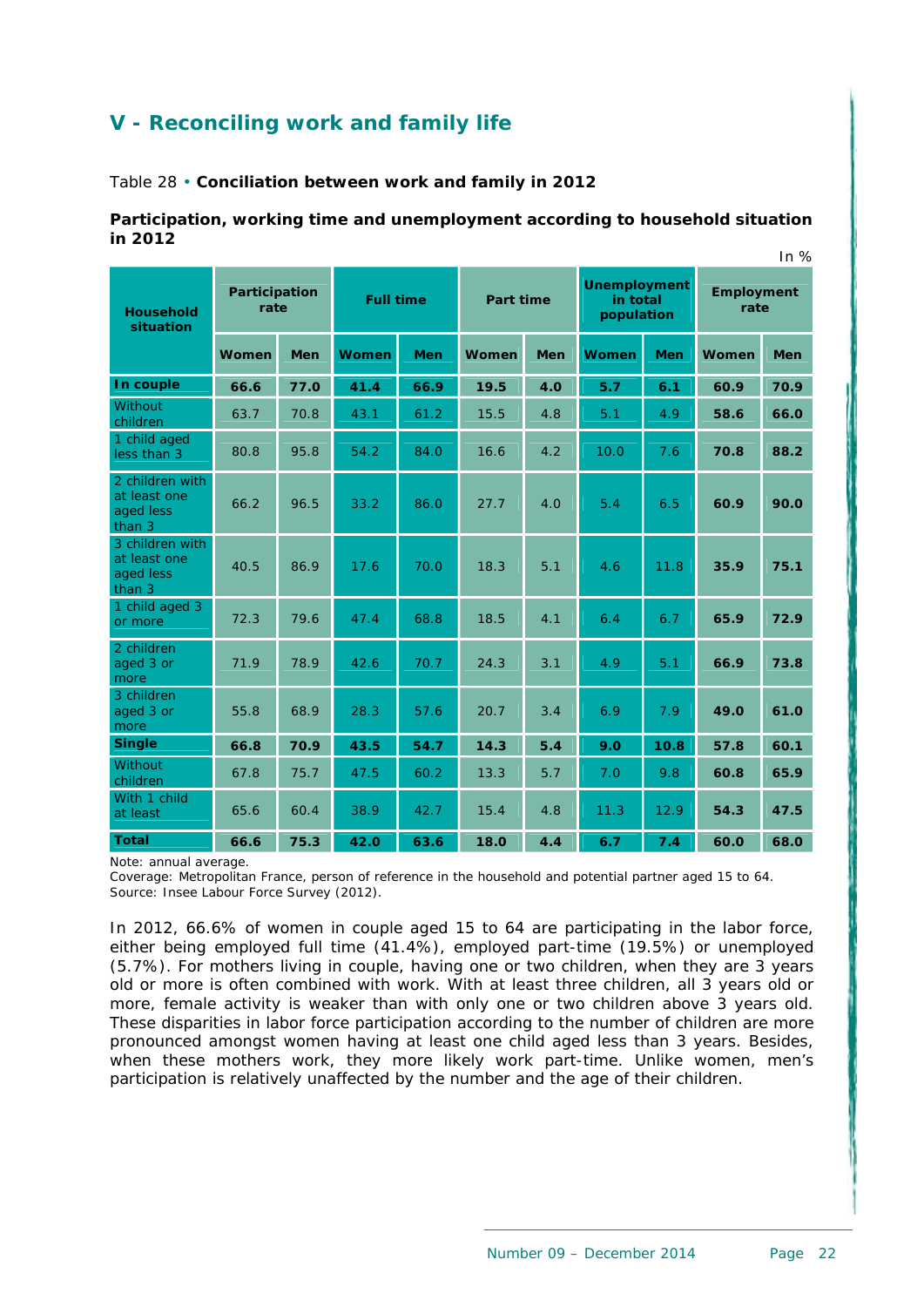## V - Reconciling work and family life

Table 28 • **Conciliation between work and family in 2012**

**Participation, working time and unemployment according to household situation in 2012**

In %

| Household situation | Participation rate | | Full time | | Part time | | Unemployment in total population | | Employment rate | |
|---|---|---|---|---|---|---|---|---|---|---|
| | Women | Men | Women | Men | Women | Men | Women | Men | Women | Men |
| **In couple** | **66.6** | **77.0** | **41.4** | **66.9** | **19.5** | **4.0** | **5.7** | **6.1** | **60.9** | **70.9** |
| Without children | 63.7 | 70.8 | 43.1 | 61.2 | 15.5 | 4.8 | 5.1 | 4.9 | **58.6** | **66.0** |
| 1 child aged less than 3 | 80.8 | 95.8 | 54.2 | 84.0 | 16.6 | 4.2 | 10.0 | 7.6 | **70.8** | **88.2** |
| 2 children with at least one aged less than 3 | 66.2 | 96.5 | 33.2 | 86.0 | 27.7 | 4.0 | 5.4 | 6.5 | **60.9** | **90.0** |
| 3 children with at least one aged less than 3 | 40.5 | 86.9 | 17.6 | 70.0 | 18.3 | 5.1 | 4.6 | 11.8 | **35.9** | **75.1** |
| 1 child aged 3 or more | 72.3 | 79.6 | 47.4 | 68.8 | 18.5 | 4.1 | 6.4 | 6.7 | **65.9** | **72.9** |
| 2 children aged 3 or more | 71.9 | 78.9 | 42.6 | 70.7 | 24.3 | 3.1 | 4.9 | 5.1 | **66.9** | **73.8** |
| 3 children aged 3 or more | 55.8 | 68.9 | 28.3 | 57.6 | 20.7 | 3.4 | 6.9 | 7.9 | **49.0** | **61.0** |
| **Single** | **66.8** | **70.9** | **43.5** | **54.7** | **14.3** | **5.4** | **9.0** | **10.8** | **57.8** | **60.1** |
| Without children | 67.8 | 75.7 | 47.5 | 60.2 | 13.3 | 5.7 | 7.0 | 9.8 | **60.8** | **65.9** |
| With 1 child at least | 65.6 | 60.4 | 38.9 | 42.7 | 15.4 | 4.8 | 11.3 | 12.9 | **54.3** | **47.5** |
| **Total** | **66.6** | **75.3** | **42.0** | **63.6** | **18.0** | **4.4** | **6.7** | **7.4** | **60.0** | **68.0** |

Note: annual average.
Coverage: Metropolitan France, person of reference in the household and potential partner aged 15 to 64.
Source: Insee Labour Force Survey (2012).

In 2012, 66.6% of women in couple aged 15 to 64 are participating in the labor force, either being employed full time (41.4%), employed part-time (19.5%) or unemployed (5.7%). For mothers living in couple, having one or two children, when they are 3 years old or more is often combined with work. With at least three children, all 3 years old or more, female activity is weaker than with only one or two children above 3 years old. These disparities in labor force participation according to the number of children are more pronounced amongst women having at least one child aged less than 3 years. Besides, when these mothers work, they more likely work part-time. Unlike women, men's participation is relatively unaffected by the number and the age of their children.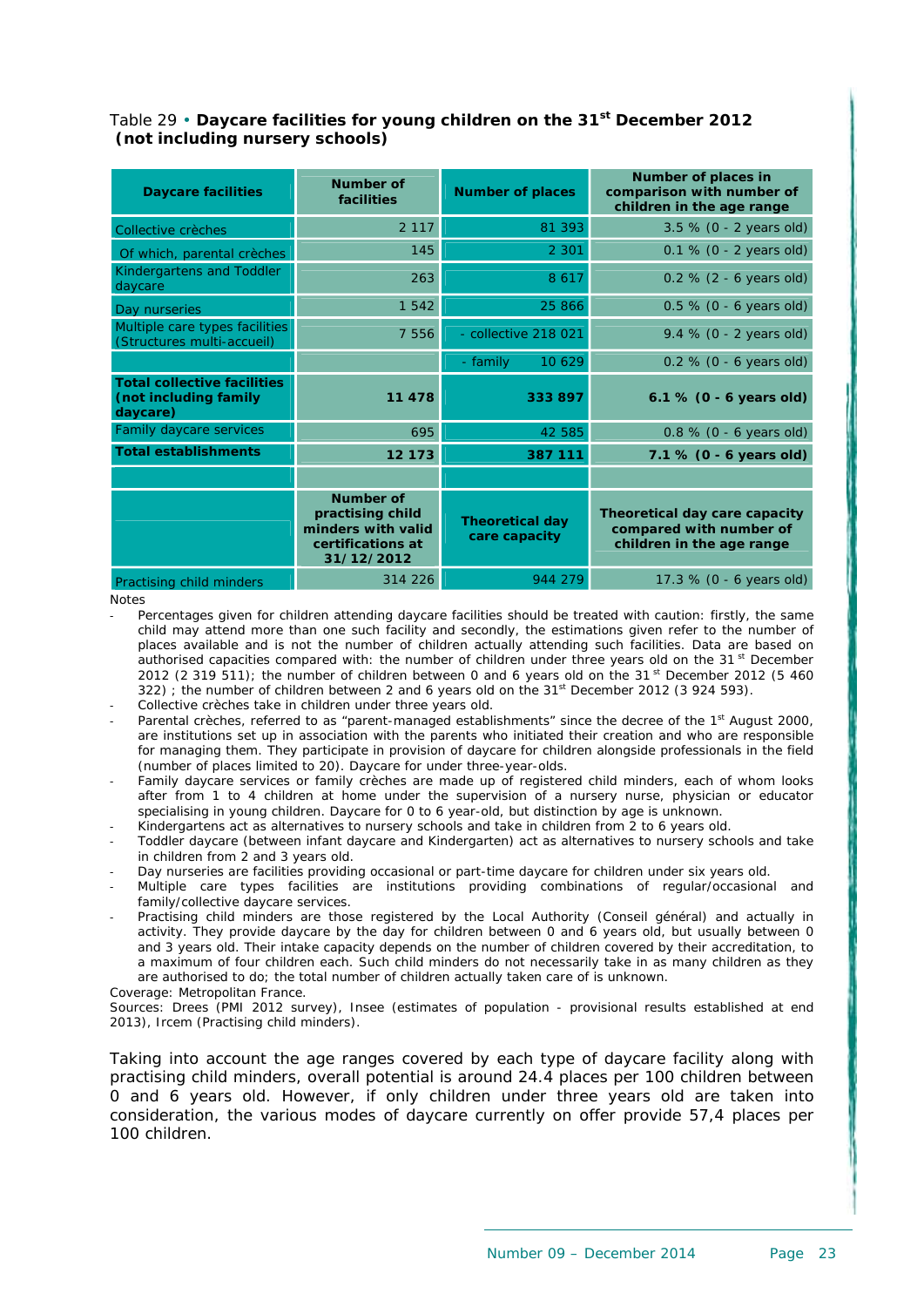Table 29 • **Daycare facilities for young children on the 31st December 2012 (not including nursery schools)**

| Daycare facilities | Number of facilities | Number of places | Number of places in comparison with number of children in the age range |
|---|---|---|---|
| Collective crèches | 2 117 | 81 393 | 3.5 % (0 - 2 years old) |
| Of which, parental crèches | 145 | 2 301 | 0.1 % (0 - 2 years old) |
| Kindergartens and Toddler daycare | 263 | 8 617 | 0.2 % (2 - 6 years old) |
| Day nurseries | 1 542 | 25 866 | 0.5 % (0 - 6 years old) |
| Multiple care types facilities (Structures multi-accueil) | 7 556 | - collective 218 021 | 9.4 % (0 - 2 years old) |
| | | - family 10 629 | 0.2 % (0 - 6 years old) |
| **Total collective facilities (not including family daycare)** | **11 478** | **333 897** | **6.1 % (0 - 6 years old)** |
| Family daycare services | 695 | 42 585 | 0.8 % (0 - 6 years old) |
| **Total establishments** | **12 173** | **387 111** | **7.1 % (0 - 6 years old)** |
| | | | |
| | **Number of practising child minders with valid certifications at 31/12/2012** | **Theoretical day care capacity** | **Theoretical day care capacity compared with number of children in the age range** |
| Practising child minders | 314 226 | 944 279 | 17.3 % (0 - 6 years old) |

Notes

- Percentages given for children attending daycare facilities should be treated with caution: firstly, the same child may attend more than one such facility and secondly, the estimations given refer to the number of places available and is not the number of children actually attending such facilities. Data are based on authorised capacities compared with: the number of children under three years old on the 31st December 2012 (2 319 511); the number of children between 0 and 6 years old on the 31st December 2012 (5 460 322) ; the number of children between 2 and 6 years old on the 31st December 2012 (3 924 593).
- Collective crèches take in children under three years old.
- Parental crèches, referred to as "parent-managed establishments" since the decree of the 1st August 2000, are institutions set up in association with the parents who initiated their creation and who are responsible for managing them. They participate in provision of daycare for children alongside professionals in the field (number of places limited to 20). Daycare for under three-year-olds.
- Family daycare services or family crèches are made up of registered child minders, each of whom looks after from 1 to 4 children at home under the supervision of a nursery nurse, physician or educator specialising in young children. Daycare for 0 to 6 year-old, but distinction by age is unknown.
- Kindergartens act as alternatives to nursery schools and take in children from 2 to 6 years old.
- Toddler daycare (between infant daycare and Kindergarten) act as alternatives to nursery schools and take in children from 2 and 3 years old.
- Day nurseries are facilities providing occasional or part-time daycare for children under six years old.
- Multiple care types facilities are institutions providing combinations of regular/occasional and family/collective daycare services.
- Practising child minders are those registered by the Local Authority (Conseil général) and actually in activity. They provide daycare by the day for children between 0 and 6 years old, but usually between 0 and 3 years old. Their intake capacity depends on the number of children covered by their accreditation, to a maximum of four children each. Such child minders do not necessarily take in as many children as they are authorised to do; the total number of children actually taken care of is unknown.

Coverage: Metropolitan France.

Sources: Drees (PMI 2012 survey), Insee (estimates of population - provisional results established at end 2013), Ircem (Practising child minders).

Taking into account the age ranges covered by each type of daycare facility along with practising child minders, overall potential is around 24.4 places per 100 children between 0 and 6 years old. However, if only children under three years old are taken into consideration, the various modes of daycare currently on offer provide 57,4 places per 100 children.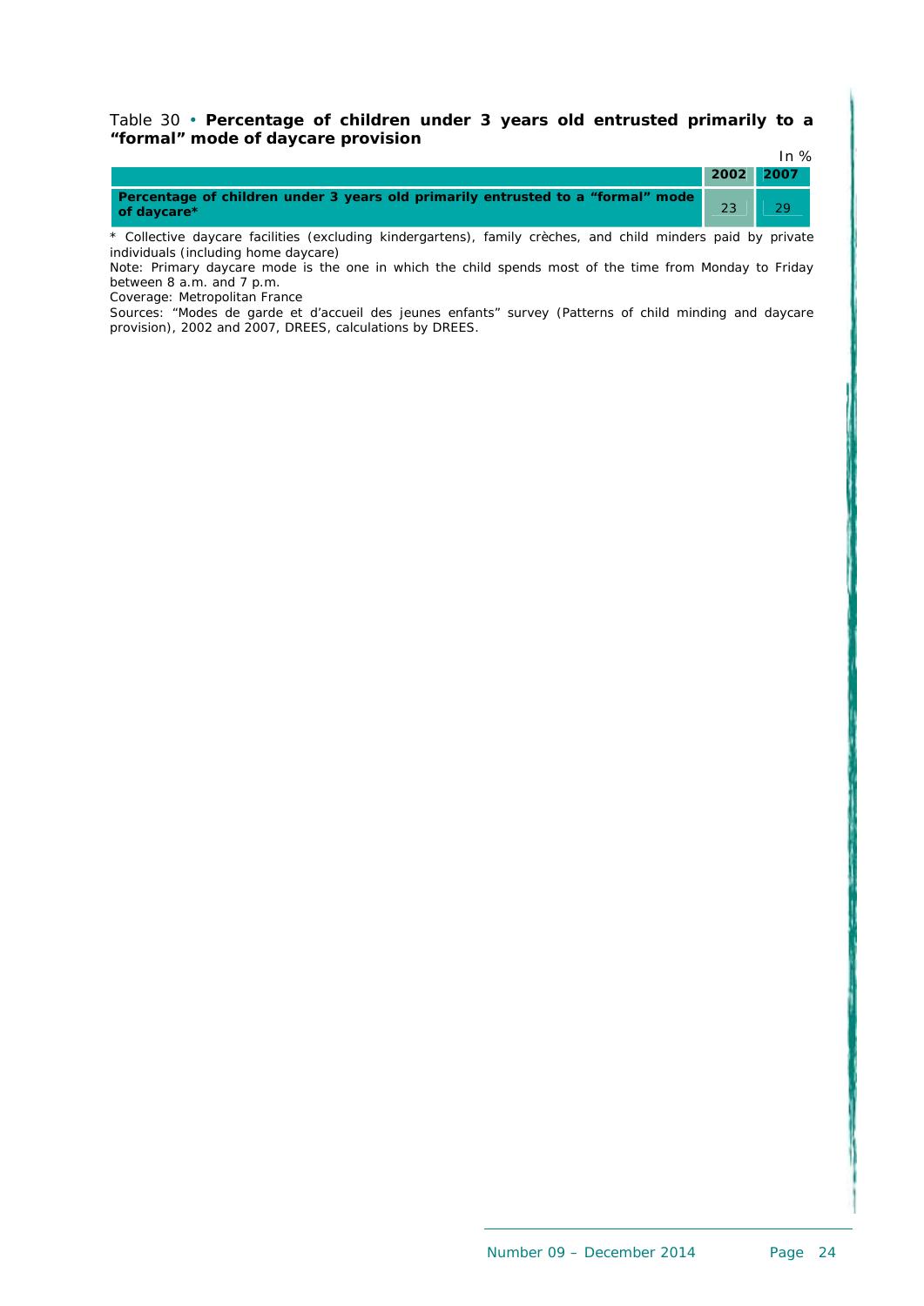Table 30 • **Percentage of children under 3 years old entrusted primarily to a "formal" mode of daycare provision**

In %

| | 2002 | 2007 |
|---|---|---|
| **Percentage of children under 3 years old primarily entrusted to a "formal" mode of daycare*** | 23 | 29 |

* Collective daycare facilities (excluding kindergartens), family crèches, and child minders paid by private individuals (including home daycare)

Note: Primary daycare mode is the one in which the child spends most of the time from Monday to Friday between 8 a.m. and 7 p.m.

Coverage: Metropolitan France

Sources: "Modes de garde et d'accueil des jeunes enfants" survey (Patterns of child minding and daycare provision), 2002 and 2007, DREES, calculations by DREES.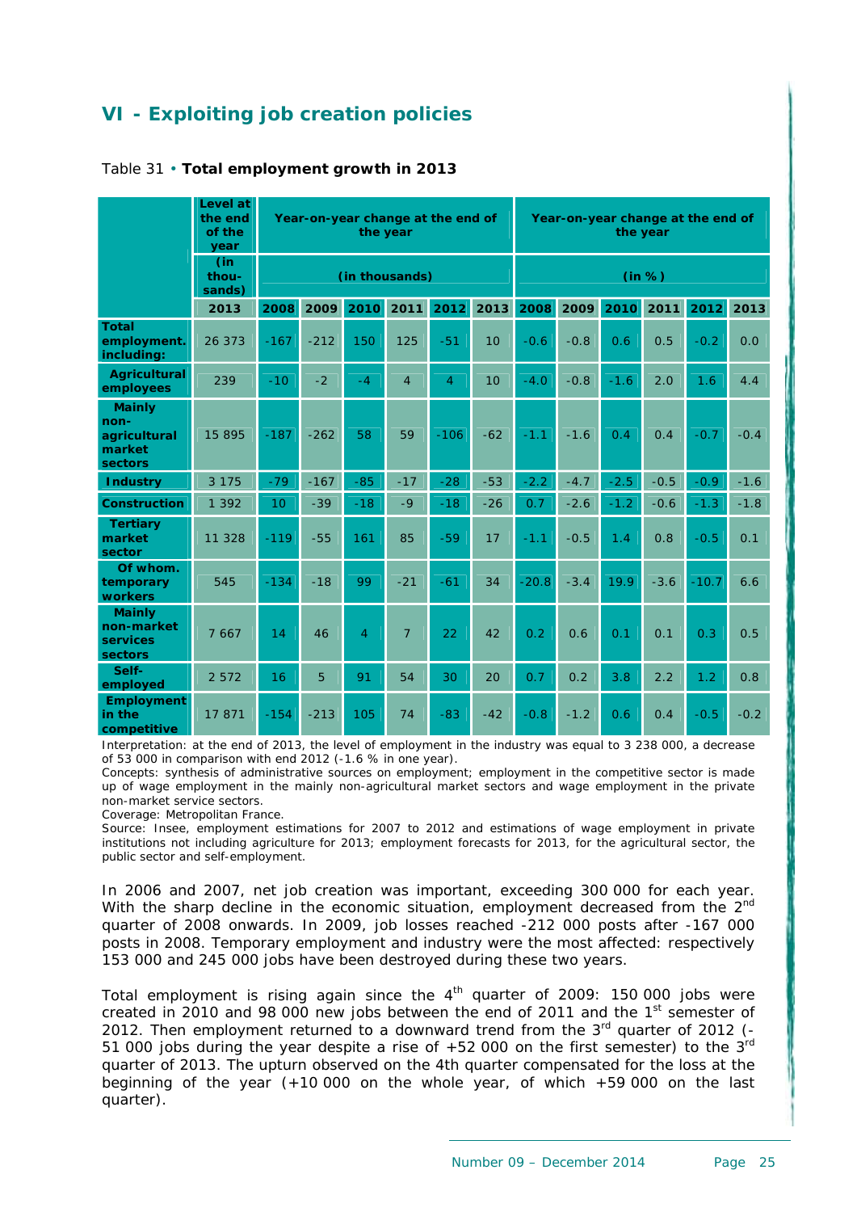# VI - Exploiting job creation policies

Table 31 • **Total employment growth in 2013**

| | Level at the end of the year | Year-on-year change at the end of the year | | | | | | Year-on-year change at the end of the year | | | | | |
|---|---|---|---|---|---|---|---|---|---|---|---|---|---|
| | (in thousands) | (in thousands) | | | | | | (in %) | | | | | |
| | 2013 | 2008 | 2009 | 2010 | 2011 | 2012 | 2013 | 2008 | 2009 | 2010 | 2011 | 2012 | 2013 |
| **Total employment. including:** | 26 373 | -167 | -212 | 150 | 125 | -51 | 10 | -0.6 | -0.8 | 0.6 | 0.5 | -0.2 | 0.0 |
| **Agricultural employees** | 239 | -10 | -2 | -4 | 4 | 4 | 10 | -4.0 | -0.8 | -1.6 | 2.0 | 1.6 | 4.4 |
| **Mainly non-agricultural market sectors** | 15 895 | -187 | -262 | 58 | 59 | -106 | -62 | -1.1 | -1.6 | 0.4 | 0.4 | -0.7 | -0.4 |
| **Industry** | 3 175 | -79 | -167 | -85 | -17 | -28 | -53 | -2.2 | -4.7 | -2.5 | -0.5 | -0.9 | -1.6 |
| **Construction** | 1 392 | 10 | -39 | -18 | -9 | -18 | -26 | 0.7 | -2.6 | -1.2 | -0.6 | -1.3 | -1.8 |
| **Tertiary market sector** | 11 328 | -119 | -55 | 161 | 85 | -59 | 17 | -1.1 | -0.5 | 1.4 | 0.8 | -0.5 | 0.1 |
| **Of whom. temporary workers** | 545 | -134 | -18 | 99 | -21 | -61 | 34 | -20.8 | -3.4 | 19.9 | -3.6 | -10.7 | 6.6 |
| **Mainly non-market services sectors** | 7 667 | 14 | 46 | 4 | 7 | 22 | 42 | 0.2 | 0.6 | 0.1 | 0.1 | 0.3 | 0.5 |
| **Self-employed** | 2 572 | 16 | 5 | 91 | 54 | 30 | 20 | 0.7 | 0.2 | 3.8 | 2.2 | 1.2 | 0.8 |
| **Employment in the competitive** | 17 871 | -154 | -213 | 105 | 74 | -83 | -42 | -0.8 | -1.2 | 0.6 | 0.4 | -0.5 | -0.2 |

Interpretation: at the end of 2013, the level of employment in the industry was equal to 3 238 000, a decrease of 53 000 in comparison with end 2012 (-1.6 % in one year).
Concepts: synthesis of administrative sources on employment; employment in the competitive sector is made up of wage employment in the mainly non-agricultural market sectors and wage employment in the private non-market service sectors.
Coverage: Metropolitan France.
Source: Insee, employment estimations for 2007 to 2012 and estimations of wage employment in private institutions not including agriculture for 2013; employment forecasts for 2013, for the agricultural sector, the public sector and self-employment.

In 2006 and 2007, net job creation was important, exceeding 300 000 for each year. With the sharp decline in the economic situation, employment decreased from the 2nd quarter of 2008 onwards. In 2009, job losses reached -212 000 posts after -167 000 posts in 2008. Temporary employment and industry were the most affected: respectively 153 000 and 245 000 jobs have been destroyed during these two years.

Total employment is rising again since the 4th quarter of 2009: 150 000 jobs were created in 2010 and 98 000 new jobs between the end of 2011 and the 1st semester of 2012. Then employment returned to a downward trend from the 3rd quarter of 2012 (-51 000 jobs during the year despite a rise of +52 000 on the first semester) to the 3rd quarter of 2013. The upturn observed on the 4th quarter compensated for the loss at the beginning of the year (+10 000 on the whole year, of which +59 000 on the last quarter).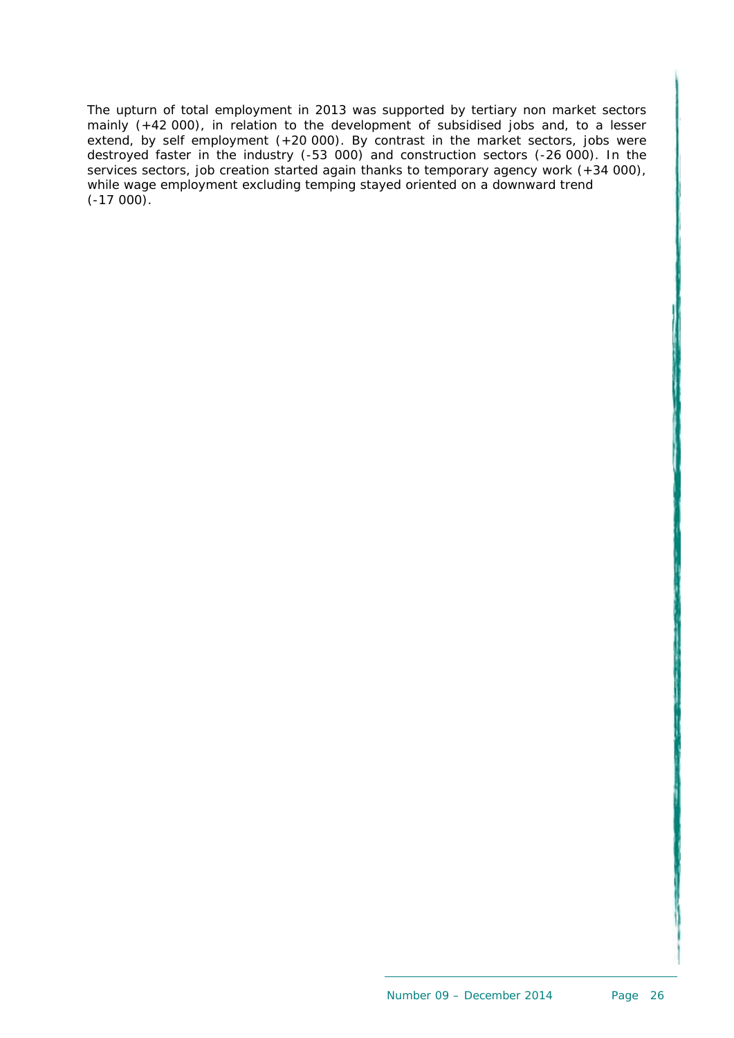The upturn of total employment in 2013 was supported by tertiary non market sectors mainly (+42 000), in relation to the development of subsidised jobs and, to a lesser extend, by self employment (+20 000). By contrast in the market sectors, jobs were destroyed faster in the industry (-53 000) and construction sectors (-26 000). In the services sectors, job creation started again thanks to temporary agency work (+34 000), while wage employment excluding temping stayed oriented on a downward trend (-17 000).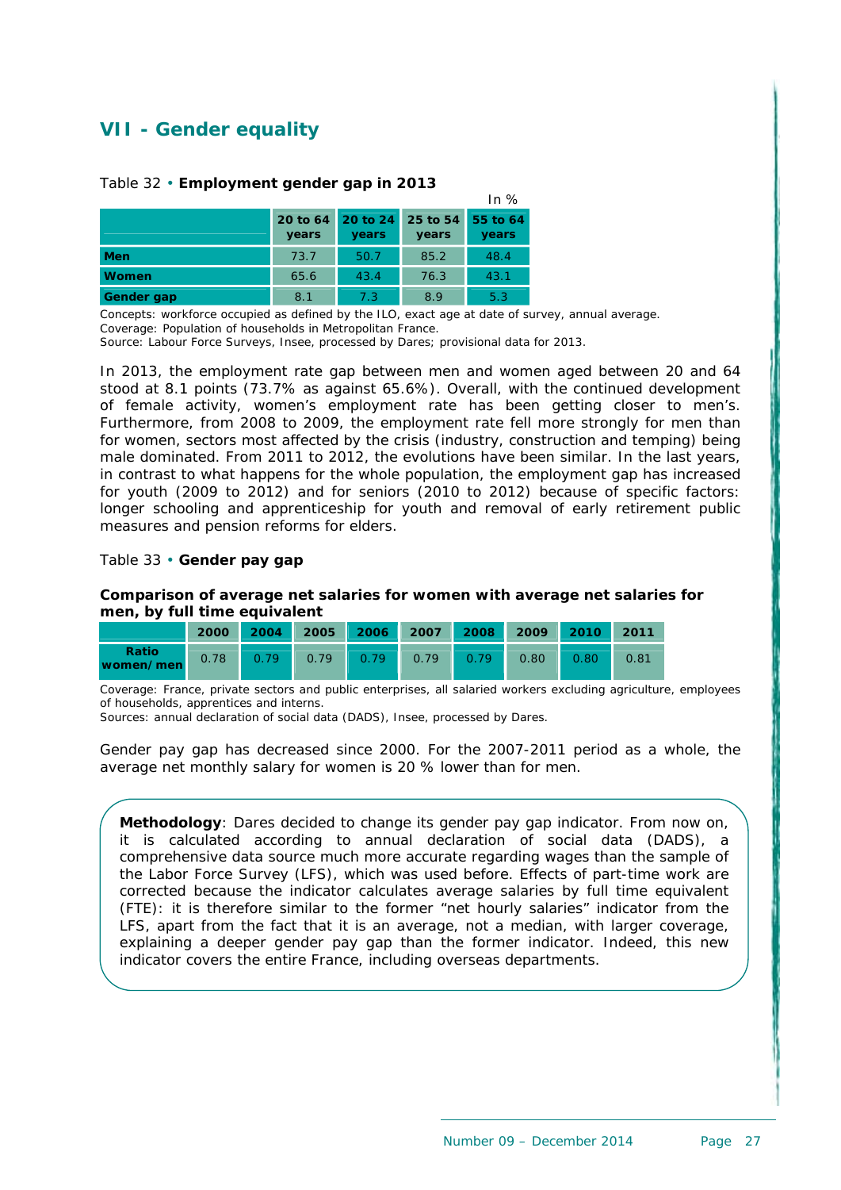# VII - Gender equality

Table 32 • **Employment gender gap in 2013**

In %

| | 20 to 64 years | 20 to 24 years | 25 to 54 years | 55 to 64 years |
|---|---|---|---|---|
| **Men** | 73.7 | 50.7 | 85.2 | 48.4 |
| **Women** | 65.6 | 43.4 | 76.3 | 43.1 |
| **Gender gap** | 8.1 | 7.3 | 8.9 | 5.3 |

Concepts: workforce occupied as defined by the ILO, exact age at date of survey, annual average.
Coverage: Population of households in Metropolitan France.
Source: Labour Force Surveys, Insee, processed by Dares; provisional data for 2013.

In 2013, the employment rate gap between men and women aged between 20 and 64 stood at 8.1 points (73.7% as against 65.6%). Overall, with the continued development of female activity, women's employment rate has been getting closer to men's. Furthermore, from 2008 to 2009, the employment rate fell more strongly for men than for women, sectors most affected by the crisis (industry, construction and temping) being male dominated. From 2011 to 2012, the evolutions have been similar. In the last years, in contrast to what happens for the whole population, the employment gap has increased for youth (2009 to 2012) and for seniors (2010 to 2012) because of specific factors: longer schooling and apprenticeship for youth and removal of early retirement public measures and pension reforms for elders.

Table 33 • **Gender pay gap**

**Comparison of average net salaries for women with average net salaries for men, by full time equivalent**

| | 2000 | 2004 | 2005 | 2006 | 2007 | 2008 | 2009 | 2010 | 2011 |
|---|---|---|---|---|---|---|---|---|---|
| **Ratio women/men** | 0.78 | 0.79 | 0.79 | 0.79 | 0.79 | 0.79 | 0.80 | 0.80 | 0.81 |

Coverage: France, private sectors and public enterprises, all salaried workers excluding agriculture, employees of households, apprentices and interns.
Sources: annual declaration of social data (DADS), Insee, processed by Dares.

Gender pay gap has decreased since 2000. For the 2007-2011 period as a whole, the average net monthly salary for women is 20 % lower than for men.

**Methodology**: Dares decided to change its gender pay gap indicator. From now on, it is calculated according to annual declaration of social data (DADS), a comprehensive data source much more accurate regarding wages than the sample of the Labor Force Survey (LFS), which was used before. Effects of part-time work are corrected because the indicator calculates average salaries by full time equivalent (FTE): it is therefore similar to the former "net hourly salaries" indicator from the LFS, apart from the fact that it is an average, not a median, with larger coverage, explaining a deeper gender pay gap than the former indicator. Indeed, this new indicator covers the entire France, including overseas departments.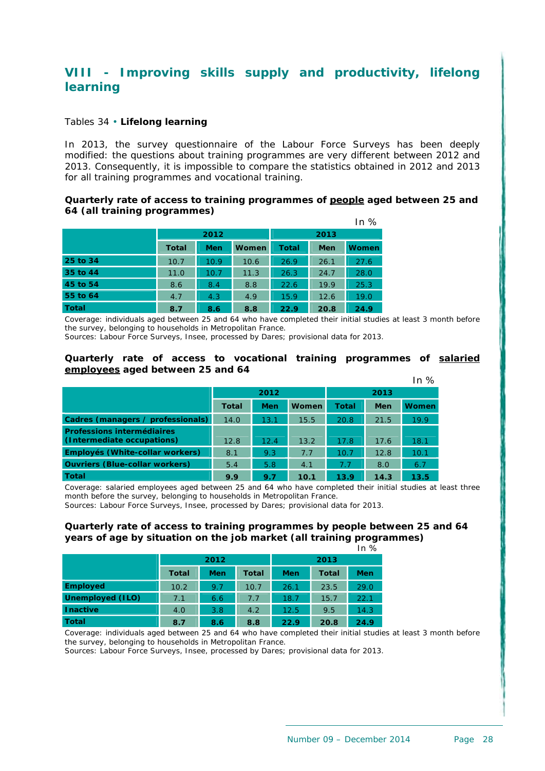## VIII - Improving skills supply and productivity, lifelong learning

Tables 34 • **Lifelong learning**

In 2013, the survey questionnaire of the Labour Force Surveys has been deeply modified: the questions about training programmes are very different between 2012 and 2013. Consequently, it is impossible to compare the statistics obtained in 2012 and 2013 for all training programmes and vocational training.

**Quarterly rate of access to training programmes of people aged between 25 and 64 (all training programmes)**

In %

| | 2012 | | | 2013 | | |
|---|---|---|---|---|---|---|
| | Total | Men | Women | Total | Men | Women |
| 25 to 34 | 10.7 | 10.9 | 10.6 | 26.9 | 26.1 | 27.6 |
| 35 to 44 | 11.0 | 10.7 | 11.3 | 26.3 | 24.7 | 28.0 |
| 45 to 54 | 8.6 | 8.4 | 8.8 | 22.6 | 19.9 | 25.3 |
| 55 to 64 | 4.7 | 4.3 | 4.9 | 15.9 | 12.6 | 19.0 |
| **Total** | **8.7** | **8.6** | **8.8** | **22.9** | **20.8** | **24.9** |

Coverage: individuals aged between 25 and 64 who have completed their initial studies at least 3 month before the survey, belonging to households in Metropolitan France.
Sources: Labour Force Surveys, Insee, processed by Dares; provisional data for 2013.

**Quarterly rate of access to vocational training programmes of salaried employees aged between 25 and 64**

In %

| | 2012 | | | 2013 | | |
|---|---|---|---|---|---|---|
| | Total | Men | Women | Total | Men | Women |
| Cadres (managers / professionals) | 14.0 | 13.1 | 15.5 | 20.8 | 21.5 | 19.9 |
| Professions intermédiaires (Intermediate occupations) | 12.8 | 12.4 | 13.2 | 17.8 | 17.6 | 18.1 |
| Employés (White-collar workers) | 8.1 | 9.3 | 7.7 | 10.7 | 12.8 | 10.1 |
| Ouvriers (Blue-collar workers) | 5.4 | 5.8 | 4.1 | 7.7 | 8.0 | 6.7 |
| **Total** | **9.9** | **9.7** | **10.1** | **13.9** | **14.3** | **13.5** |

Coverage: salaried employees aged between 25 and 64 who have completed their initial studies at least three month before the survey, belonging to households in Metropolitan France.
Sources: Labour Force Surveys, Insee, processed by Dares; provisional data for 2013.

**Quarterly rate of access to training programmes by people between 25 and 64 years of age by situation on the job market (all training programmes)**

In %

| | 2012 | | | 2013 | | |
|---|---|---|---|---|---|---|
| | Total | Men | Total | Men | Total | Men |
| Employed | 10.2 | 9.7 | 10.7 | 26.1 | 23.5 | 29.0 |
| Unemployed (ILO) | 7.1 | 6.6 | 7.7 | 18.7 | 15.7 | 22.1 |
| Inactive | 4.0 | 3.8 | 4.2 | 12.5 | 9.5 | 14.3 |
| **Total** | **8.7** | **8.6** | **8.8** | **22.9** | **20.8** | **24.9** |

Coverage: individuals aged between 25 and 64 who have completed their initial studies at least 3 month before the survey, belonging to households in Metropolitan France.
Sources: Labour Force Surveys, Insee, processed by Dares; provisional data for 2013.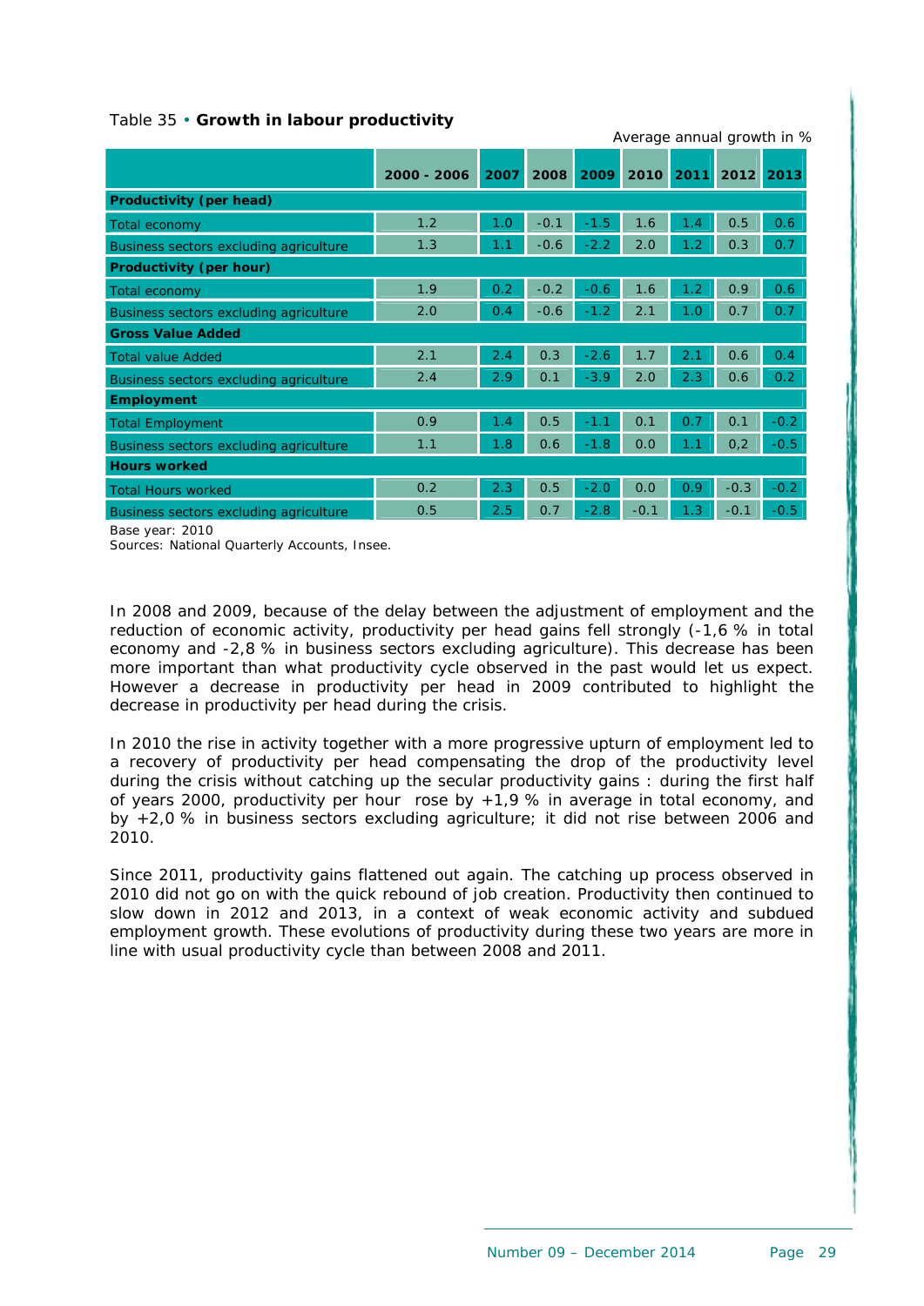Table 35 • **Growth in labour productivity**

Average annual growth in %

| | 2000 - 2006 | 2007 | 2008 | 2009 | 2010 | 2011 | 2012 | 2013 |
|---|---|---|---|---|---|---|---|---|
| **Productivity (per head)** | | | | | | | | |
| Total economy | 1.2 | 1.0 | -0.1 | -1.5 | 1.6 | 1.4 | 0.5 | 0.6 |
| Business sectors excluding agriculture | 1.3 | 1.1 | -0.6 | -2.2 | 2.0 | 1.2 | 0.3 | 0.7 |
| **Productivity (per hour)** | | | | | | | | |
| Total economy | 1.9 | 0.2 | -0.2 | -0.6 | 1.6 | 1.2 | 0.9 | 0.6 |
| Business sectors excluding agriculture | 2.0 | 0.4 | -0.6 | -1.2 | 2.1 | 1.0 | 0.7 | 0.7 |
| **Gross Value Added** | | | | | | | | |
| Total value Added | 2.1 | 2.4 | 0.3 | -2.6 | 1.7 | 2.1 | 0.6 | 0.4 |
| Business sectors excluding agriculture | 2.4 | 2.9 | 0.1 | -3.9 | 2.0 | 2.3 | 0.6 | 0.2 |
| **Employment** | | | | | | | | |
| Total Employment | 0.9 | 1.4 | 0.5 | -1.1 | 0.1 | 0.7 | 0.1 | -0.2 |
| Business sectors excluding agriculture | 1.1 | 1.8 | 0.6 | -1.8 | 0.0 | 1.1 | 0,2 | -0.5 |
| **Hours worked** | | | | | | | | |
| Total Hours worked | 0.2 | 2.3 | 0.5 | -2.0 | 0.0 | 0.9 | -0.3 | -0.2 |
| Business sectors excluding agriculture | 0.5 | 2.5 | 0.7 | -2.8 | -0.1 | 1.3 | -0.1 | -0.5 |

Base year: 2010

Sources: National Quarterly Accounts, Insee.

In 2008 and 2009, because of the delay between the adjustment of employment and the reduction of economic activity, productivity per head gains fell strongly (-1,6 % in total economy and -2,8 % in business sectors excluding agriculture). This decrease has been more important than what productivity cycle observed in the past would let us expect. However a decrease in productivity per head in 2009 contributed to highlight the decrease in productivity per head during the crisis.

In 2010 the rise in activity together with a more progressive upturn of employment led to a recovery of productivity per head compensating the drop of the productivity level during the crisis without catching up the secular productivity gains : during the first half of years 2000, productivity per hour rose by +1,9 % in average in total economy, and by +2,0 % in business sectors excluding agriculture; it did not rise between 2006 and 2010.

Since 2011, productivity gains flattened out again. The catching up process observed in 2010 did not go on with the quick rebound of job creation. Productivity then continued to slow down in 2012 and 2013, in a context of weak economic activity and subdued employment growth. These evolutions of productivity during these two years are more in line with usual productivity cycle than between 2008 and 2011.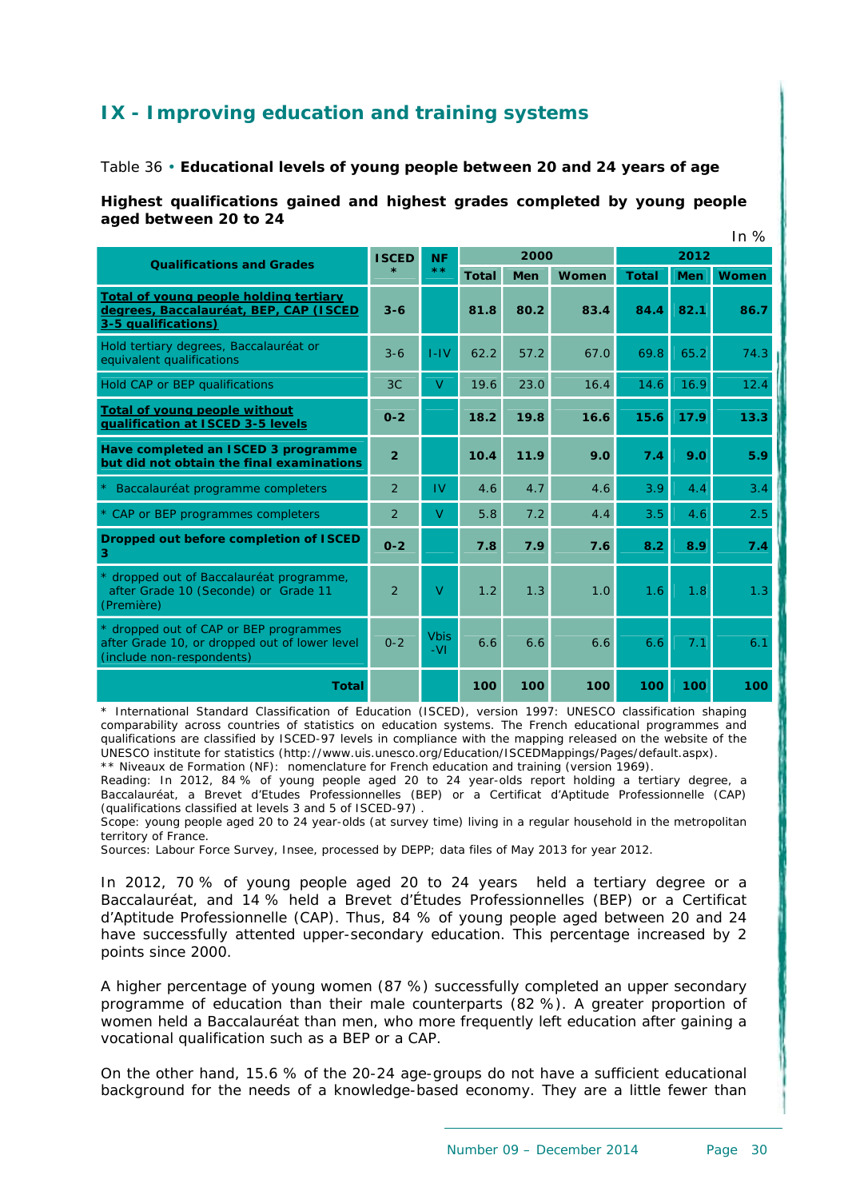## IX - Improving education and training systems

Table 36 • **Educational levels of young people between 20 and 24 years of age**

**Highest qualifications gained and highest grades completed by young people aged between 20 to 24**

In %

| Qualifications and Grades | ISCED * | NF ** | 2000 | | | 2012 | | |
|---|---|---|---|---|---|---|---|---|
| | | | Total | Men | Women | Total | Men | Women |
| **Total of young people holding tertiary degrees, Baccalauréat, BEP, CAP (ISCED 3-5 qualifications)** | **3-6** | | **81.8** | **80.2** | **83.4** | **84.4** | **82.1** | **86.7** |
| Hold tertiary degrees, Baccalauréat or equivalent qualifications | 3-6 | I-IV | 62.2 | 57.2 | 67.0 | 69.8 | 65.2 | 74.3 |
| Hold CAP or BEP qualifications | 3C | V | 19.6 | 23.0 | 16.4 | 14.6 | 16.9 | 12.4 |
| **Total of young people without qualification at ISCED 3-5 levels** | **0-2** | | **18.2** | **19.8** | **16.6** | **15.6** | **17.9** | **13.3** |
| **Have completed an ISCED 3 programme but did not obtain the final examinations** | **2** | | **10.4** | **11.9** | **9.0** | **7.4** | **9.0** | **5.9** |
| * Baccalauréat programme completers | 2 | IV | 4.6 | 4.7 | 4.6 | 3.9 | 4.4 | 3.4 |
| * CAP or BEP programmes completers | 2 | V | 5.8 | 7.2 | 4.4 | 3.5 | 4.6 | 2.5 |
| **Dropped out before completion of ISCED 3** | **0-2** | | **7.8** | **7.9** | **7.6** | **8.2** | **8.9** | **7.4** |
| * dropped out of Baccalauréat programme, after Grade 10 (Seconde) or Grade 11 (Première) | 2 | V | 1.2 | 1.3 | 1.0 | 1.6 | 1.8 | 1.3 |
| * dropped out of CAP or BEP programmes after Grade 10, or dropped out of lower level (include non-respondents) | 0-2 | Vbis -VI | 6.6 | 6.6 | 6.6 | 6.6 | 7.1 | 6.1 |
| **Total** | | | **100** | **100** | **100** | **100** | **100** | **100** |

\* International Standard Classification of Education (ISCED), version 1997: UNESCO classification shaping comparability across countries of statistics on education systems. The French educational programmes and qualifications are classified by ISCED-97 levels in compliance with the mapping released on the website of the UNESCO institute for statistics (http://www.uis.unesco.org/Education/ISCEDMappings/Pages/default.aspx).
\*\* Niveaux de Formation (NF): nomenclature for French education and training (version 1969).
Reading: In 2012, 84 % of young people aged 20 to 24 year-olds report holding a tertiary degree, a Baccalauréat, a Brevet d'Etudes Professionnelles (BEP) or a Certificat d'Aptitude Professionnelle (CAP) (qualifications classified at levels 3 and 5 of ISCED-97) .
Scope: young people aged 20 to 24 year-olds (at survey time) living in a regular household in the metropolitan territory of France.
Sources: Labour Force Survey, Insee, processed by DEPP; data files of May 2013 for year 2012.

In 2012, 70 % of young people aged 20 to 24 years held a tertiary degree or a Baccalauréat, and 14 % held a Brevet d'Études Professionnelles (BEP) or a Certificat d'Aptitude Professionnelle (CAP). Thus, 84 % of young people aged between 20 and 24 have successfully attented upper-secondary education. This percentage increased by 2 points since 2000.

A higher percentage of young women (87 %) successfully completed an upper secondary programme of education than their male counterparts (82 %). A greater proportion of women held a Baccalauréat than men, who more frequently left education after gaining a vocational qualification such as a BEP or a CAP.

On the other hand, 15.6 % of the 20-24 age-groups do not have a sufficient educational background for the needs of a knowledge-based economy. They are a little fewer than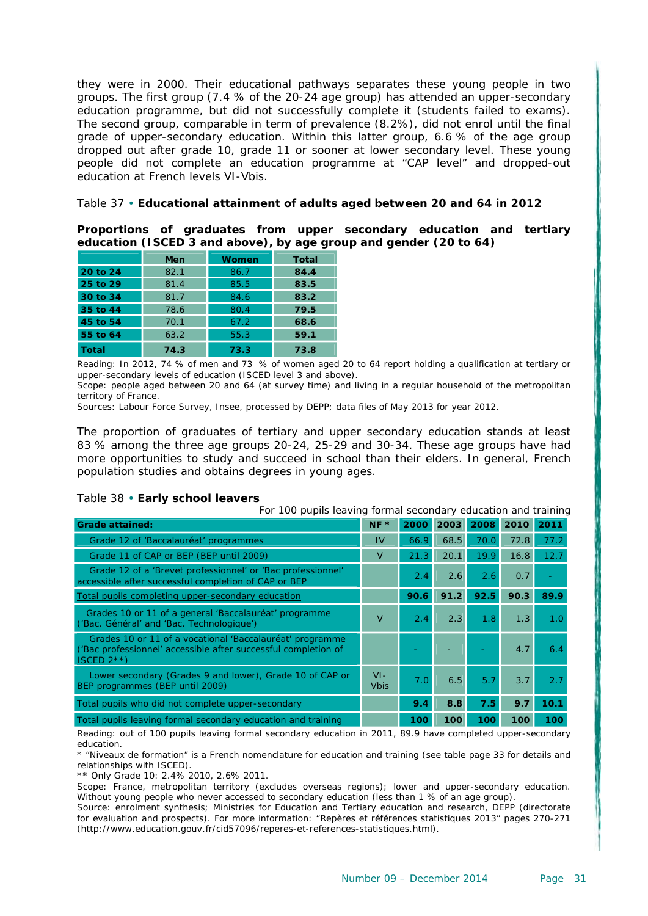they were in 2000. Their educational pathways separates these young people in two groups. The first group (7.4 % of the 20-24 age group) has attended an upper-secondary education programme, but did not successfully complete it (students failed to exams). The second group, comparable in term of prevalence (8.2%), did not enrol until the final grade of upper-secondary education. Within this latter group, 6.6 % of the age group dropped out after grade 10, grade 11 or sooner at lower secondary level. These young people did not complete an education programme at "CAP level" and dropped-out education at French levels VI-Vbis.

Table 37 • **Educational attainment of adults aged between 20 and 64 in 2012**

**Proportions of graduates from upper secondary education and tertiary education (ISCED 3 and above), by age group and gender (20 to 64)**

| | Men | Women | Total |
|---|---|---|---|
| **20 to 24** | 82.1 | 86.7 | **84.4** |
| **25 to 29** | 81.4 | 85.5 | **83.5** |
| **30 to 34** | 81.7 | 84.6 | **83.2** |
| **35 to 44** | 78.6 | 80.4 | **79.5** |
| **45 to 54** | 70.1 | 67.2 | **68.6** |
| **55 to 64** | 63.2 | 55.3 | **59.1** |
| **Total** | **74.3** | **73.3** | **73.8** |

Reading: In 2012, 74 % of men and 73 % of women aged 20 to 64 report holding a qualification at tertiary or upper-secondary levels of education (ISCED level 3 and above).
Scope: people aged between 20 and 64 (at survey time) and living in a regular household of the metropolitan territory of France.
Sources: Labour Force Survey, Insee, processed by DEPP; data files of May 2013 for year 2012.

The proportion of graduates of tertiary and upper secondary education stands at least 83 % among the three age groups 20-24, 25-29 and 30-34. These age groups have had more opportunities to study and succeed in school than their elders. In general, French population studies and obtains degrees in young ages.

Table 38 • **Early school leavers**

For 100 pupils leaving formal secondary education and training

| **Grade attained:** | **NF *** | **2000** | **2003** | **2008** | **2010** | **2011** |
|---|---|---|---|---|---|---|
| Grade 12 of 'Baccalauréat' programmes | IV | 66.9 | 68.5 | 70.0 | 72.8 | 77.2 |
| Grade 11 of CAP or BEP (BEP until 2009) | V | 21.3 | 20.1 | 19.9 | 16.8 | 12.7 |
| Grade 12 of a 'Brevet professionnel' or 'Bac professionnel' accessible after successful completion of CAP or BEP | | 2.4 | 2.6 | 2.6 | 0.7 | - |
| Total pupils completing upper-secondary education | | **90.6** | **91.2** | **92.5** | **90.3** | **89.9** |
| Grades 10 or 11 of a general 'Baccalauréat' programme ('Bac. Général' and 'Bac. Technologique') | V | 2.4 | 2.3 | 1.8 | 1.3 | 1.0 |
| Grades 10 or 11 of a vocational 'Baccalauréat' programme ('Bac professionnel' accessible after successful completion of ISCED 2**) | | - | - | - | 4.7 | 6.4 |
| Lower secondary (Grades 9 and lower), Grade 10 of CAP or BEP programmes (BEP until 2009) | VI-Vbis | 7.0 | 6.5 | 5.7 | 3.7 | 2.7 |
| Total pupils who did not complete upper-secondary | | **9.4** | **8.8** | **7.5** | **9.7** | **10.1** |
| Total pupils leaving formal secondary education and training | | **100** | **100** | **100** | **100** | **100** |

Reading: out of 100 pupils leaving formal secondary education in 2011, 89.9 have completed upper-secondary education.
* "Niveaux de formation" is a French nomenclature for education and training (see table page 33 for details and relationships with ISCED).
** Only Grade 10: 2.4% 2010, 2.6% 2011.
Scope: France, metropolitan territory (excludes overseas regions); lower and upper-secondary education. Without young people who never accessed to secondary education (less than 1 % of an age group).
Source: enrolment synthesis; Ministries for Education and Tertiary education and research, DEPP (directorate for evaluation and prospects). For more information: "Repères et références statistiques 2013" pages 270-271 (http://www.education.gouv.fr/cid57096/reperes-et-references-statistiques.html).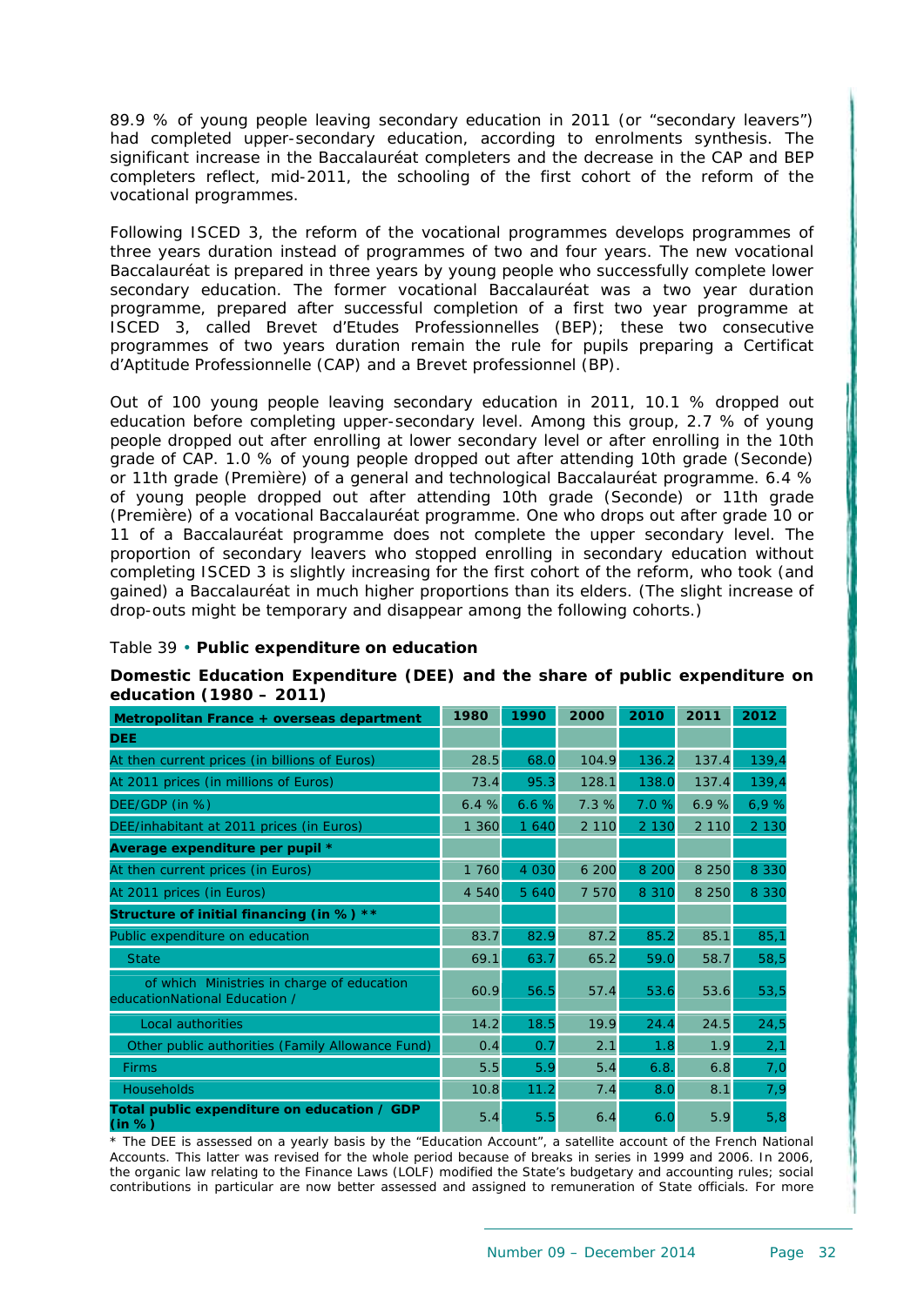89.9 % of young people leaving secondary education in 2011 (or "secondary leavers") had completed upper-secondary education, according to enrolments synthesis. The significant increase in the Baccalauréat completers and the decrease in the CAP and BEP completers reflect, mid-2011, the schooling of the first cohort of the reform of the vocational programmes.

Following ISCED 3, the reform of the vocational programmes develops programmes of three years duration instead of programmes of two and four years. The new vocational Baccalauréat is prepared in three years by young people who successfully complete lower secondary education. The former vocational Baccalauréat was a two year duration programme, prepared after successful completion of a first two year programme at ISCED 3, called Brevet d'Etudes Professionnelles (BEP); these two consecutive programmes of two years duration remain the rule for pupils preparing a Certificat d'Aptitude Professionnelle (CAP) and a Brevet professionnel (BP).

Out of 100 young people leaving secondary education in 2011, 10.1 % dropped out education before completing upper-secondary level. Among this group, 2.7 % of young people dropped out after enrolling at lower secondary level or after enrolling in the 10th grade of CAP. 1.0 % of young people dropped out after attending 10th grade (Seconde) or 11th grade (Première) of a general and technological Baccalauréat programme. 6.4 % of young people dropped out after attending 10th grade (Seconde) or 11th grade (Première) of a vocational Baccalauréat programme. One who drops out after grade 10 or 11 of a Baccalauréat programme does not complete the upper secondary level. The proportion of secondary leavers who stopped enrolling in secondary education without completing ISCED 3 is slightly increasing for the first cohort of the reform, who took (and gained) a Baccalauréat in much higher proportions than its elders. (The slight increase of drop-outs might be temporary and disappear among the following cohorts.)

Table 39 • **Public expenditure on education**

**Domestic Education Expenditure (DEE) and the share of public expenditure on education (1980 – 2011)**

| Metropolitan France + overseas department | 1980 | 1990 | 2000 | 2010 | 2011 | 2012 |
|---|---|---|---|---|---|---|
| **DEE** | | | | | | |
| At then current prices (in billions of Euros) | 28.5 | 68.0 | 104.9 | 136.2 | 137.4 | 139,4 |
| At 2011 prices (in millions of Euros) | 73.4 | 95.3 | 128.1 | 138.0 | 137.4 | 139,4 |
| DEE/GDP (in %) | 6.4 % | 6.6 % | 7.3 % | 7.0 % | 6.9 % | 6,9 % |
| DEE/inhabitant at 2011 prices (in Euros) | 1 360 | 1 640 | 2 110 | 2 130 | 2 110 | 2 130 |
| **Average expenditure per pupil *** | | | | | | |
| At then current prices (in Euros) | 1 760 | 4 030 | 6 200 | 8 200 | 8 250 | 8 330 |
| At 2011 prices (in Euros) | 4 540 | 5 640 | 7 570 | 8 310 | 8 250 | 8 330 |
| **Structure of initial financing (in %) **** | | | | | | |
| Public expenditure on education | 83.7 | 82.9 | 87.2 | 85.2 | 85.1 | 85,1 |
| State | 69.1 | 63.7 | 65.2 | 59.0 | 58.7 | 58,5 |
| of which Ministries in charge of education educationNational Education / | 60.9 | 56.5 | 57.4 | 53.6 | 53.6 | 53,5 |
| Local authorities | 14.2 | 18.5 | 19.9 | 24.4 | 24.5 | 24,5 |
| Other public authorities (Family Allowance Fund) | 0.4 | 0.7 | 2.1 | 1.8 | 1.9 | 2,1 |
| Firms | 5.5 | 5.9 | 5.4 | 6.8. | 6.8 | 7,0 |
| Households | 10.8 | 11.2 | 7.4 | 8.0 | 8.1 | 7,9 |
| **Total public expenditure on education / GDP (in %)** | 5.4 | 5.5 | 6.4 | 6.0 | 5.9 | 5,8 |

* The DEE is assessed on a yearly basis by the "Education Account", a satellite account of the French National Accounts. This latter was revised for the whole period because of breaks in series in 1999 and 2006. In 2006, the organic law relating to the Finance Laws (LOLF) modified the State's budgetary and accounting rules; social contributions in particular are now better assessed and assigned to remuneration of State officials. For more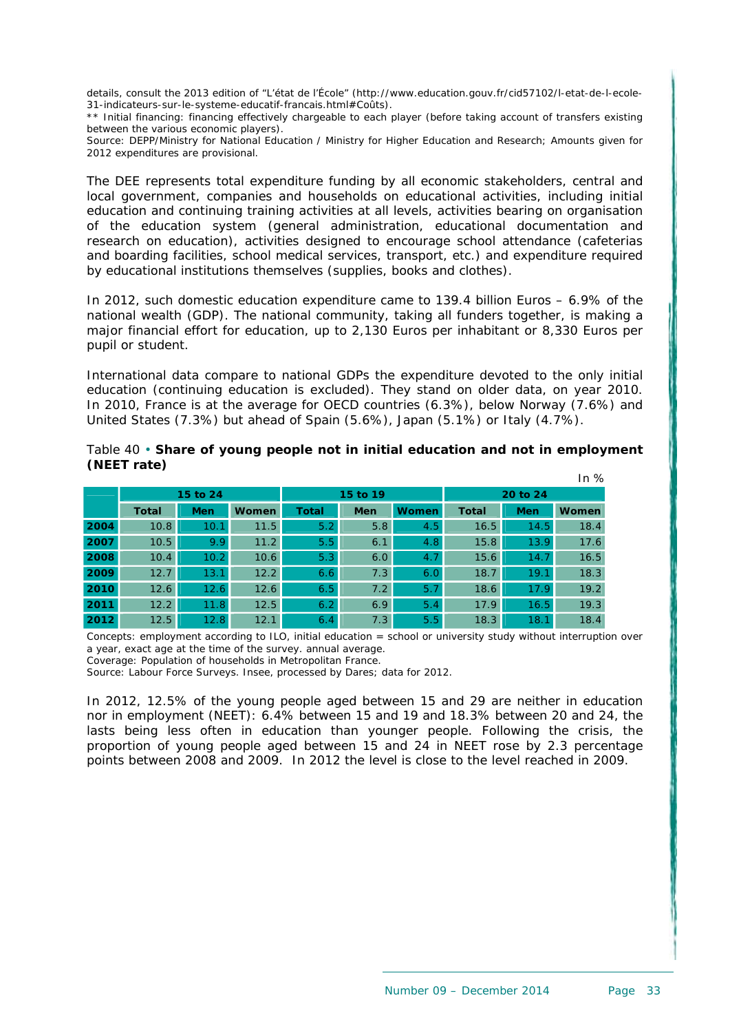details, consult the 2013 edition of "L'état de l'École" (http://www.education.gouv.fr/cid57102/l-etat-de-l-ecole-31-indicateurs-sur-le-systeme-educatif-francais.html#Coûts).

** Initial financing: financing effectively chargeable to each player (before taking account of transfers existing between the various economic players).

Source: DEPP/Ministry for National Education / Ministry for Higher Education and Research; Amounts given for 2012 expenditures are provisional.

The DEE represents total expenditure funding by all economic stakeholders, central and local government, companies and households on educational activities, including initial education and continuing training activities at all levels, activities bearing on organisation of the education system (general administration, educational documentation and research on education), activities designed to encourage school attendance (cafeterias and boarding facilities, school medical services, transport, etc.) and expenditure required by educational institutions themselves (supplies, books and clothes).

In 2012, such domestic education expenditure came to 139.4 billion Euros – 6.9% of the national wealth (GDP). The national community, taking all funders together, is making a major financial effort for education, up to 2,130 Euros per inhabitant or 8,330 Euros per pupil or student.

International data compare to national GDPs the expenditure devoted to the only initial education (continuing education is excluded). They stand on older data, on year 2010. In 2010, France is at the average for OECD countries (6.3%), below Norway (7.6%) and United States (7.3%) but ahead of Spain (5.6%), Japan (5.1%) or Italy (4.7%).

Table 40 • **Share of young people not in initial education and not in employment (NEET rate)**

In %

| | 15 to 24 | | | 15 to 19 | | | 20 to 24 | | |
|---|---|---|---|---|---|---|---|---|---|
| | Total | Men | Women | Total | Men | Women | Total | Men | Women |
| 2004 | 10.8 | 10.1 | 11.5 | 5.2 | 5.8 | 4.5 | 16.5 | 14.5 | 18.4 |
| 2007 | 10.5 | 9.9 | 11.2 | 5.5 | 6.1 | 4.8 | 15.8 | 13.9 | 17.6 |
| 2008 | 10.4 | 10.2 | 10.6 | 5.3 | 6.0 | 4.7 | 15.6 | 14.7 | 16.5 |
| 2009 | 12.7 | 13.1 | 12.2 | 6.6 | 7.3 | 6.0 | 18.7 | 19.1 | 18.3 |
| 2010 | 12.6 | 12.6 | 12.6 | 6.5 | 7.2 | 5.7 | 18.6 | 17.9 | 19.2 |
| 2011 | 12.2 | 11.8 | 12.5 | 6.2 | 6.9 | 5.4 | 17.9 | 16.5 | 19.3 |
| 2012 | 12.5 | 12.8 | 12.1 | 6.4 | 7.3 | 5.5 | 18.3 | 18.1 | 18.4 |

Concepts: employment according to ILO, initial education = school or university study without interruption over a year, exact age at the time of the survey. annual average.

Coverage: Population of households in Metropolitan France.

Source: Labour Force Surveys. Insee, processed by Dares; data for 2012.

In 2012, 12.5% of the young people aged between 15 and 29 are neither in education nor in employment (NEET): 6.4% between 15 and 19 and 18.3% between 20 and 24, the lasts being less often in education than younger people. Following the crisis, the proportion of young people aged between 15 and 24 in NEET rose by 2.3 percentage points between 2008 and 2009. In 2012 the level is close to the level reached in 2009.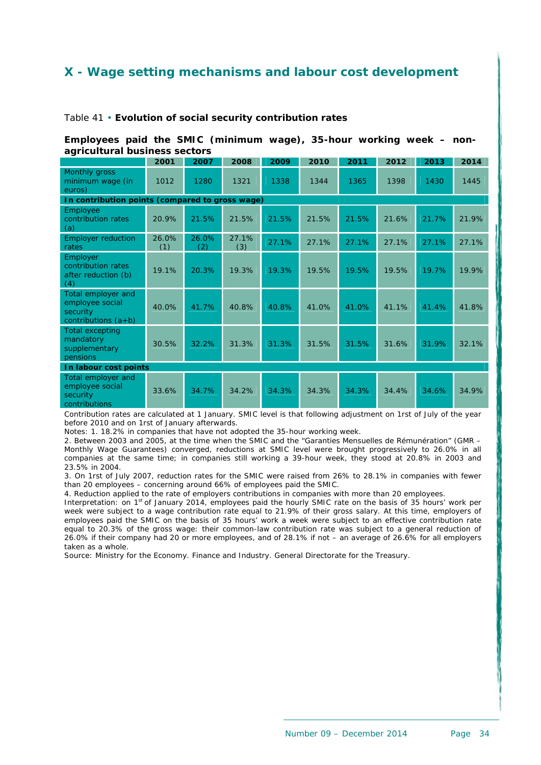## X - Wage setting mechanisms and labour cost development

Table 41 • **Evolution of social security contribution rates**

**Employees paid the SMIC (minimum wage), 35-hour working week – non-agricultural business sectors**

| | 2001 | 2007 | 2008 | 2009 | 2010 | 2011 | 2012 | 2013 | 2014 |
|---|---|---|---|---|---|---|---|---|---|
| Monthly gross minimum wage (in euros) | 1012 | 1280 | 1321 | 1338 | 1344 | 1365 | 1398 | 1430 | 1445 |
| **In contribution points (compared to gross wage)** | | | | | | | | | |
| Employee contribution rates (a) | 20.9% | 21.5% | 21.5% | 21.5% | 21.5% | 21.5% | 21.6% | 21.7% | 21.9% |
| Employer reduction rates | 26.0% (1) | 26.0% (2) | 27.1% (3) | 27.1% | 27.1% | 27.1% | 27.1% | 27.1% | 27.1% |
| Employer contribution rates after reduction (b) (4) | 19.1% | 20.3% | 19.3% | 19.3% | 19.5% | 19.5% | 19.5% | 19.7% | 19.9% |
| Total employer and employee social security contributions (a+b) | 40.0% | 41.7% | 40.8% | 40.8% | 41.0% | 41.0% | 41.1% | 41.4% | 41.8% |
| Total excepting mandatory supplementary pensions | 30.5% | 32.2% | 31.3% | 31.3% | 31.5% | 31.5% | 31.6% | 31.9% | 32.1% |
| **In labour cost points** | | | | | | | | | |
| Total employer and employee social security contributions | 33.6% | 34.7% | 34.2% | 34.3% | 34.3% | 34.3% | 34.4% | 34.6% | 34.9% |

Contribution rates are calculated at 1 January. SMIC level is that following adjustment on 1rst of July of the year before 2010 and on 1rst of January afterwards.

Notes: 1. 18.2% in companies that have not adopted the 35-hour working week.

2. Between 2003 and 2005, at the time when the SMIC and the "Garanties Mensuelles de Rémunération" (GMR – Monthly Wage Guarantees) converged, reductions at SMIC level were brought progressively to 26.0% in all companies at the same time; in companies still working a 39-hour week, they stood at 20.8% in 2003 and 23.5% in 2004.

3. On 1rst of July 2007, reduction rates for the SMIC were raised from 26% to 28.1% in companies with fewer than 20 employees – concerning around 66% of employees paid the SMIC.

4. Reduction applied to the rate of employers contributions in companies with more than 20 employees.

Interpretation: on 1st of January 2014, employees paid the hourly SMIC rate on the basis of 35 hours' work per week were subject to a wage contribution rate equal to 21.9% of their gross salary. At this time, employers of employees paid the SMIC on the basis of 35 hours' work a week were subject to an effective contribution rate equal to 20.3% of the gross wage: their common-law contribution rate was subject to a general reduction of 26.0% if their company had 20 or more employees, and of 28.1% if not – an average of 26.6% for all employers taken as a whole.

Source: Ministry for the Economy. Finance and Industry. General Directorate for the Treasury.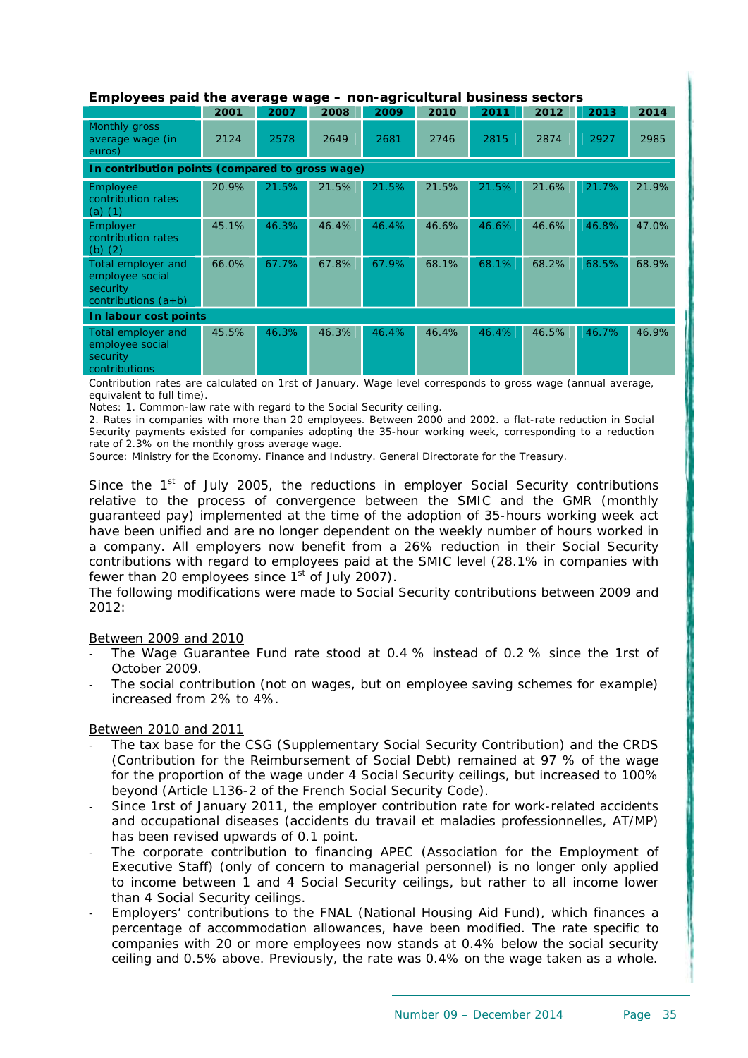**Employees paid the average wage – non-agricultural business sectors**

| | 2001 | 2007 | 2008 | 2009 | 2010 | 2011 | 2012 | 2013 | 2014 |
|---|---|---|---|---|---|---|---|---|---|
| Monthly gross average wage (in euros) | 2124 | 2578 | 2649 | 2681 | 2746 | 2815 | 2874 | 2927 | 2985 |
| **In contribution points (compared to gross wage)** | | | | | | | | | |
| Employee contribution rates (a) (1) | 20.9% | 21.5% | 21.5% | 21.5% | 21.5% | 21.5% | 21.6% | 21.7% | 21.9% |
| Employer contribution rates (b) (2) | 45.1% | 46.3% | 46.4% | 46.4% | 46.6% | 46.6% | 46.6% | 46.8% | 47.0% |
| Total employer and employee social security contributions (a+b) | 66.0% | 67.7% | 67.8% | 67.9% | 68.1% | 68.1% | 68.2% | 68.5% | 68.9% |
| **In labour cost points** | | | | | | | | | |
| Total employer and employee social security contributions | 45.5% | 46.3% | 46.3% | 46.4% | 46.4% | 46.4% | 46.5% | 46.7% | 46.9% |

Contribution rates are calculated on 1rst of January. Wage level corresponds to gross wage (annual average, equivalent to full time).

Notes: 1. Common-law rate with regard to the Social Security ceiling.

2. Rates in companies with more than 20 employees. Between 2000 and 2002. a flat-rate reduction in Social Security payments existed for companies adopting the 35-hour working week, corresponding to a reduction rate of 2.3% on the monthly gross average wage.

Source: Ministry for the Economy. Finance and Industry. General Directorate for the Treasury.

Since the 1st of July 2005, the reductions in employer Social Security contributions relative to the process of convergence between the SMIC and the GMR (monthly guaranteed pay) implemented at the time of the adoption of 35-hours working week act have been unified and are no longer dependent on the weekly number of hours worked in a company. All employers now benefit from a 26% reduction in their Social Security contributions with regard to employees paid at the SMIC level (28.1% in companies with fewer than 20 employees since 1st of July 2007).

The following modifications were made to Social Security contributions between 2009 and 2012:

Between 2009 and 2010

- The Wage Guarantee Fund rate stood at 0.4 % instead of 0.2 % since the 1rst of October 2009.
- The social contribution (not on wages, but on employee saving schemes for example) increased from 2% to 4%.

Between 2010 and 2011

- The tax base for the CSG (Supplementary Social Security Contribution) and the CRDS (Contribution for the Reimbursement of Social Debt) remained at 97 % of the wage for the proportion of the wage under 4 Social Security ceilings, but increased to 100% beyond (Article L136-2 of the French Social Security Code).
- Since 1rst of January 2011, the employer contribution rate for work-related accidents and occupational diseases (accidents du travail et maladies professionnelles, AT/MP) has been revised upwards of 0.1 point.
- The corporate contribution to financing APEC (Association for the Employment of Executive Staff) (only of concern to managerial personnel) is no longer only applied to income between 1 and 4 Social Security ceilings, but rather to all income lower than 4 Social Security ceilings.
- Employers' contributions to the FNAL (National Housing Aid Fund), which finances a percentage of accommodation allowances, have been modified. The rate specific to companies with 20 or more employees now stands at 0.4% below the social security ceiling and 0.5% above. Previously, the rate was 0.4% on the wage taken as a whole.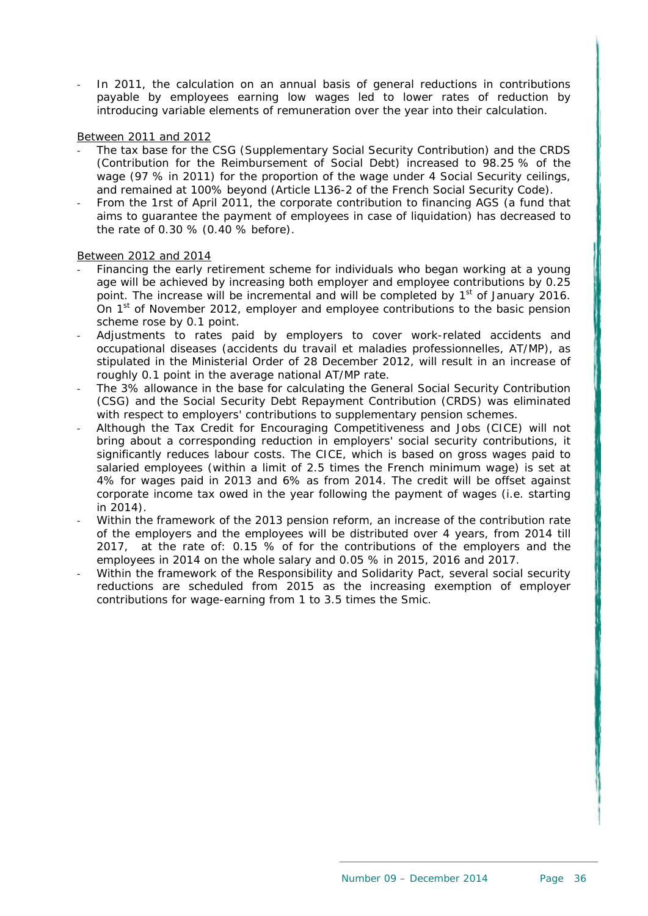- In 2011, the calculation on an annual basis of general reductions in contributions payable by employees earning low wages led to lower rates of reduction by introducing variable elements of remuneration over the year into their calculation.

Between 2011 and 2012

- The tax base for the CSG (Supplementary Social Security Contribution) and the CRDS (Contribution for the Reimbursement of Social Debt) increased to 98.25 % of the wage (97 % in 2011) for the proportion of the wage under 4 Social Security ceilings, and remained at 100% beyond (Article L136-2 of the French Social Security Code).
- From the 1rst of April 2011, the corporate contribution to financing AGS (a fund that aims to guarantee the payment of employees in case of liquidation) has decreased to the rate of 0.30 % (0.40 % before).

Between 2012 and 2014

- Financing the early retirement scheme for individuals who began working at a young age will be achieved by increasing both employer and employee contributions by 0.25 point. The increase will be incremental and will be completed by 1st of January 2016. On 1st of November 2012, employer and employee contributions to the basic pension scheme rose by 0.1 point.
- Adjustments to rates paid by employers to cover work-related accidents and occupational diseases (accidents du travail et maladies professionnelles, AT/MP), as stipulated in the Ministerial Order of 28 December 2012, will result in an increase of roughly 0.1 point in the average national AT/MP rate.
- The 3% allowance in the base for calculating the General Social Security Contribution (CSG) and the Social Security Debt Repayment Contribution (CRDS) was eliminated with respect to employers' contributions to supplementary pension schemes.
- Although the Tax Credit for Encouraging Competitiveness and Jobs (CICE) will not bring about a corresponding reduction in employers' social security contributions, it significantly reduces labour costs. The CICE, which is based on gross wages paid to salaried employees (within a limit of 2.5 times the French minimum wage) is set at 4% for wages paid in 2013 and 6% as from 2014. The credit will be offset against corporate income tax owed in the year following the payment of wages (i.e. starting in 2014).
- Within the framework of the 2013 pension reform, an increase of the contribution rate of the employers and the employees will be distributed over 4 years, from 2014 till 2017, at the rate of: 0.15 % of for the contributions of the employers and the employees in 2014 on the whole salary and 0.05 % in 2015, 2016 and 2017.
- Within the framework of the Responsibility and Solidarity Pact, several social security reductions are scheduled from 2015 as the increasing exemption of employer contributions for wage-earning from 1 to 3.5 times the Smic.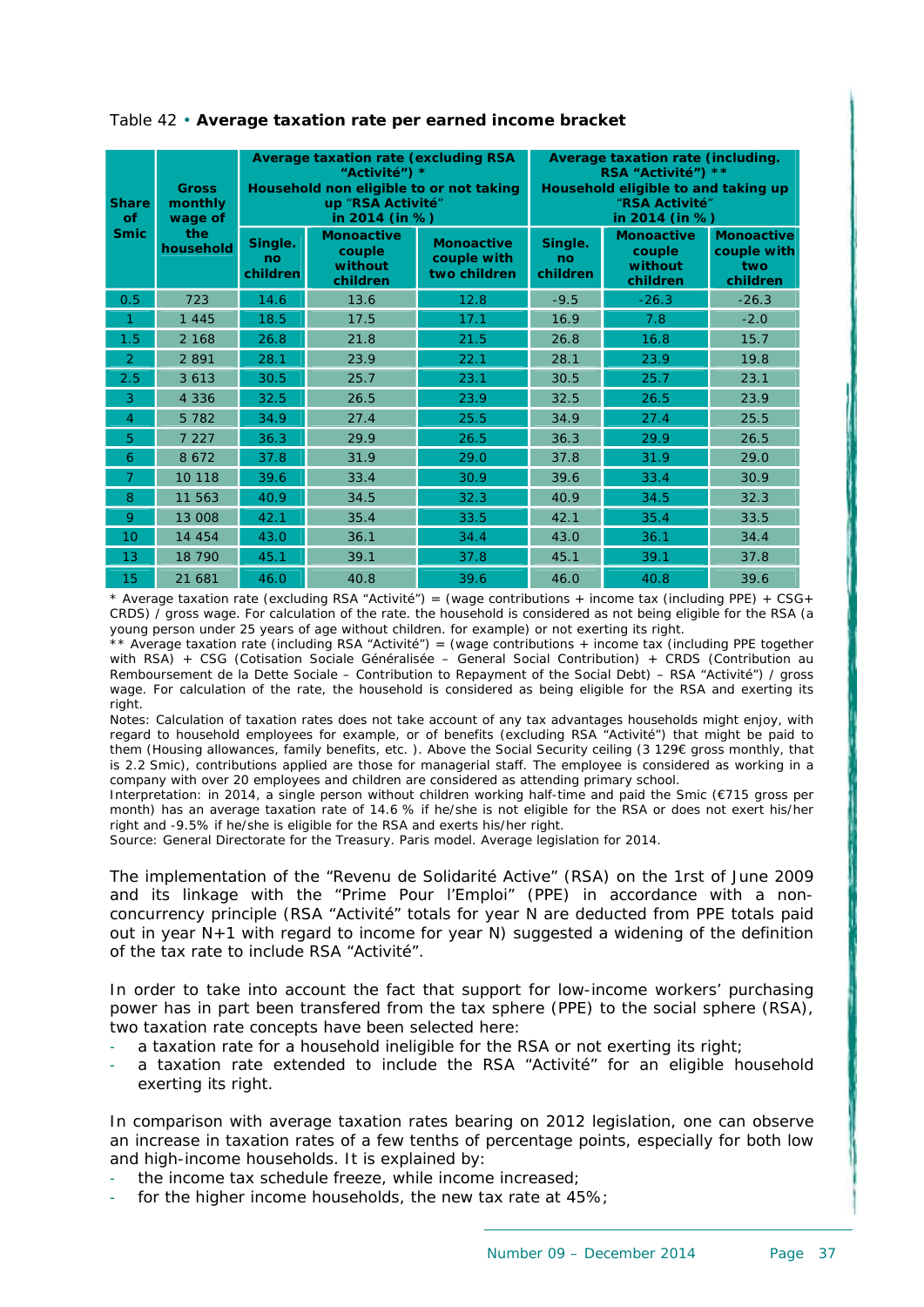Table 42 • **Average taxation rate per earned income bracket**

| Share of Smic | Gross monthly wage of the household | Average taxation rate (excluding RSA "Activité") * Household non eligible to or not taking up "RSA Activité" in 2014 (in %) | | | Average taxation rate (including. RSA "Activité") ** Household eligible to and taking up "RSA Activité" in 2014 (in %) | | |
|---|---|---|---|---|---|---|---|
| | | Single. no children | Monoactive couple without children | Monoactive couple with two children | Single. no children | Monoactive couple without children | Monoactive couple with two children |
| 0.5 | 723 | 14.6 | 13.6 | 12.8 | -9.5 | -26.3 | -26.3 |
| 1 | 1 445 | 18.5 | 17.5 | 17.1 | 16.9 | 7.8 | -2.0 |
| 1.5 | 2 168 | 26.8 | 21.8 | 21.5 | 26.8 | 16.8 | 15.7 |
| 2 | 2 891 | 28.1 | 23.9 | 22.1 | 28.1 | 23.9 | 19.8 |
| 2.5 | 3 613 | 30.5 | 25.7 | 23.1 | 30.5 | 25.7 | 23.1 |
| 3 | 4 336 | 32.5 | 26.5 | 23.9 | 32.5 | 26.5 | 23.9 |
| 4 | 5 782 | 34.9 | 27.4 | 25.5 | 34.9 | 27.4 | 25.5 |
| 5 | 7 227 | 36.3 | 29.9 | 26.5 | 36.3 | 29.9 | 26.5 |
| 6 | 8 672 | 37.8 | 31.9 | 29.0 | 37.8 | 31.9 | 29.0 |
| 7 | 10 118 | 39.6 | 33.4 | 30.9 | 39.6 | 33.4 | 30.9 |
| 8 | 11 563 | 40.9 | 34.5 | 32.3 | 40.9 | 34.5 | 32.3 |
| 9 | 13 008 | 42.1 | 35.4 | 33.5 | 42.1 | 35.4 | 33.5 |
| 10 | 14 454 | 43.0 | 36.1 | 34.4 | 43.0 | 36.1 | 34.4 |
| 13 | 18 790 | 45.1 | 39.1 | 37.8 | 45.1 | 39.1 | 37.8 |
| 15 | 21 681 | 46.0 | 40.8 | 39.6 | 46.0 | 40.8 | 39.6 |

\* Average taxation rate (excluding RSA "Activité") = (wage contributions + income tax (including PPE) + CSG+ CRDS) / gross wage. For calculation of the rate. the household is considered as not being eligible for the RSA (a young person under 25 years of age without children. for example) or not exerting its right.

\*\* Average taxation rate (including RSA "Activité") = (wage contributions + income tax (including PPE together with RSA) + CSG (Cotisation Sociale Généralisée – General Social Contribution) + CRDS (Contribution au Remboursement de la Dette Sociale – Contribution to Repayment of the Social Debt) – RSA "Activité") / gross wage. For calculation of the rate, the household is considered as being eligible for the RSA and exerting its right.

Notes: Calculation of taxation rates does not take account of any tax advantages households might enjoy, with regard to household employees for example, or of benefits (excluding RSA "Activité") that might be paid to them (Housing allowances, family benefits, etc. ). Above the Social Security ceiling (3 129€ gross monthly, that is 2.2 Smic), contributions applied are those for managerial staff. The employee is considered as working in a company with over 20 employees and children are considered as attending primary school.

Interpretation: in 2014, a single person without children working half-time and paid the Smic (€715 gross per month) has an average taxation rate of 14.6 % if he/she is not eligible for the RSA or does not exert his/her right and -9.5% if he/she is eligible for the RSA and exerts his/her right.

Source: General Directorate for the Treasury. Paris model. Average legislation for 2014.

The implementation of the "Revenu de Solidarité Active" (RSA) on the 1rst of June 2009 and its linkage with the "Prime Pour l'Emploi" (PPE) in accordance with a non-concurrency principle (RSA "Activité" totals for year N are deducted from PPE totals paid out in year N+1 with regard to income for year N) suggested a widening of the definition of the tax rate to include RSA "Activité".

In order to take into account the fact that support for low-income workers' purchasing power has in part been transfered from the tax sphere (PPE) to the social sphere (RSA), two taxation rate concepts have been selected here:

- a taxation rate for a household ineligible for the RSA or not exerting its right;
- a taxation rate extended to include the RSA "Activité" for an eligible household exerting its right.

In comparison with average taxation rates bearing on 2012 legislation, one can observe an increase in taxation rates of a few tenths of percentage points, especially for both low and high-income households. It is explained by:

- the income tax schedule freeze, while income increased;
- for the higher income households, the new tax rate at 45%;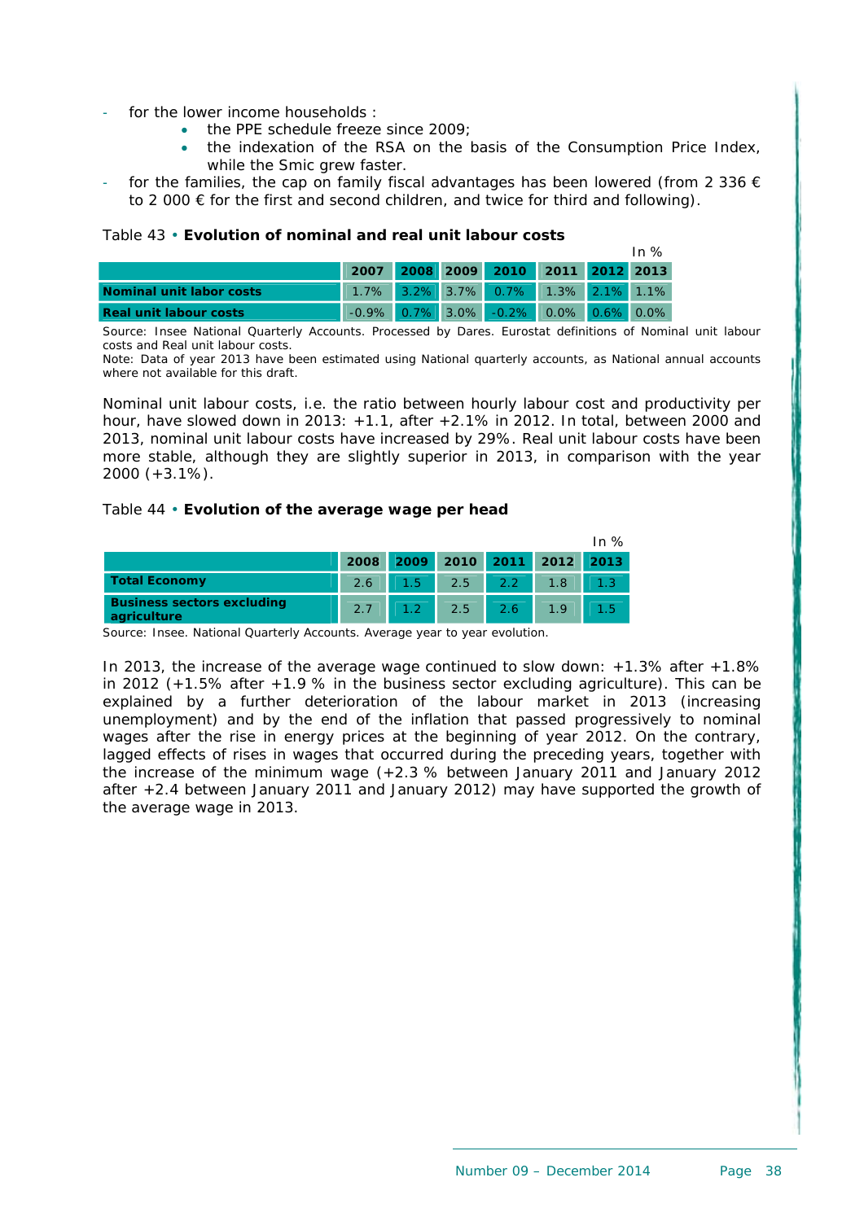- for the lower income households :
    - the PPE schedule freeze since 2009;
    - the indexation of the RSA on the basis of the Consumption Price Index, while the Smic grew faster.
- for the families, the cap on family fiscal advantages has been lowered (from 2 336 € to 2 000 € for the first and second children, and twice for third and following).

Table 43 • **Evolution of nominal and real unit labour costs**

In %

| | 2007 | 2008 | 2009 | 2010 | 2011 | 2012 | 2013 |
|---|---|---|---|---|---|---|---|
| **Nominal unit labor costs** | 1.7% | 3.2% | 3.7% | 0.7% | 1.3% | 2.1% | 1.1% |
| **Real unit labour costs** | -0.9% | 0.7% | 3.0% | -0.2% | 0.0% | 0.6% | 0.0% |

Source: Insee National Quarterly Accounts. Processed by Dares. Eurostat definitions of Nominal unit labour costs and Real unit labour costs.
Note: Data of year 2013 have been estimated using National quarterly accounts, as National annual accounts where not available for this draft.

Nominal unit labour costs, i.e. the ratio between hourly labour cost and productivity per hour, have slowed down in 2013: +1.1, after +2.1% in 2012. In total, between 2000 and 2013, nominal unit labour costs have increased by 29%. Real unit labour costs have been more stable, although they are slightly superior in 2013, in comparison with the year 2000 (+3.1%).

Table 44 • **Evolution of the average wage per head**

In %

| | 2008 | 2009 | 2010 | 2011 | 2012 | 2013 |
|---|---|---|---|---|---|---|
| **Total Economy** | 2.6 | 1.5 | 2.5 | 2.2 | 1.8 | 1.3 |
| **Business sectors excluding agriculture** | 2.7 | 1.2 | 2.5 | 2.6 | 1.9 | 1.5 |

Source: Insee. National Quarterly Accounts. Average year to year evolution.

In 2013, the increase of the average wage continued to slow down: +1.3% after +1.8% in 2012 (+1.5% after +1.9 % in the business sector excluding agriculture). This can be explained by a further deterioration of the labour market in 2013 (increasing unemployment) and by the end of the inflation that passed progressively to nominal wages after the rise in energy prices at the beginning of year 2012. On the contrary, lagged effects of rises in wages that occurred during the preceding years, together with the increase of the minimum wage (+2.3 % between January 2011 and January 2012 after +2.4 between January 2011 and January 2012) may have supported the growth of the average wage in 2013.